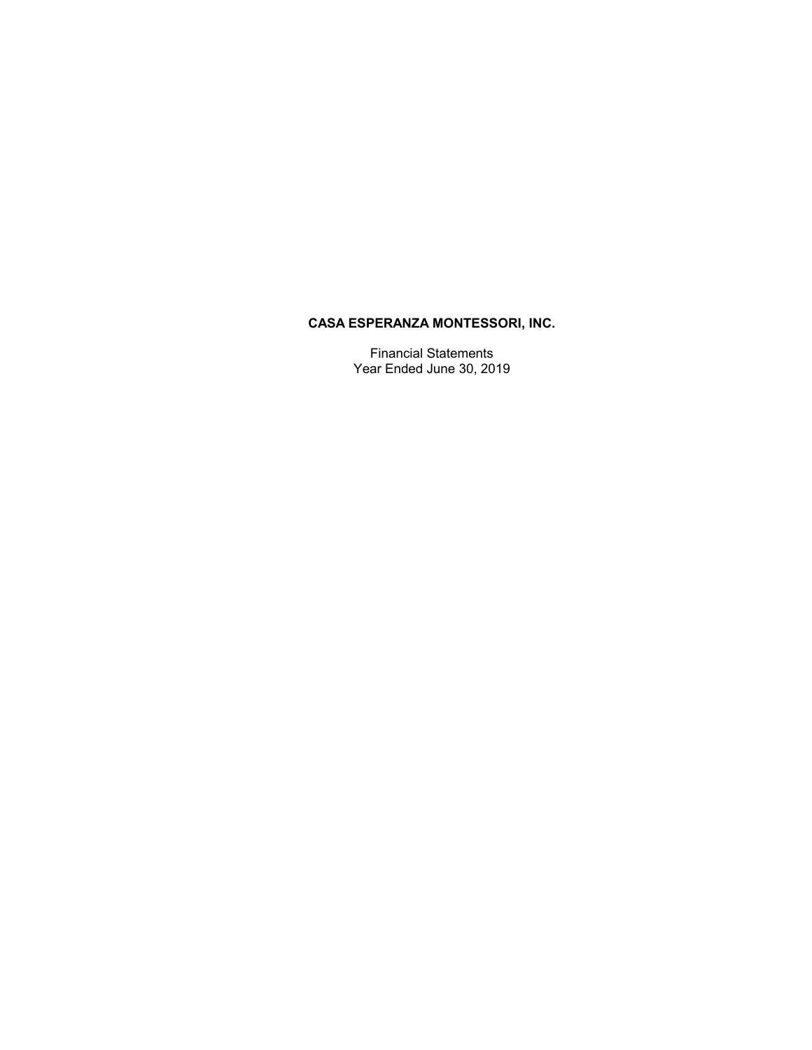# CASA ESPERANZA MONTESSORI, INC.

Financial Statements
Year Ended June 30, 2019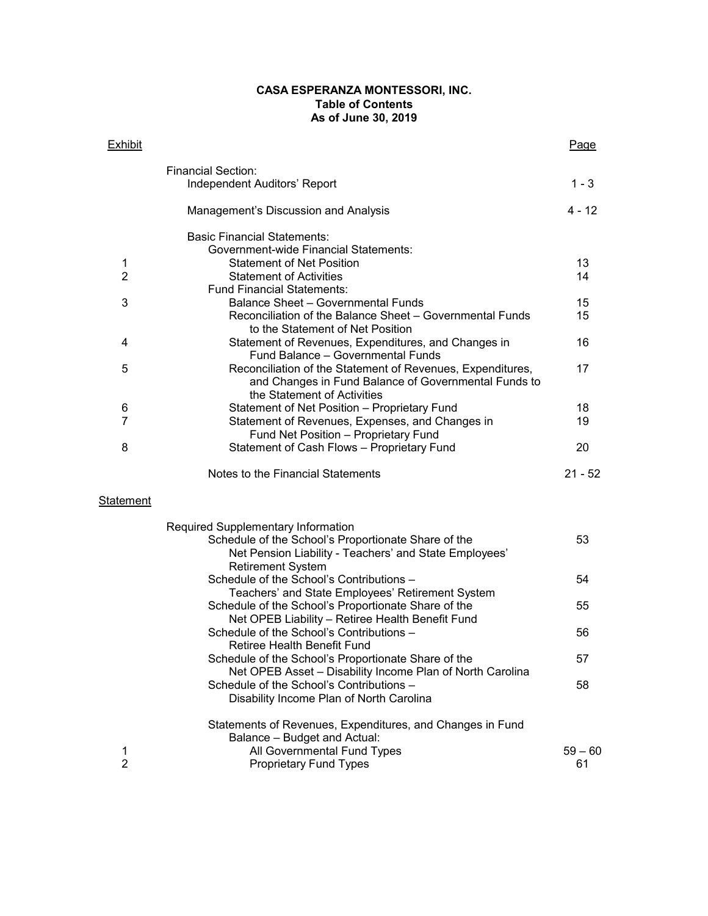**CASA ESPERANZA MONTESSORI, INC.**
**Table of Contents**
**As of June 30, 2019**

| Exhibit | | Page |
|---|---|---|
| | Financial Section: | |
| | Independent Auditors' Report | 1 - 3 |
| | Management's Discussion and Analysis | 4 - 12 |
| | Basic Financial Statements: | |
| | Government-wide Financial Statements: | |
| 1 | Statement of Net Position | 13 |
| 2 | Statement of Activities | 14 |
| | Fund Financial Statements: | |
| 3 | Balance Sheet – Governmental Funds | 15 |
| | Reconciliation of the Balance Sheet – Governmental Funds to the Statement of Net Position | 15 |
| 4 | Statement of Revenues, Expenditures, and Changes in Fund Balance – Governmental Funds | 16 |
| 5 | Reconciliation of the Statement of Revenues, Expenditures, and Changes in Fund Balance of Governmental Funds to the Statement of Activities | 17 |
| 6 | Statement of Net Position – Proprietary Fund | 18 |
| 7 | Statement of Revenues, Expenses, and Changes in Fund Net Position – Proprietary Fund | 19 |
| 8 | Statement of Cash Flows – Proprietary Fund | 20 |
| | Notes to the Financial Statements | 21 - 52 |

| Statement | | |
|---|---|---|
| | Required Supplementary Information | |
| | Schedule of the School's Proportionate Share of the Net Pension Liability - Teachers' and State Employees' Retirement System | 53 |
| | Schedule of the School's Contributions – Teachers' and State Employees' Retirement System | 54 |
| | Schedule of the School's Proportionate Share of the Net OPEB Liability – Retiree Health Benefit Fund | 55 |
| | Schedule of the School's Contributions – Retiree Health Benefit Fund | 56 |
| | Schedule of the School's Proportionate Share of the Net OPEB Asset – Disability Income Plan of North Carolina | 57 |
| | Schedule of the School's Contributions – Disability Income Plan of North Carolina | 58 |
| | Statements of Revenues, Expenditures, and Changes in Fund Balance – Budget and Actual: | |
| 1 | All Governmental Fund Types | 59 – 60 |
| 2 | Proprietary Fund Types | 61 |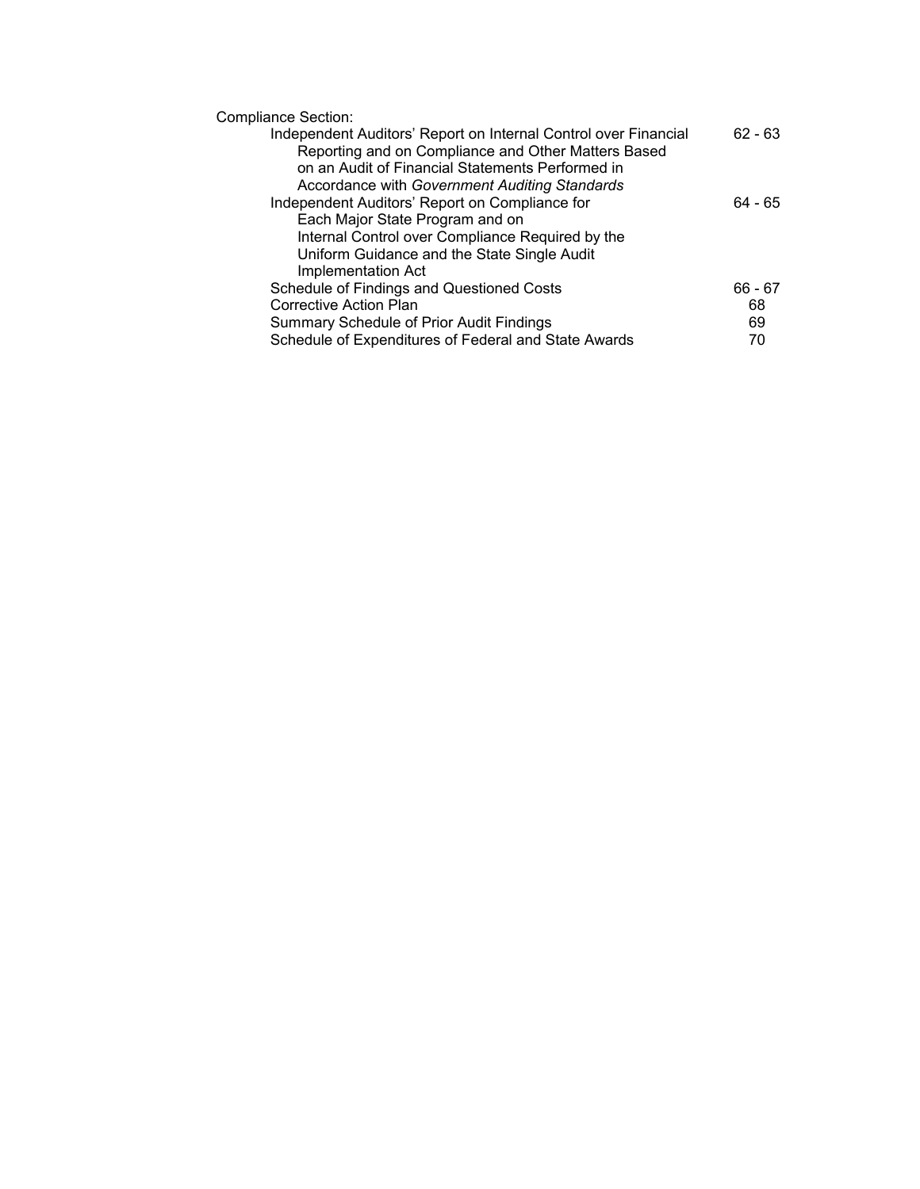Compliance Section:

| | |
|---|---|
| Independent Auditors' Report on Internal Control over Financial Reporting and on Compliance and Other Matters Based on an Audit of Financial Statements Performed in Accordance with *Government Auditing Standards* | 62 - 63 |
| Independent Auditors' Report on Compliance for Each Major State Program and on Internal Control over Compliance Required by the Uniform Guidance and the State Single Audit Implementation Act | 64 - 65 |
| Schedule of Findings and Questioned Costs | 66 - 67 |
| Corrective Action Plan | 68 |
| Summary Schedule of Prior Audit Findings | 69 |
| Schedule of Expenditures of Federal and State Awards | 70 |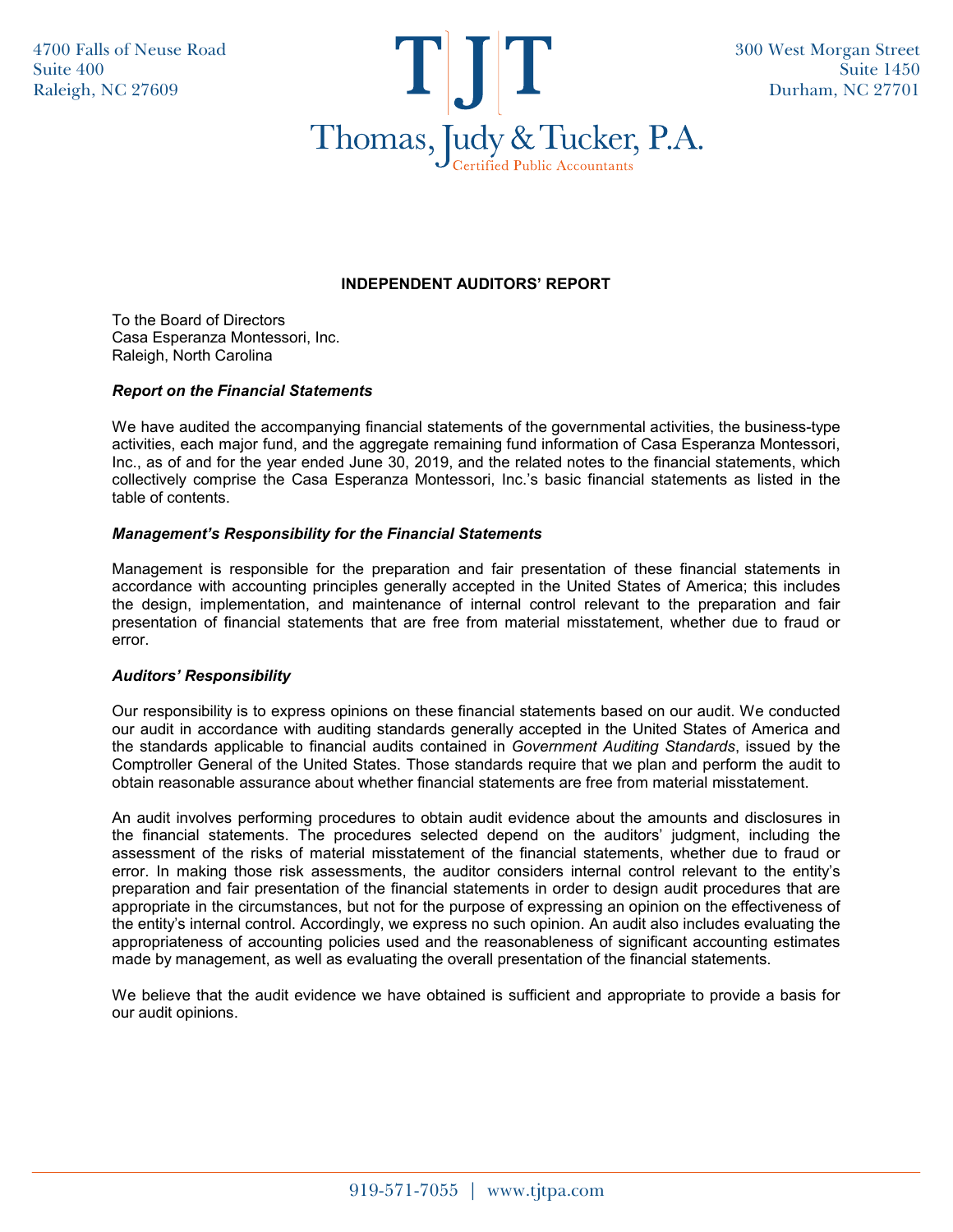4700 Falls of Neuse Road
Suite 400
Raleigh, NC 27609

**TJT**
**Thomas, Judy & Tucker, P.A.**
Certified Public Accountants

300 West Morgan Street
Suite 1450
Durham, NC 27701

## INDEPENDENT AUDITORS' REPORT

To the Board of Directors
Casa Esperanza Montessori, Inc.
Raleigh, North Carolina

### *Report on the Financial Statements*

We have audited the accompanying financial statements of the governmental activities, the business-type activities, each major fund, and the aggregate remaining fund information of Casa Esperanza Montessori, Inc., as of and for the year ended June 30, 2019, and the related notes to the financial statements, which collectively comprise the Casa Esperanza Montessori, Inc.'s basic financial statements as listed in the table of contents.

### *Management's Responsibility for the Financial Statements*

Management is responsible for the preparation and fair presentation of these financial statements in accordance with accounting principles generally accepted in the United States of America; this includes the design, implementation, and maintenance of internal control relevant to the preparation and fair presentation of financial statements that are free from material misstatement, whether due to fraud or error.

### *Auditors' Responsibility*

Our responsibility is to express opinions on these financial statements based on our audit. We conducted our audit in accordance with auditing standards generally accepted in the United States of America and the standards applicable to financial audits contained in *Government Auditing Standards*, issued by the Comptroller General of the United States. Those standards require that we plan and perform the audit to obtain reasonable assurance about whether financial statements are free from material misstatement.

An audit involves performing procedures to obtain audit evidence about the amounts and disclosures in the financial statements. The procedures selected depend on the auditors' judgment, including the assessment of the risks of material misstatement of the financial statements, whether due to fraud or error. In making those risk assessments, the auditor considers internal control relevant to the entity's preparation and fair presentation of the financial statements in order to design audit procedures that are appropriate in the circumstances, but not for the purpose of expressing an opinion on the effectiveness of the entity's internal control. Accordingly, we express no such opinion. An audit also includes evaluating the appropriateness of accounting policies used and the reasonableness of significant accounting estimates made by management, as well as evaluating the overall presentation of the financial statements.

We believe that the audit evidence we have obtained is sufficient and appropriate to provide a basis for our audit opinions.

919-571-7055 | www.tjtpa.com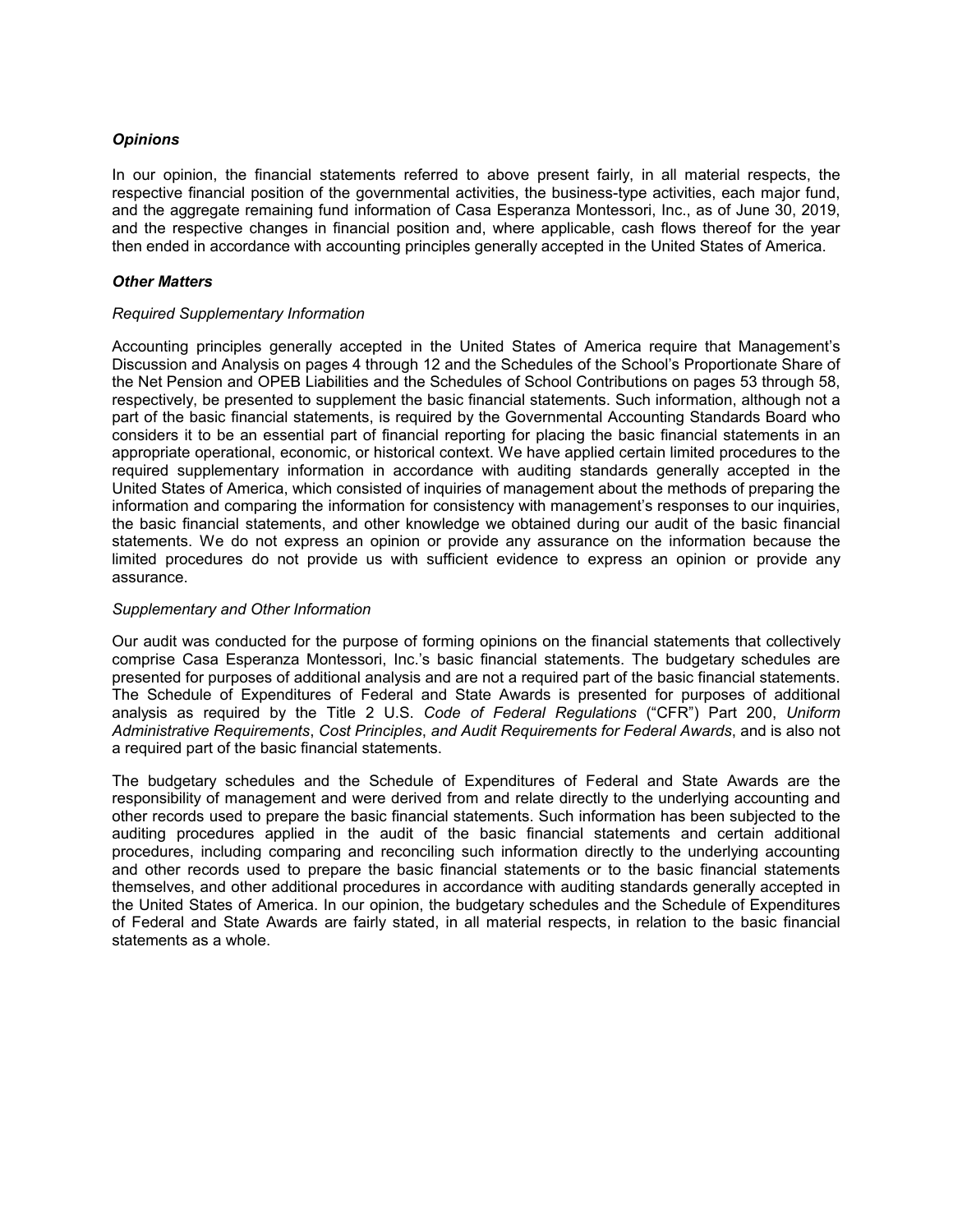### *Opinions*

In our opinion, the financial statements referred to above present fairly, in all material respects, the respective financial position of the governmental activities, the business-type activities, each major fund, and the aggregate remaining fund information of Casa Esperanza Montessori, Inc., as of June 30, 2019, and the respective changes in financial position and, where applicable, cash flows thereof for the year then ended in accordance with accounting principles generally accepted in the United States of America.

### *Other Matters*

*Required Supplementary Information*

Accounting principles generally accepted in the United States of America require that Management's Discussion and Analysis on pages 4 through 12 and the Schedules of the School's Proportionate Share of the Net Pension and OPEB Liabilities and the Schedules of School Contributions on pages 53 through 58, respectively, be presented to supplement the basic financial statements. Such information, although not a part of the basic financial statements, is required by the Governmental Accounting Standards Board who considers it to be an essential part of financial reporting for placing the basic financial statements in an appropriate operational, economic, or historical context. We have applied certain limited procedures to the required supplementary information in accordance with auditing standards generally accepted in the United States of America, which consisted of inquiries of management about the methods of preparing the information and comparing the information for consistency with management's responses to our inquiries, the basic financial statements, and other knowledge we obtained during our audit of the basic financial statements. We do not express an opinion or provide any assurance on the information because the limited procedures do not provide us with sufficient evidence to express an opinion or provide any assurance.

*Supplementary and Other Information*

Our audit was conducted for the purpose of forming opinions on the financial statements that collectively comprise Casa Esperanza Montessori, Inc.'s basic financial statements. The budgetary schedules are presented for purposes of additional analysis and are not a required part of the basic financial statements. The Schedule of Expenditures of Federal and State Awards is presented for purposes of additional analysis as required by the Title 2 U.S. *Code of Federal Regulations* ("CFR") Part 200, *Uniform Administrative Requirements*, *Cost Principles*, *and Audit Requirements for Federal Awards*, and is also not a required part of the basic financial statements.

The budgetary schedules and the Schedule of Expenditures of Federal and State Awards are the responsibility of management and were derived from and relate directly to the underlying accounting and other records used to prepare the basic financial statements. Such information has been subjected to the auditing procedures applied in the audit of the basic financial statements and certain additional procedures, including comparing and reconciling such information directly to the underlying accounting and other records used to prepare the basic financial statements or to the basic financial statements themselves, and other additional procedures in accordance with auditing standards generally accepted in the United States of America. In our opinion, the budgetary schedules and the Schedule of Expenditures of Federal and State Awards are fairly stated, in all material respects, in relation to the basic financial statements as a whole.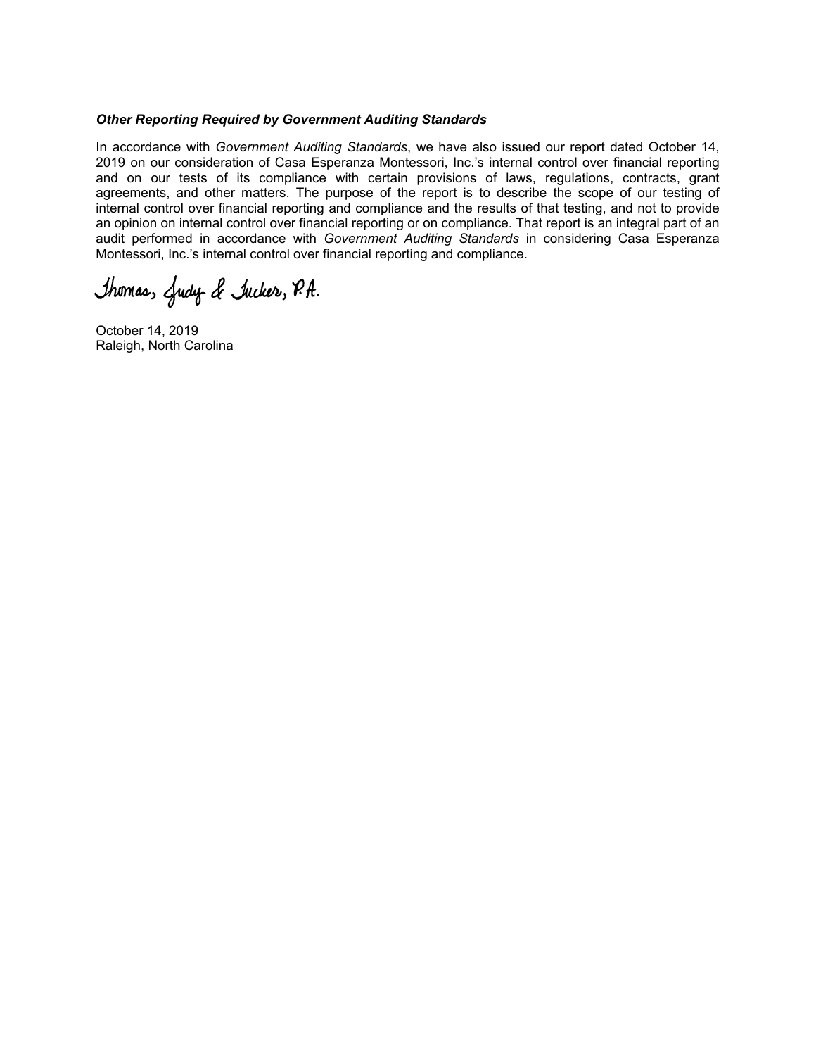***Other Reporting Required by Government Auditing Standards***

In accordance with *Government Auditing Standards*, we have also issued our report dated October 14, 2019 on our consideration of Casa Esperanza Montessori, Inc.'s internal control over financial reporting and on our tests of its compliance with certain provisions of laws, regulations, contracts, grant agreements, and other matters. The purpose of the report is to describe the scope of our testing of internal control over financial reporting and compliance and the results of that testing, and not to provide an opinion on internal control over financial reporting or on compliance. That report is an integral part of an audit performed in accordance with *Government Auditing Standards* in considering Casa Esperanza Montessori, Inc.'s internal control over financial reporting and compliance.

Thomas, Judy & Tucker, P.A.

October 14, 2019
Raleigh, North Carolina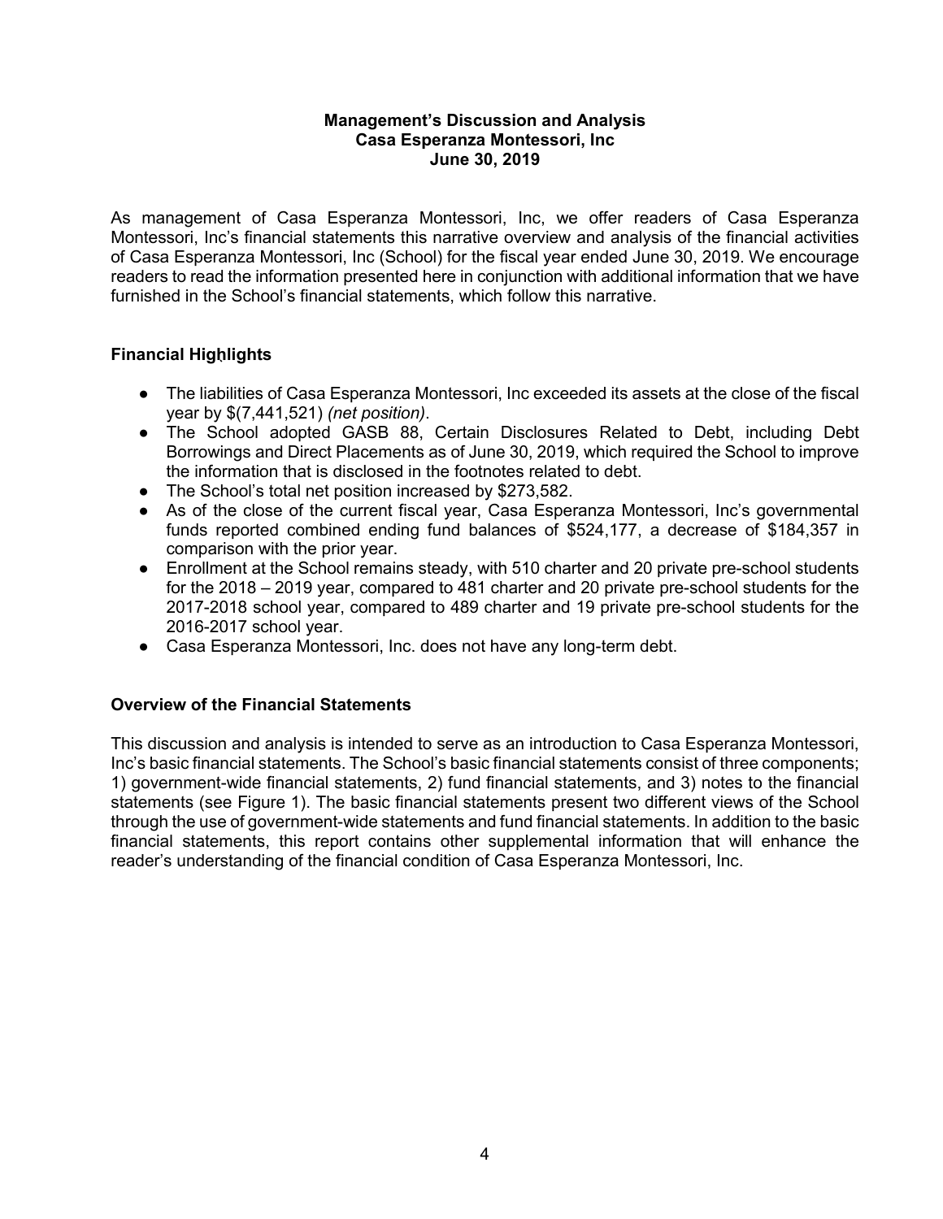# Management's Discussion and Analysis
## Casa Esperanza Montessori, Inc
## June 30, 2019

As management of Casa Esperanza Montessori, Inc, we offer readers of Casa Esperanza Montessori, Inc's financial statements this narrative overview and analysis of the financial activities of Casa Esperanza Montessori, Inc (School) for the fiscal year ended June 30, 2019. We encourage readers to read the information presented here in conjunction with additional information that we have furnished in the School's financial statements, which follow this narrative.

### Financial Highlights

- The liabilities of Casa Esperanza Montessori, Inc exceeded its assets at the close of the fiscal year by $(7,441,521) *(net position)*.
- The School adopted GASB 88, Certain Disclosures Related to Debt, including Debt Borrowings and Direct Placements as of June 30, 2019, which required the School to improve the information that is disclosed in the footnotes related to debt.
- The School's total net position increased by $273,582.
- As of the close of the current fiscal year, Casa Esperanza Montessori, Inc's governmental funds reported combined ending fund balances of $524,177, a decrease of $184,357 in comparison with the prior year.
- Enrollment at the School remains steady, with 510 charter and 20 private pre-school students for the 2018 – 2019 year, compared to 481 charter and 20 private pre-school students for the 2017-2018 school year, compared to 489 charter and 19 private pre-school students for the 2016-2017 school year.
- Casa Esperanza Montessori, Inc. does not have any long-term debt.

### Overview of the Financial Statements

This discussion and analysis is intended to serve as an introduction to Casa Esperanza Montessori, Inc's basic financial statements. The School's basic financial statements consist of three components; 1) government-wide financial statements, 2) fund financial statements, and 3) notes to the financial statements (see Figure 1). The basic financial statements present two different views of the School through the use of government-wide statements and fund financial statements. In addition to the basic financial statements, this report contains other supplemental information that will enhance the reader's understanding of the financial condition of Casa Esperanza Montessori, Inc.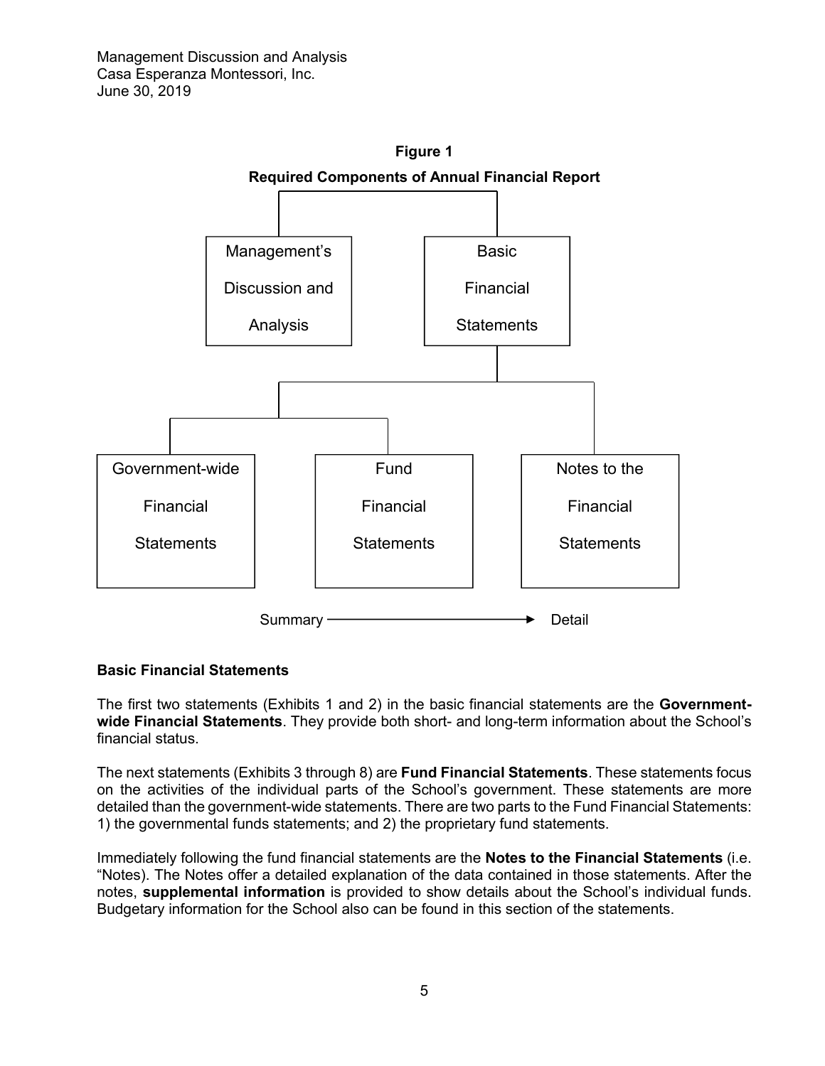**Figure 1**

**Required Components of Annual Financial Report**

Management's Discussion and Analysis

Basic Financial Statements

Government-wide Financial Statements

Fund Financial Statements

Notes to the Financial Statements

Summary → Detail

**Basic Financial Statements**

The first two statements (Exhibits 1 and 2) in the basic financial statements are the **Government-wide Financial Statements**. They provide both short- and long-term information about the School's financial status.

The next statements (Exhibits 3 through 8) are **Fund Financial Statements**. These statements focus on the activities of the individual parts of the School's government. These statements are more detailed than the government-wide statements. There are two parts to the Fund Financial Statements: 1) the governmental funds statements; and 2) the proprietary fund statements.

Immediately following the fund financial statements are the **Notes to the Financial Statements** (i.e. "Notes). The Notes offer a detailed explanation of the data contained in those statements. After the notes, **supplemental information** is provided to show details about the School's individual funds. Budgetary information for the School also can be found in this section of the statements.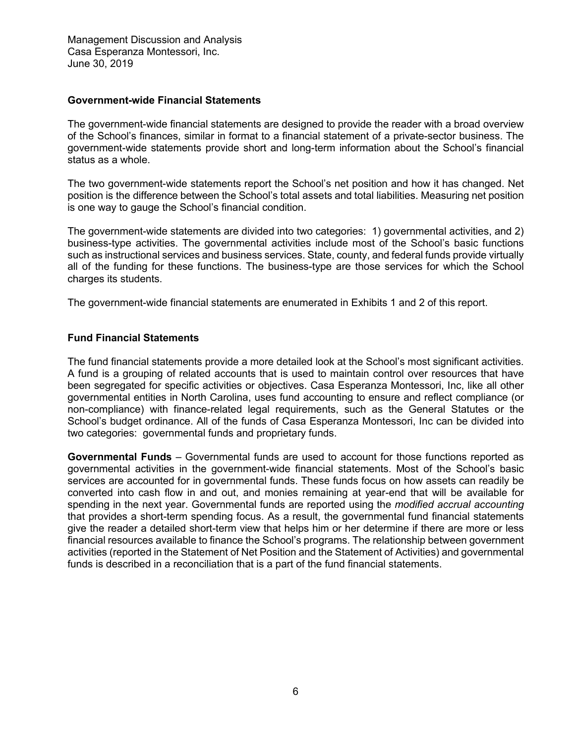## Government-wide Financial Statements

The government-wide financial statements are designed to provide the reader with a broad overview of the School's finances, similar in format to a financial statement of a private-sector business. The government-wide statements provide short and long-term information about the School's financial status as a whole.

The two government-wide statements report the School's net position and how it has changed. Net position is the difference between the School's total assets and total liabilities. Measuring net position is one way to gauge the School's financial condition.

The government-wide statements are divided into two categories: 1) governmental activities, and 2) business-type activities. The governmental activities include most of the School's basic functions such as instructional services and business services. State, county, and federal funds provide virtually all of the funding for these functions. The business-type are those services for which the School charges its students.

The government-wide financial statements are enumerated in Exhibits 1 and 2 of this report.

## Fund Financial Statements

The fund financial statements provide a more detailed look at the School's most significant activities. A fund is a grouping of related accounts that is used to maintain control over resources that have been segregated for specific activities or objectives. Casa Esperanza Montessori, Inc, like all other governmental entities in North Carolina, uses fund accounting to ensure and reflect compliance (or non-compliance) with finance-related legal requirements, such as the General Statutes or the School's budget ordinance. All of the funds of Casa Esperanza Montessori, Inc can be divided into two categories: governmental funds and proprietary funds.

**Governmental Funds** – Governmental funds are used to account for those functions reported as governmental activities in the government-wide financial statements. Most of the School's basic services are accounted for in governmental funds. These funds focus on how assets can readily be converted into cash flow in and out, and monies remaining at year-end that will be available for spending in the next year. Governmental funds are reported using the *modified accrual accounting* that provides a short-term spending focus. As a result, the governmental fund financial statements give the reader a detailed short-term view that helps him or her determine if there are more or less financial resources available to finance the School's programs. The relationship between government activities (reported in the Statement of Net Position and the Statement of Activities) and governmental funds is described in a reconciliation that is a part of the fund financial statements.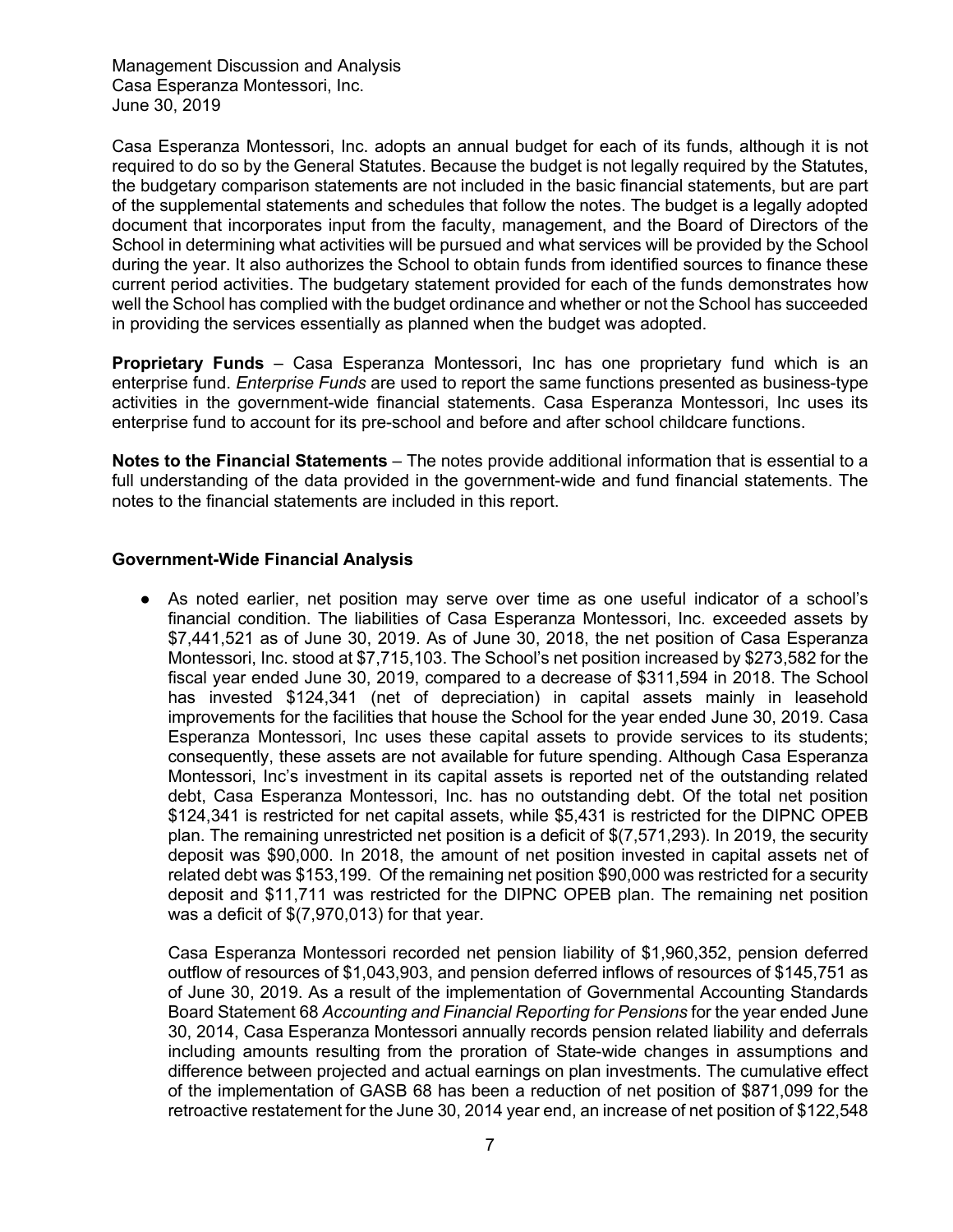Casa Esperanza Montessori, Inc. adopts an annual budget for each of its funds, although it is not required to do so by the General Statutes. Because the budget is not legally required by the Statutes, the budgetary comparison statements are not included in the basic financial statements, but are part of the supplemental statements and schedules that follow the notes. The budget is a legally adopted document that incorporates input from the faculty, management, and the Board of Directors of the School in determining what activities will be pursued and what services will be provided by the School during the year. It also authorizes the School to obtain funds from identified sources to finance these current period activities. The budgetary statement provided for each of the funds demonstrates how well the School has complied with the budget ordinance and whether or not the School has succeeded in providing the services essentially as planned when the budget was adopted.

**Proprietary Funds** – Casa Esperanza Montessori, Inc has one proprietary fund which is an enterprise fund. *Enterprise Funds* are used to report the same functions presented as business-type activities in the government-wide financial statements. Casa Esperanza Montessori, Inc uses its enterprise fund to account for its pre-school and before and after school childcare functions.

**Notes to the Financial Statements** – The notes provide additional information that is essential to a full understanding of the data provided in the government-wide and fund financial statements. The notes to the financial statements are included in this report.

### Government-Wide Financial Analysis

- As noted earlier, net position may serve over time as one useful indicator of a school's financial condition. The liabilities of Casa Esperanza Montessori, Inc. exceeded assets by $7,441,521 as of June 30, 2019. As of June 30, 2018, the net position of Casa Esperanza Montessori, Inc. stood at $7,715,103. The School's net position increased by $273,582 for the fiscal year ended June 30, 2019, compared to a decrease of $311,594 in 2018. The School has invested $124,341 (net of depreciation) in capital assets mainly in leasehold improvements for the facilities that house the School for the year ended June 30, 2019. Casa Esperanza Montessori, Inc uses these capital assets to provide services to its students; consequently, these assets are not available for future spending. Although Casa Esperanza Montessori, Inc's investment in its capital assets is reported net of the outstanding related debt, Casa Esperanza Montessori, Inc. has no outstanding debt. Of the total net position $124,341 is restricted for net capital assets, while $5,431 is restricted for the DIPNC OPEB plan. The remaining unrestricted net position is a deficit of $(7,571,293). In 2019, the security deposit was $90,000. In 2018, the amount of net position invested in capital assets net of related debt was $153,199. Of the remaining net position $90,000 was restricted for a security deposit and $11,711 was restricted for the DIPNC OPEB plan. The remaining net position was a deficit of $(7,970,013) for that year.

  Casa Esperanza Montessori recorded net pension liability of $1,960,352, pension deferred outflow of resources of $1,043,903, and pension deferred inflows of resources of $145,751 as of June 30, 2019. As a result of the implementation of Governmental Accounting Standards Board Statement 68 *Accounting and Financial Reporting for Pensions* for the year ended June 30, 2014, Casa Esperanza Montessori annually records pension related liability and deferrals including amounts resulting from the proration of State-wide changes in assumptions and difference between projected and actual earnings on plan investments. The cumulative effect of the implementation of GASB 68 has been a reduction of net position of $871,099 for the retroactive restatement for the June 30, 2014 year end, an increase of net position of $122,548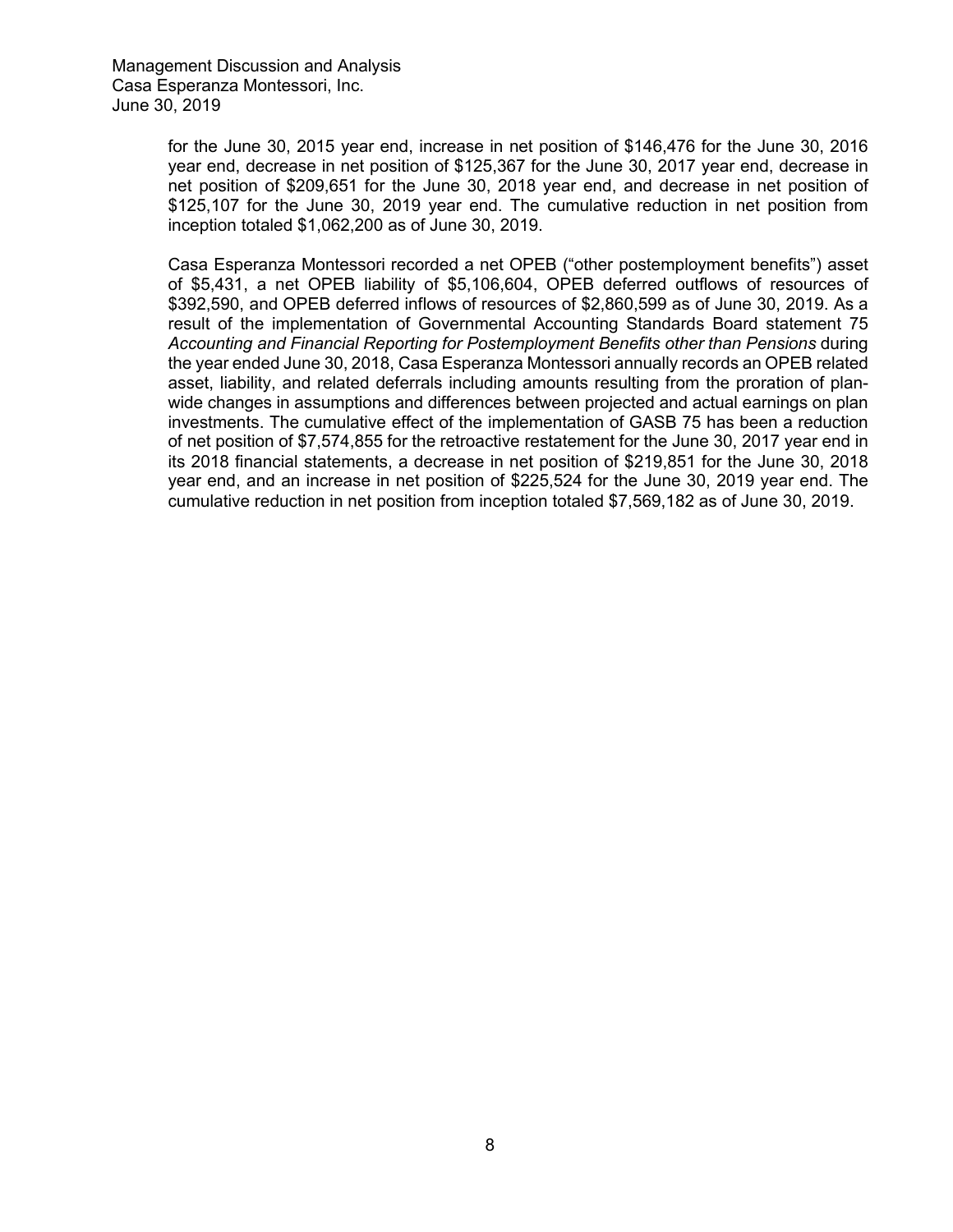for the June 30, 2015 year end, increase in net position of $146,476 for the June 30, 2016 year end, decrease in net position of $125,367 for the June 30, 2017 year end, decrease in net position of $209,651 for the June 30, 2018 year end, and decrease in net position of $125,107 for the June 30, 2019 year end. The cumulative reduction in net position from inception totaled $1,062,200 as of June 30, 2019.

Casa Esperanza Montessori recorded a net OPEB ("other postemployment benefits") asset of $5,431, a net OPEB liability of $5,106,604, OPEB deferred outflows of resources of $392,590, and OPEB deferred inflows of resources of $2,860,599 as of June 30, 2019. As a result of the implementation of Governmental Accounting Standards Board statement 75 *Accounting and Financial Reporting for Postemployment Benefits other than Pensions* during the year ended June 30, 2018, Casa Esperanza Montessori annually records an OPEB related asset, liability, and related deferrals including amounts resulting from the proration of plan-wide changes in assumptions and differences between projected and actual earnings on plan investments. The cumulative effect of the implementation of GASB 75 has been a reduction of net position of $7,574,855 for the retroactive restatement for the June 30, 2017 year end in its 2018 financial statements, a decrease in net position of $219,851 for the June 30, 2018 year end, and an increase in net position of $225,524 for the June 30, 2019 year end. The cumulative reduction in net position from inception totaled $7,569,182 as of June 30, 2019.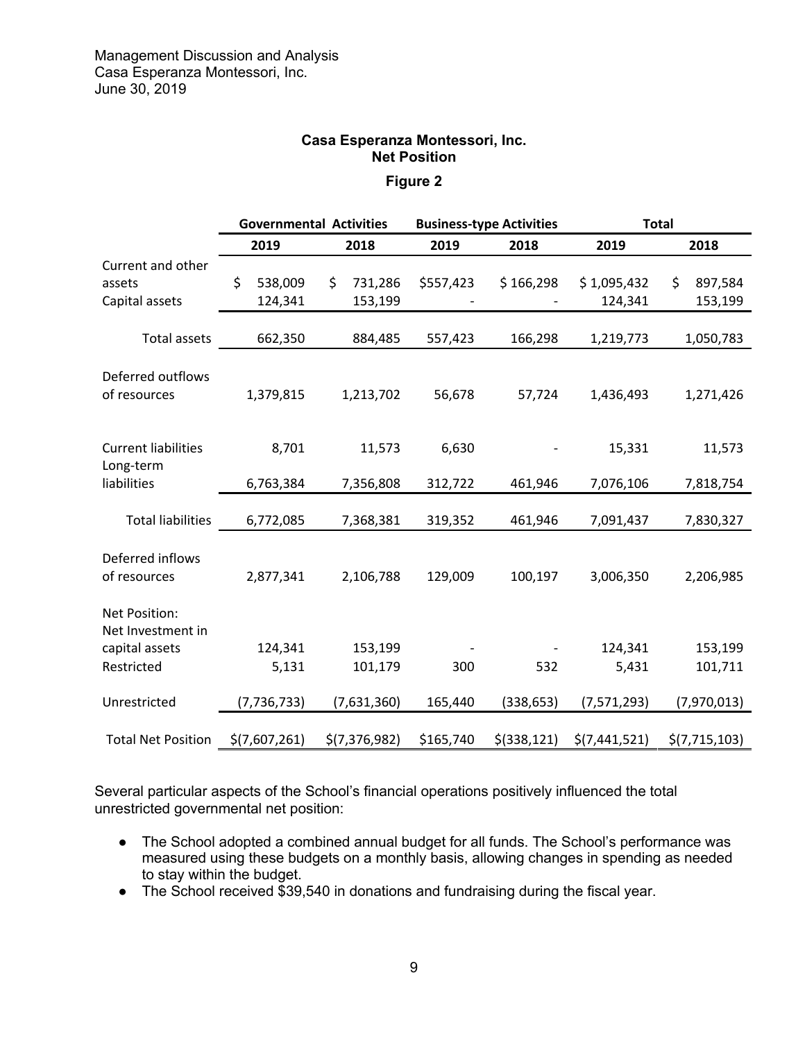Management Discussion and Analysis
Casa Esperanza Montessori, Inc.
June 30, 2019

## Casa Esperanza Montessori, Inc.
## Net Position

### Figure 2

| | Governmental Activities | | Business-type Activities | | Total | |
|---|---|---|---|---|---|---|
| | 2019 | 2018 | 2019 | 2018 | 2019 | 2018 |
| Current and other assets | $ 538,009 | $ 731,286 | $557,423 | $ 166,298 | $ 1,095,432 | $ 897,584 |
| Capital assets | 124,341 | 153,199 | - | - | 124,341 | 153,199 |
| Total assets | 662,350 | 884,485 | 557,423 | 166,298 | 1,219,773 | 1,050,783 |
| Deferred outflows of resources | 1,379,815 | 1,213,702 | 56,678 | 57,724 | 1,436,493 | 1,271,426 |
| Current liabilities | 8,701 | 11,573 | 6,630 | - | 15,331 | 11,573 |
| Long-term liabilities | 6,763,384 | 7,356,808 | 312,722 | 461,946 | 7,076,106 | 7,818,754 |
| Total liabilities | 6,772,085 | 7,368,381 | 319,352 | 461,946 | 7,091,437 | 7,830,327 |
| Deferred inflows of resources | 2,877,341 | 2,106,788 | 129,009 | 100,197 | 3,006,350 | 2,206,985 |
| Net Position: | | | | | | |
| Net Investment in capital assets | 124,341 | 153,199 | - | - | 124,341 | 153,199 |
| Restricted | 5,131 | 101,179 | 300 | 532 | 5,431 | 101,711 |
| Unrestricted | (7,736,733) | (7,631,360) | 165,440 | (338,653) | (7,571,293) | (7,970,013) |
| Total Net Position | $(7,607,261) | $(7,376,982) | $165,740 | $(338,121) | $(7,441,521) | $(7,715,103) |

Several particular aspects of the School's financial operations positively influenced the total unrestricted governmental net position:

- The School adopted a combined annual budget for all funds. The School's performance was measured using these budgets on a monthly basis, allowing changes in spending as needed to stay within the budget.
- The School received $39,540 in donations and fundraising during the fiscal year.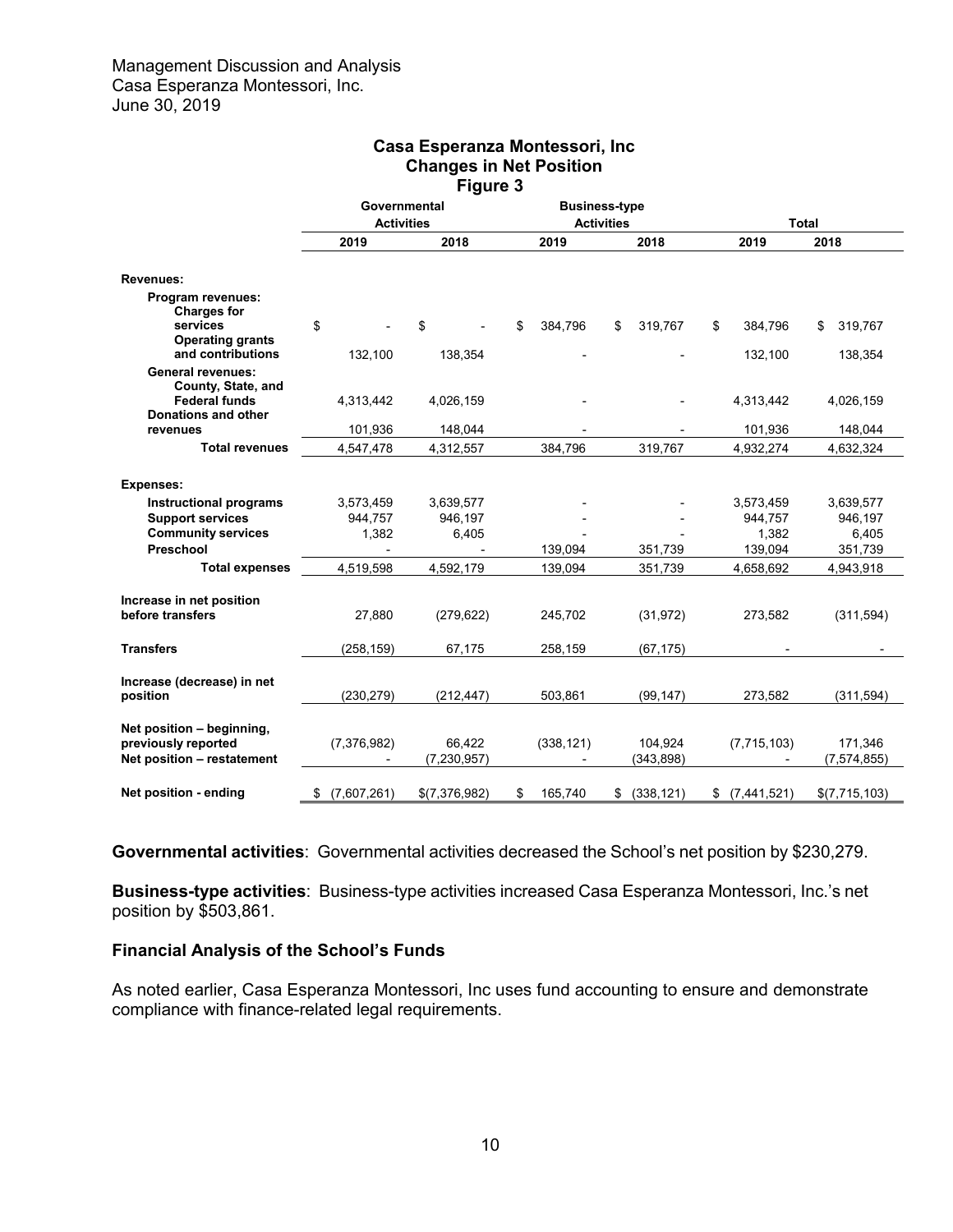Management Discussion and Analysis
Casa Esperanza Montessori, Inc.
June 30, 2019

## Casa Esperanza Montessori, Inc
## Changes in Net Position
## Figure 3

| | Governmental Activities | | Business-type Activities | | Total | |
|---|---|---|---|---|---|---|
| | **2019** | **2018** | **2019** | **2018** | **2019** | **2018** |
| **Revenues:** | | | | | | |
| **Program revenues:** | | | | | | |
| **Charges for services** | $ - | $ - | $ 384,796 | $ 319,767 | $ 384,796 | $ 319,767 |
| **Operating grants and contributions** | 132,100 | 138,354 | - | - | 132,100 | 138,354 |
| **General revenues:** | | | | | | |
| **County, State, and Federal funds** | 4,313,442 | 4,026,159 | - | - | 4,313,442 | 4,026,159 |
| **Donations and other revenues** | 101,936 | 148,044 | - | - | 101,936 | 148,044 |
| **Total revenues** | 4,547,478 | 4,312,557 | 384,796 | 319,767 | 4,932,274 | 4,632,324 |
| **Expenses:** | | | | | | |
| **Instructional programs** | 3,573,459 | 3,639,577 | - | - | 3,573,459 | 3,639,577 |
| **Support services** | 944,757 | 946,197 | - | - | 944,757 | 946,197 |
| **Community services** | 1,382 | 6,405 | - | - | 1,382 | 6,405 |
| **Preschool** | - | - | 139,094 | 351,739 | 139,094 | 351,739 |
| **Total expenses** | 4,519,598 | 4,592,179 | 139,094 | 351,739 | 4,658,692 | 4,943,918 |
| **Increase in net position before transfers** | 27,880 | (279,622) | 245,702 | (31,972) | 273,582 | (311,594) |
| **Transfers** | (258,159) | 67,175 | 258,159 | (67,175) | - | - |
| **Increase (decrease) in net position** | (230,279) | (212,447) | 503,861 | (99,147) | 273,582 | (311,594) |
| **Net position – beginning, previously reported** | (7,376,982) | 66,422 | (338,121) | 104,924 | (7,715,103) | 171,346 |
| **Net position – restatement** | - | (7,230,957) | - | (343,898) | - | (7,574,855) |
| **Net position - ending** | $ (7,607,261) | $(7,376,982) | $ 165,740 | $ (338,121) | $ (7,441,521) | $(7,715,103) |

**Governmental activities**: Governmental activities decreased the School's net position by $230,279.

**Business-type activities**: Business-type activities increased Casa Esperanza Montessori, Inc.'s net position by $503,861.

### Financial Analysis of the School's Funds

As noted earlier, Casa Esperanza Montessori, Inc uses fund accounting to ensure and demonstrate compliance with finance-related legal requirements.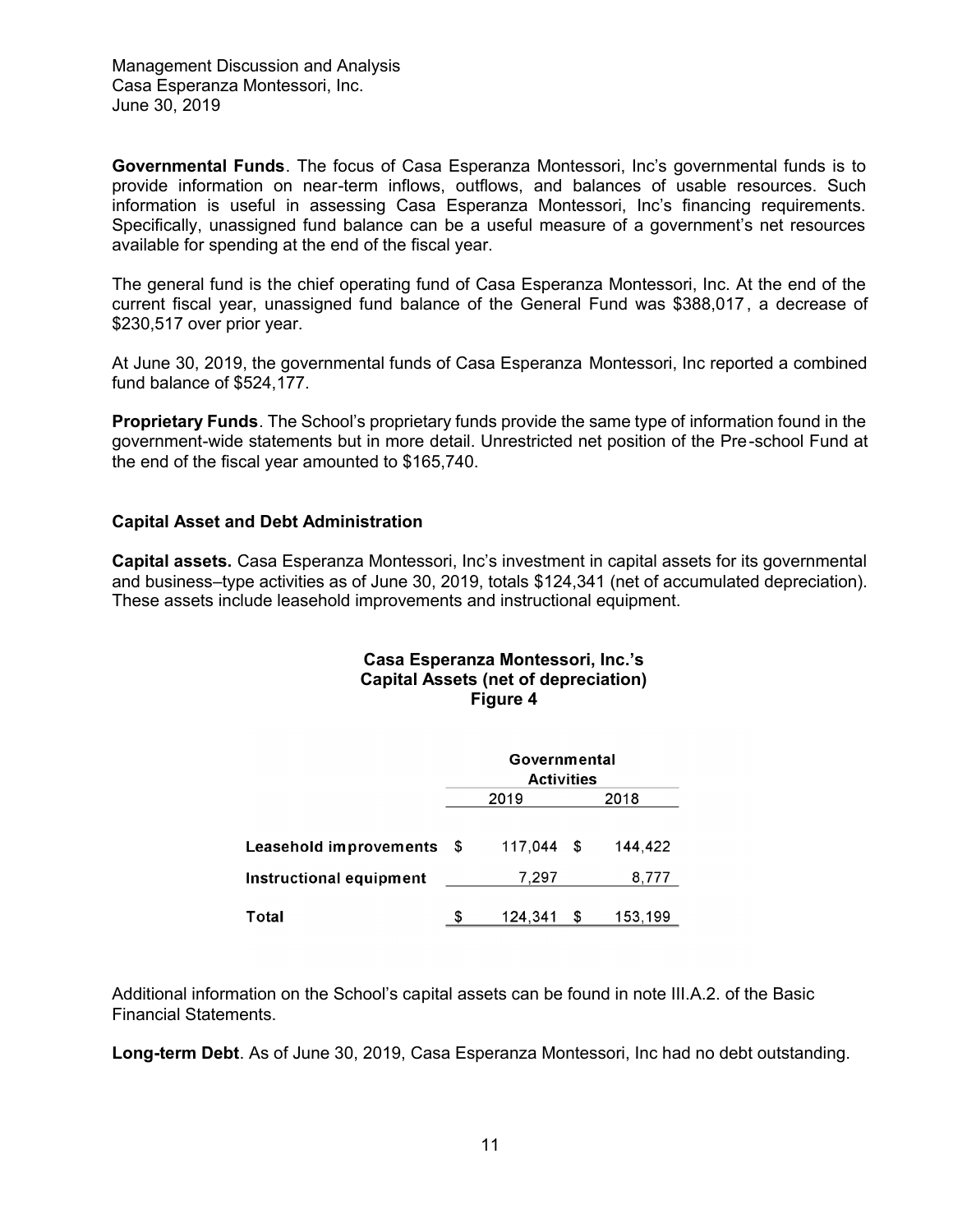**Governmental Funds**. The focus of Casa Esperanza Montessori, Inc's governmental funds is to provide information on near-term inflows, outflows, and balances of usable resources. Such information is useful in assessing Casa Esperanza Montessori, Inc's financing requirements. Specifically, unassigned fund balance can be a useful measure of a government's net resources available for spending at the end of the fiscal year.

The general fund is the chief operating fund of Casa Esperanza Montessori, Inc. At the end of the current fiscal year, unassigned fund balance of the General Fund was $388,017, a decrease of $230,517 over prior year.

At June 30, 2019, the governmental funds of Casa Esperanza Montessori, Inc reported a combined fund balance of $524,177.

**Proprietary Funds**. The School's proprietary funds provide the same type of information found in the government-wide statements but in more detail. Unrestricted net position of the Pre-school Fund at the end of the fiscal year amounted to $165,740.

### Capital Asset and Debt Administration

**Capital assets.** Casa Esperanza Montessori, Inc's investment in capital assets for its governmental and business–type activities as of June 30, 2019, totals $124,341 (net of accumulated depreciation). These assets include leasehold improvements and instructional equipment.

**Casa Esperanza Montessori, Inc.'s**
**Capital Assets (net of depreciation)**
**Figure 4**

| | Governmental Activities | |
|---|---|---|
| | 2019 | 2018 |
| **Leasehold improvements** | $ 117,044 | $ 144,422 |
| **Instructional equipment** | 7,297 | 8,777 |
| **Total** | $ 124,341 | $ 153,199 |

Additional information on the School's capital assets can be found in note III.A.2. of the Basic Financial Statements.

**Long-term Debt**. As of June 30, 2019, Casa Esperanza Montessori, Inc had no debt outstanding.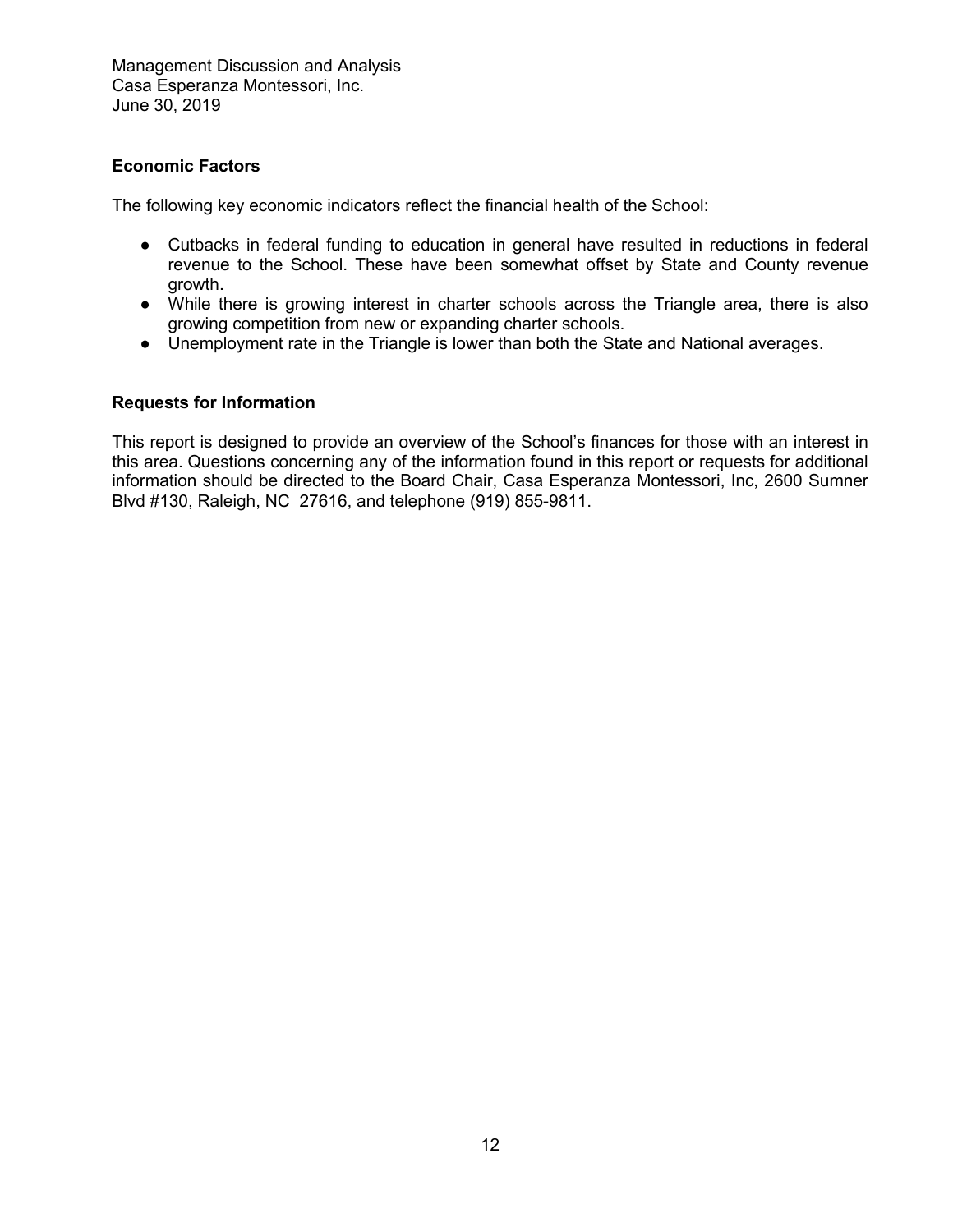## Economic Factors

The following key economic indicators reflect the financial health of the School:

- Cutbacks in federal funding to education in general have resulted in reductions in federal revenue to the School. These have been somewhat offset by State and County revenue growth.
- While there is growing interest in charter schools across the Triangle area, there is also growing competition from new or expanding charter schools.
- Unemployment rate in the Triangle is lower than both the State and National averages.

## Requests for Information

This report is designed to provide an overview of the School's finances for those with an interest in this area. Questions concerning any of the information found in this report or requests for additional information should be directed to the Board Chair, Casa Esperanza Montessori, Inc, 2600 Sumner Blvd #130, Raleigh, NC 27616, and telephone (919) 855-9811.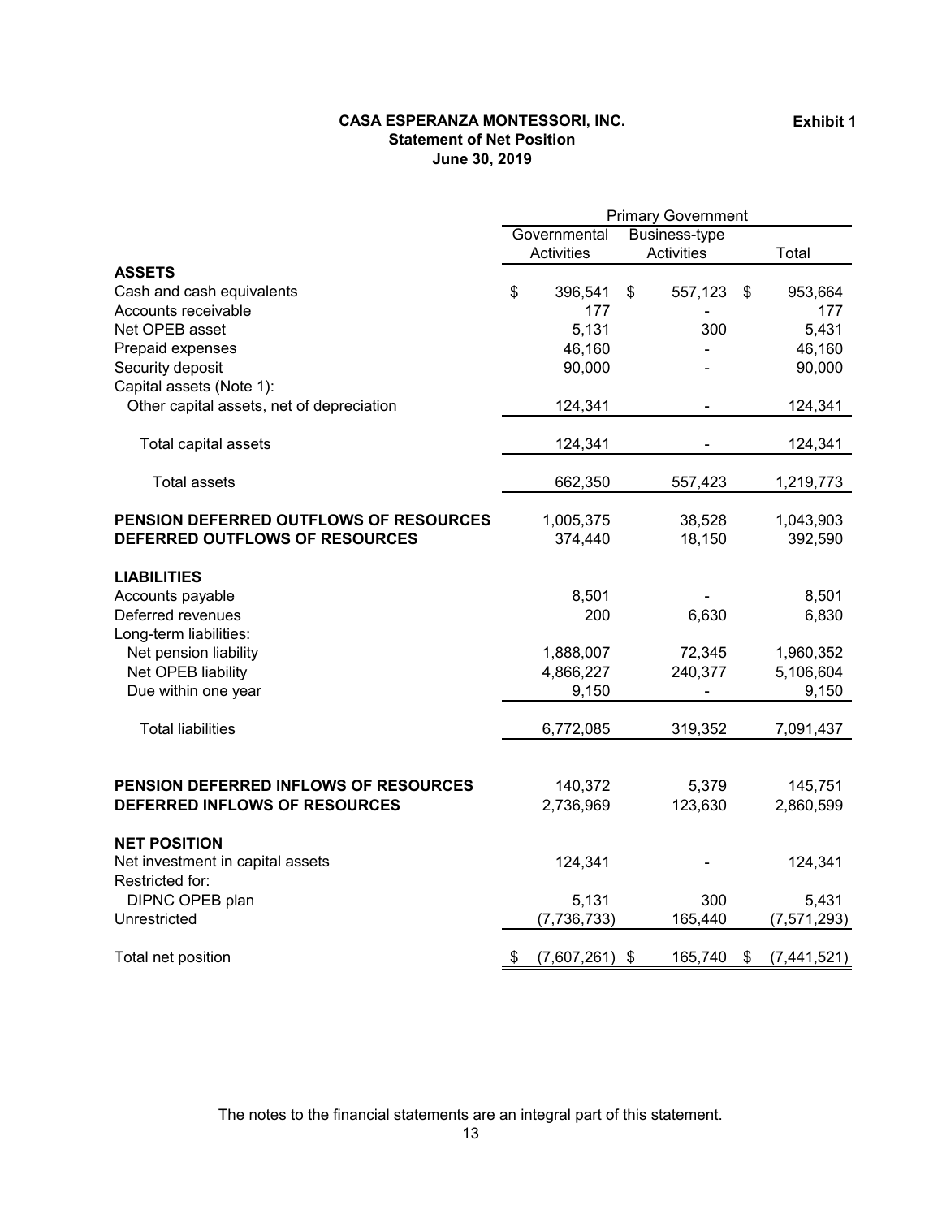**Exhibit 1**

# CASA ESPERANZA MONTESSORI, INC.
## Statement of Net Position
### June 30, 2019

| | Primary Government | | |
|---|---|---|---|
| | Governmental Activities | Business-type Activities | Total |
| **ASSETS** | | | |
| Cash and cash equivalents | $ 396,541 | $ 557,123 | $ 953,664 |
| Accounts receivable | 177 | - | 177 |
| Net OPEB asset | 5,131 | 300 | 5,431 |
| Prepaid expenses | 46,160 | - | 46,160 |
| Security deposit | 90,000 | - | 90,000 |
| Capital assets (Note 1): | | | |
| Other capital assets, net of depreciation | 124,341 | - | 124,341 |
| Total capital assets | 124,341 | - | 124,341 |
| Total assets | 662,350 | 557,423 | 1,219,773 |
| **PENSION DEFERRED OUTFLOWS OF RESOURCES** | 1,005,375 | 38,528 | 1,043,903 |
| **DEFERRED OUTFLOWS OF RESOURCES** | 374,440 | 18,150 | 392,590 |
| **LIABILITIES** | | | |
| Accounts payable | 8,501 | - | 8,501 |
| Deferred revenues | 200 | 6,630 | 6,830 |
| Long-term liabilities: | | | |
| Net pension liability | 1,888,007 | 72,345 | 1,960,352 |
| Net OPEB liability | 4,866,227 | 240,377 | 5,106,604 |
| Due within one year | 9,150 | - | 9,150 |
| Total liabilities | 6,772,085 | 319,352 | 7,091,437 |
| **PENSION DEFERRED INFLOWS OF RESOURCES** | 140,372 | 5,379 | 145,751 |
| **DEFERRED INFLOWS OF RESOURCES** | 2,736,969 | 123,630 | 2,860,599 |
| **NET POSITION** | | | |
| Net investment in capital assets | 124,341 | - | 124,341 |
| Restricted for: | | | |
| DIPNC OPEB plan | 5,131 | 300 | 5,431 |
| Unrestricted | (7,736,733) | 165,440 | (7,571,293) |
| Total net position | $ (7,607,261) | $ 165,740 | $ (7,441,521) |

The notes to the financial statements are an integral part of this statement.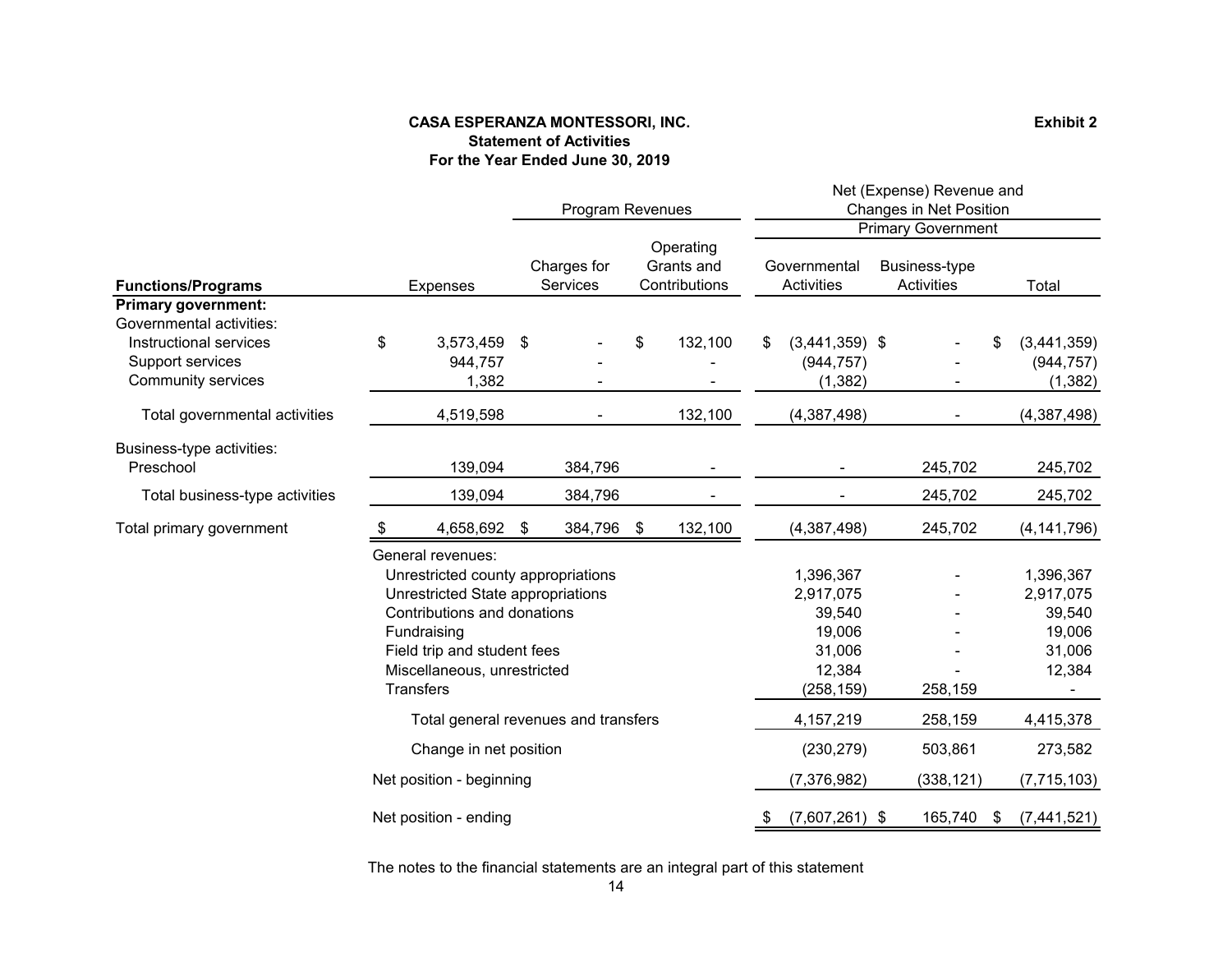**CASA ESPERANZA MONTESSORI, INC.**
**Statement of Activities**
**For the Year Ended June 30, 2019**

**Exhibit 2**

| | | Program Revenues | | Net (Expense) Revenue and Changes in Net Position | | |
|---|---|---|---|---|---|---|
| | | | | Primary Government | | |
| **Functions/Programs** | Expenses | Charges for Services | Operating Grants and Contributions | Governmental Activities | Business-type Activities | Total |
| **Primary government:** | | | | | | |
| Governmental activities: | | | | | | |
| Instructional services | $ 3,573,459 | $ - | $ 132,100 | $ (3,441,359) | $ - | $ (3,441,359) |
| Support services | 944,757 | - | - | (944,757) | - | (944,757) |
| Community services | 1,382 | - | - | (1,382) | - | (1,382) |
| Total governmental activities | 4,519,598 | - | 132,100 | (4,387,498) | - | (4,387,498) |
| Business-type activities: | | | | | | |
| Preschool | 139,094 | 384,796 | - | - | 245,702 | 245,702 |
| Total business-type activities | 139,094 | 384,796 | - | - | 245,702 | 245,702 |
| Total primary government | $ 4,658,692 | $ 384,796 | $ 132,100 | (4,387,498) | 245,702 | (4,141,796) |
| General revenues: | | | | | | |
| Unrestricted county appropriations | | | | 1,396,367 | - | 1,396,367 |
| Unrestricted State appropriations | | | | 2,917,075 | - | 2,917,075 |
| Contributions and donations | | | | 39,540 | - | 39,540 |
| Fundraising | | | | 19,006 | - | 19,006 |
| Field trip and student fees | | | | 31,006 | - | 31,006 |
| Miscellaneous, unrestricted | | | | 12,384 | - | 12,384 |
| Transfers | | | | (258,159) | 258,159 | - |
| Total general revenues and transfers | | | | 4,157,219 | 258,159 | 4,415,378 |
| Change in net position | | | | (230,279) | 503,861 | 273,582 |
| Net position - beginning | | | | (7,376,982) | (338,121) | (7,715,103) |
| Net position - ending | | | | $ (7,607,261) | $ 165,740 | $ (7,441,521) |

The notes to the financial statements are an integral part of this statement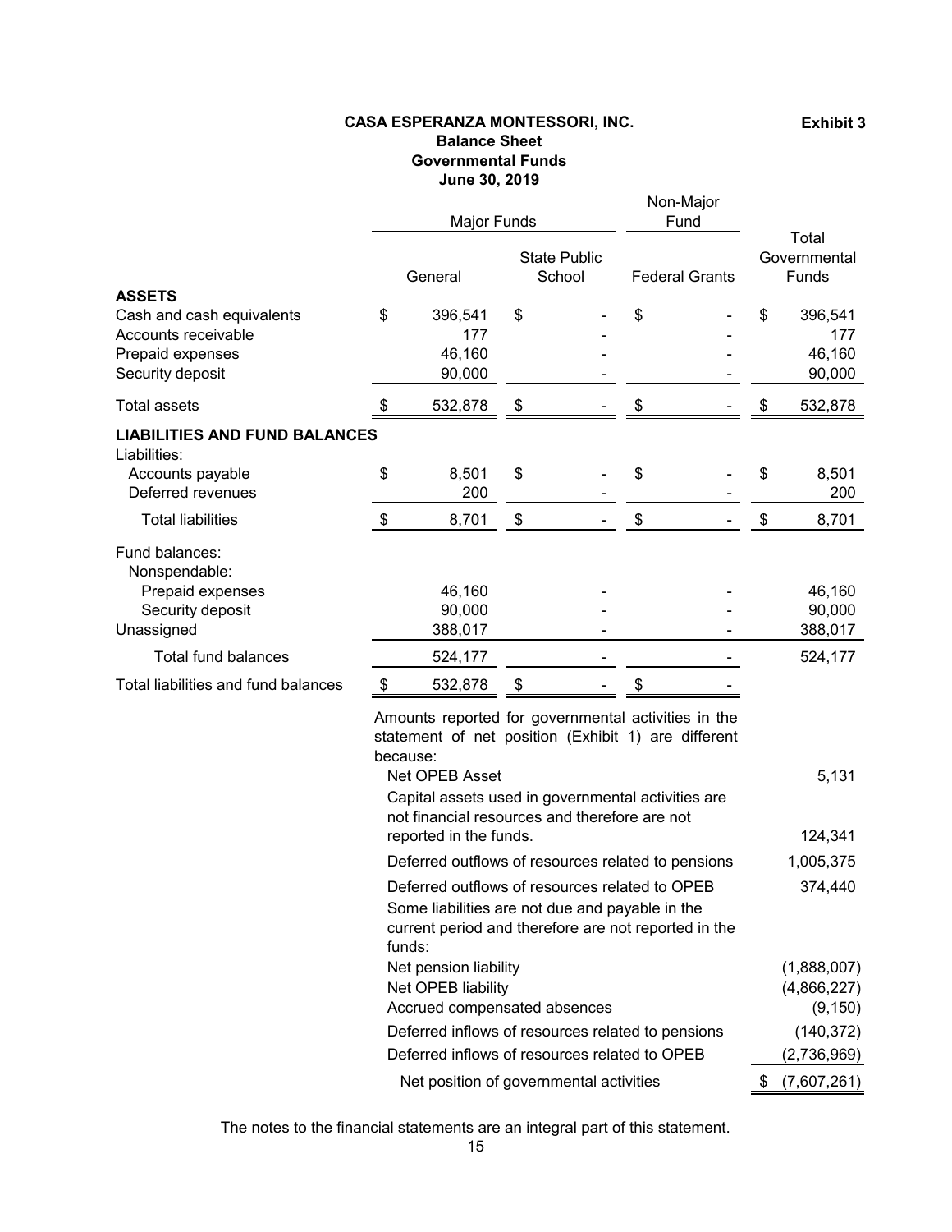**Exhibit 3**

# CASA ESPERANZA MONTESSORI, INC.
## Balance Sheet
## Governmental Funds
## June 30, 2019

| | Major Funds | | Non-Major Fund | |
|---|---|---|---|---|
| | General | State Public School | Federal Grants | Total Governmental Funds |
| **ASSETS** | | | | |
| Cash and cash equivalents | $ 396,541 | $ - | $ - | $ 396,541 |
| Accounts receivable | 177 | - | - | 177 |
| Prepaid expenses | 46,160 | - | - | 46,160 |
| Security deposit | 90,000 | - | - | 90,000 |
| Total assets | $ 532,878 | $ - | $ - | $ 532,878 |
| **LIABILITIES AND FUND BALANCES** | | | | |
| Liabilities: | | | | |
| Accounts payable | $ 8,501 | $ - | $ - | $ 8,501 |
| Deferred revenues | 200 | - | - | 200 |
| Total liabilities | $ 8,701 | $ - | $ - | $ 8,701 |
| Fund balances: | | | | |
| Nonspendable: | | | | |
| Prepaid expenses | 46,160 | - | - | 46,160 |
| Security deposit | 90,000 | - | - | 90,000 |
| Unassigned | 388,017 | - | - | 388,017 |
| Total fund balances | 524,177 | - | - | 524,177 |
| Total liabilities and fund balances | $ 532,878 | $ - | $ - | |

| Amounts reported for governmental activities in the statement of net position (Exhibit 1) are different because: | |
|---|---|
| Net OPEB Asset | 5,131 |
| Capital assets used in governmental activities are not financial resources and therefore are not reported in the funds. | 124,341 |
| Deferred outflows of resources related to pensions | 1,005,375 |
| Deferred outflows of resources related to OPEB | 374,440 |
| Some liabilities are not due and payable in the current period and therefore are not reported in the funds: | |
| Net pension liability | (1,888,007) |
| Net OPEB liability | (4,866,227) |
| Accrued compensated absences | (9,150) |
| Deferred inflows of resources related to pensions | (140,372) |
| Deferred inflows of resources related to OPEB | (2,736,969) |
| Net position of governmental activities | $ (7,607,261) |

The notes to the financial statements are an integral part of this statement.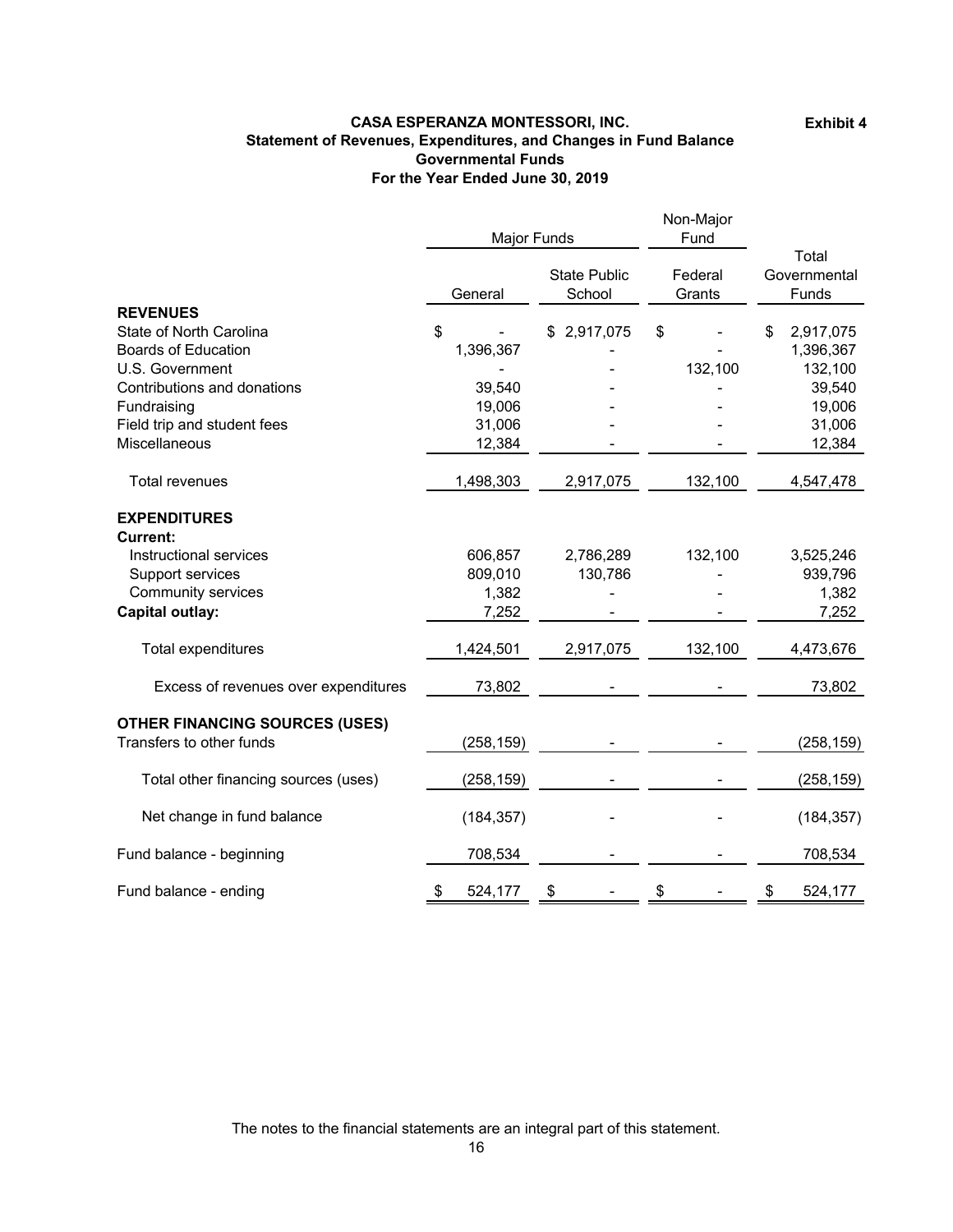**Exhibit 4**

# CASA ESPERANZA MONTESSORI, INC.
## Statement of Revenues, Expenditures, and Changes in Fund Balance
## Governmental Funds
## For the Year Ended June 30, 2019

| | Major Funds | | Non-Major Fund | |
|---|---|---|---|---|
| | General | State Public School | Federal Grants | Total Governmental Funds |
| **REVENUES** | | | | |
| State of North Carolina | $ - | $ 2,917,075 | $ - | $ 2,917,075 |
| Boards of Education | 1,396,367 | - | - | 1,396,367 |
| U.S. Government | - | - | 132,100 | 132,100 |
| Contributions and donations | 39,540 | - | - | 39,540 |
| Fundraising | 19,006 | - | - | 19,006 |
| Field trip and student fees | 31,006 | - | - | 31,006 |
| Miscellaneous | 12,384 | - | - | 12,384 |
| Total revenues | 1,498,303 | 2,917,075 | 132,100 | 4,547,478 |
| **EXPENDITURES** | | | | |
| **Current:** | | | | |
| Instructional services | 606,857 | 2,786,289 | 132,100 | 3,525,246 |
| Support services | 809,010 | 130,786 | - | 939,796 |
| Community services | 1,382 | - | - | 1,382 |
| **Capital outlay:** | 7,252 | - | - | 7,252 |
| Total expenditures | 1,424,501 | 2,917,075 | 132,100 | 4,473,676 |
| Excess of revenues over expenditures | 73,802 | - | - | 73,802 |
| **OTHER FINANCING SOURCES (USES)** | | | | |
| Transfers to other funds | (258,159) | - | - | (258,159) |
| Total other financing sources (uses) | (258,159) | - | - | (258,159) |
| Net change in fund balance | (184,357) | - | - | (184,357) |
| Fund balance - beginning | 708,534 | - | - | 708,534 |
| Fund balance - ending | $ 524,177 | $ - | $ - | $ 524,177 |

The notes to the financial statements are an integral part of this statement.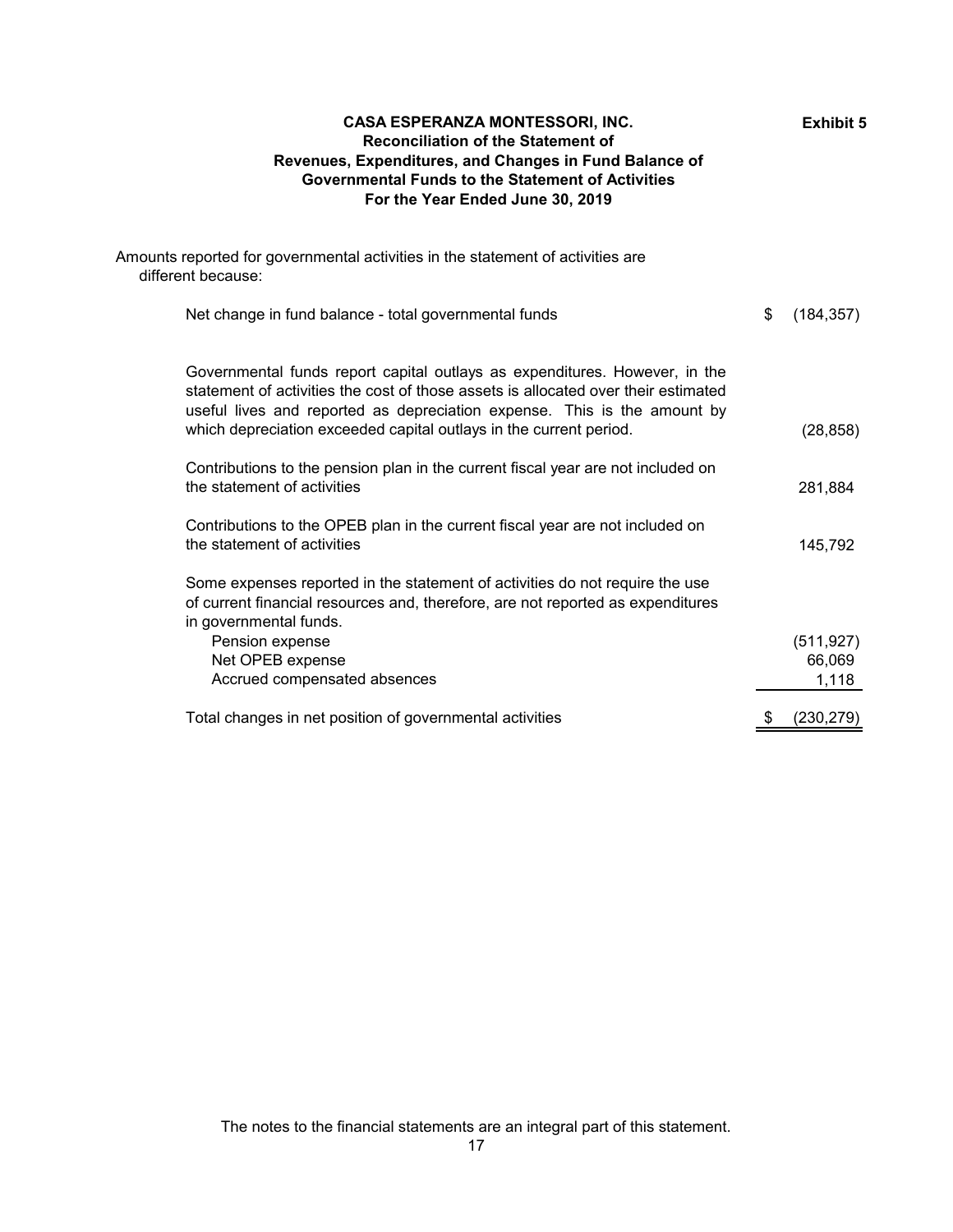**Exhibit 5**

# CASA ESPERANZA MONTESSORI, INC.
## Reconciliation of the Statement of Revenues, Expenditures, and Changes in Fund Balance of Governmental Funds to the Statement of Activities
### For the Year Ended June 30, 2019

Amounts reported for governmental activities in the statement of activities are different because:

| | |
|---|---|
| Net change in fund balance - total governmental funds | $ (184,357) |
| Governmental funds report capital outlays as expenditures. However, in the statement of activities the cost of those assets is allocated over their estimated useful lives and reported as depreciation expense. This is the amount by which depreciation exceeded capital outlays in the current period. | (28,858) |
| Contributions to the pension plan in the current fiscal year are not included on the statement of activities | 281,884 |
| Contributions to the OPEB plan in the current fiscal year are not included on the statement of activities | 145,792 |
| Some expenses reported in the statement of activities do not require the use of current financial resources and, therefore, are not reported as expenditures in governmental funds. | |
| Pension expense | (511,927) |
| Net OPEB expense | 66,069 |
| Accrued compensated absences | 1,118 |
| Total changes in net position of governmental activities | $ (230,279) |

The notes to the financial statements are an integral part of this statement.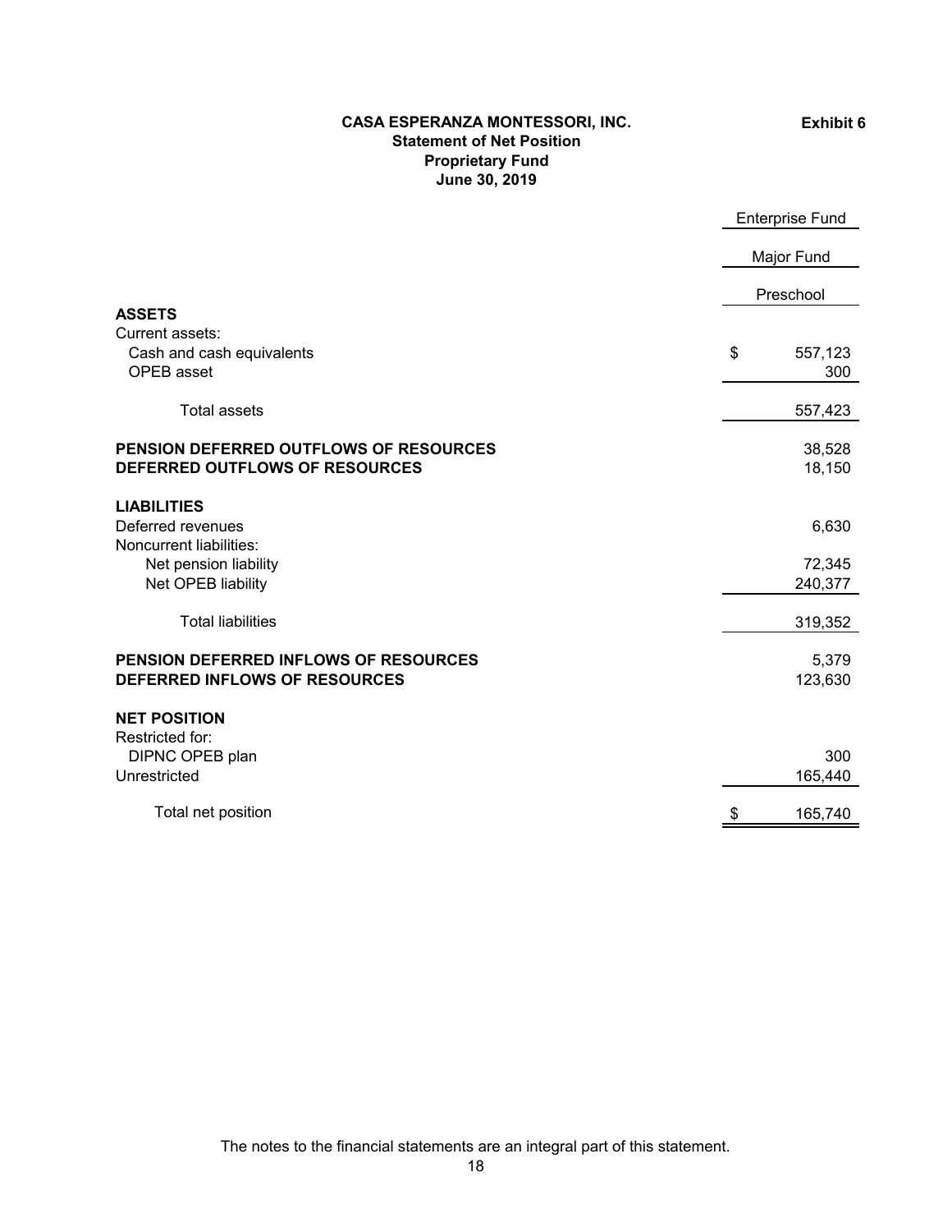**Exhibit 6**

# CASA ESPERANZA MONTESSORI, INC.
## Statement of Net Position
## Proprietary Fund
## June 30, 2019

| | Enterprise Fund |
|---|---|
| | Major Fund |
| | Preschool |
| **ASSETS** | |
| Current assets: | |
| Cash and cash equivalents | $ 557,123 |
| OPEB asset | 300 |
| Total assets | 557,423 |
| **PENSION DEFERRED OUTFLOWS OF RESOURCES** | 38,528 |
| **DEFERRED OUTFLOWS OF RESOURCES** | 18,150 |
| **LIABILITIES** | |
| Deferred revenues | 6,630 |
| Noncurrent liabilities: | |
| Net pension liability | 72,345 |
| Net OPEB liability | 240,377 |
| Total liabilities | 319,352 |
| **PENSION DEFERRED INFLOWS OF RESOURCES** | 5,379 |
| **DEFERRED INFLOWS OF RESOURCES** | 123,630 |
| **NET POSITION** | |
| Restricted for: | |
| DIPNC OPEB plan | 300 |
| Unrestricted | 165,440 |
| Total net position | $ 165,740 |

The notes to the financial statements are an integral part of this statement.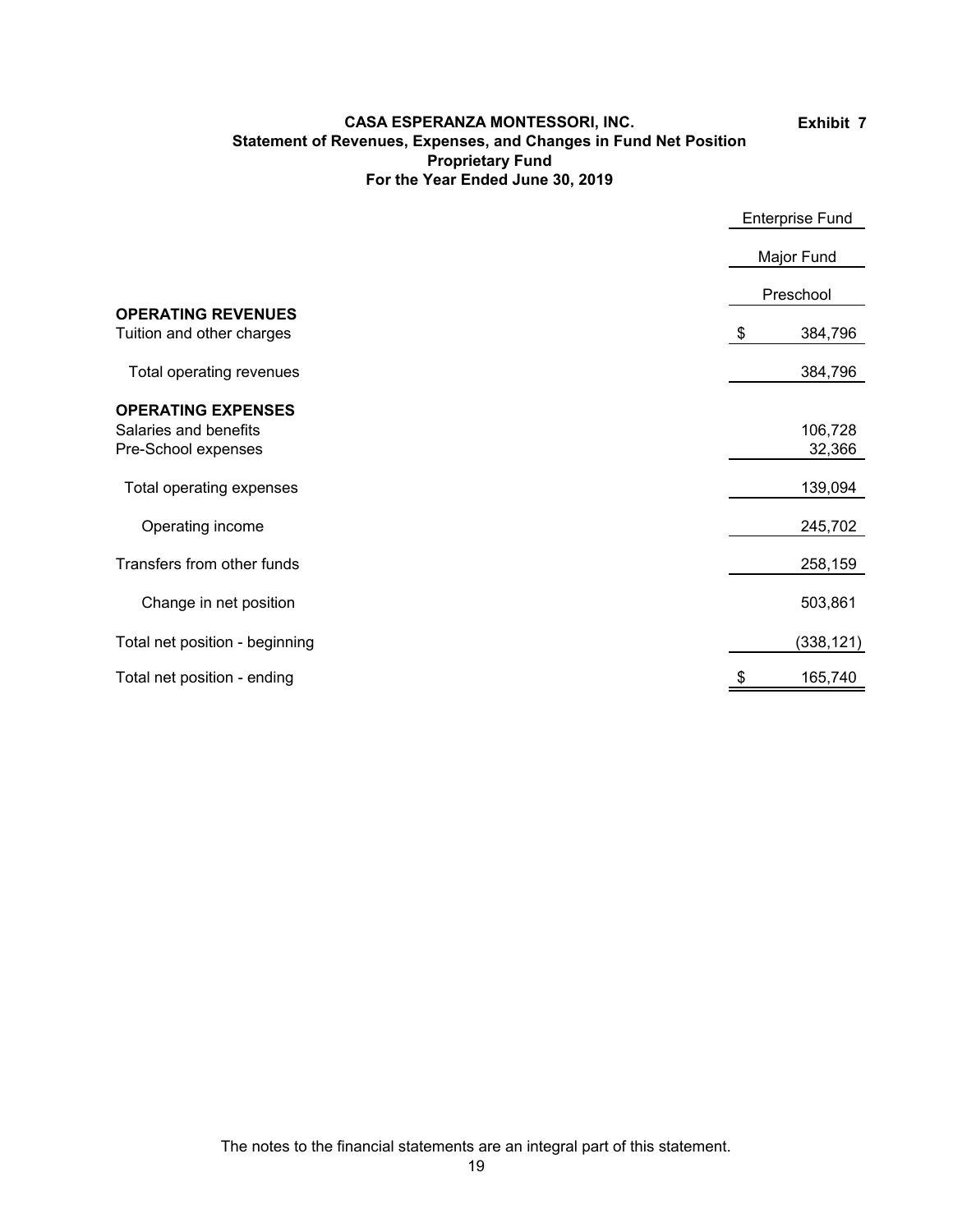**CASA ESPERANZA MONTESSORI, INC.**
**Statement of Revenues, Expenses, and Changes in Fund Net Position**
**Proprietary Fund**
**For the Year Ended June 30, 2019**

**Exhibit 7**

| | Enterprise Fund |
|---|---|
| | Major Fund |
| | Preschool |
| **OPERATING REVENUES** | |
| Tuition and other charges | $ 384,796 |
| Total operating revenues | 384,796 |
| **OPERATING EXPENSES** | |
| Salaries and benefits | 106,728 |
| Pre-School expenses | 32,366 |
| Total operating expenses | 139,094 |
| Operating income | 245,702 |
| Transfers from other funds | 258,159 |
| Change in net position | 503,861 |
| Total net position - beginning | (338,121) |
| Total net position - ending | $ 165,740 |

The notes to the financial statements are an integral part of this statement.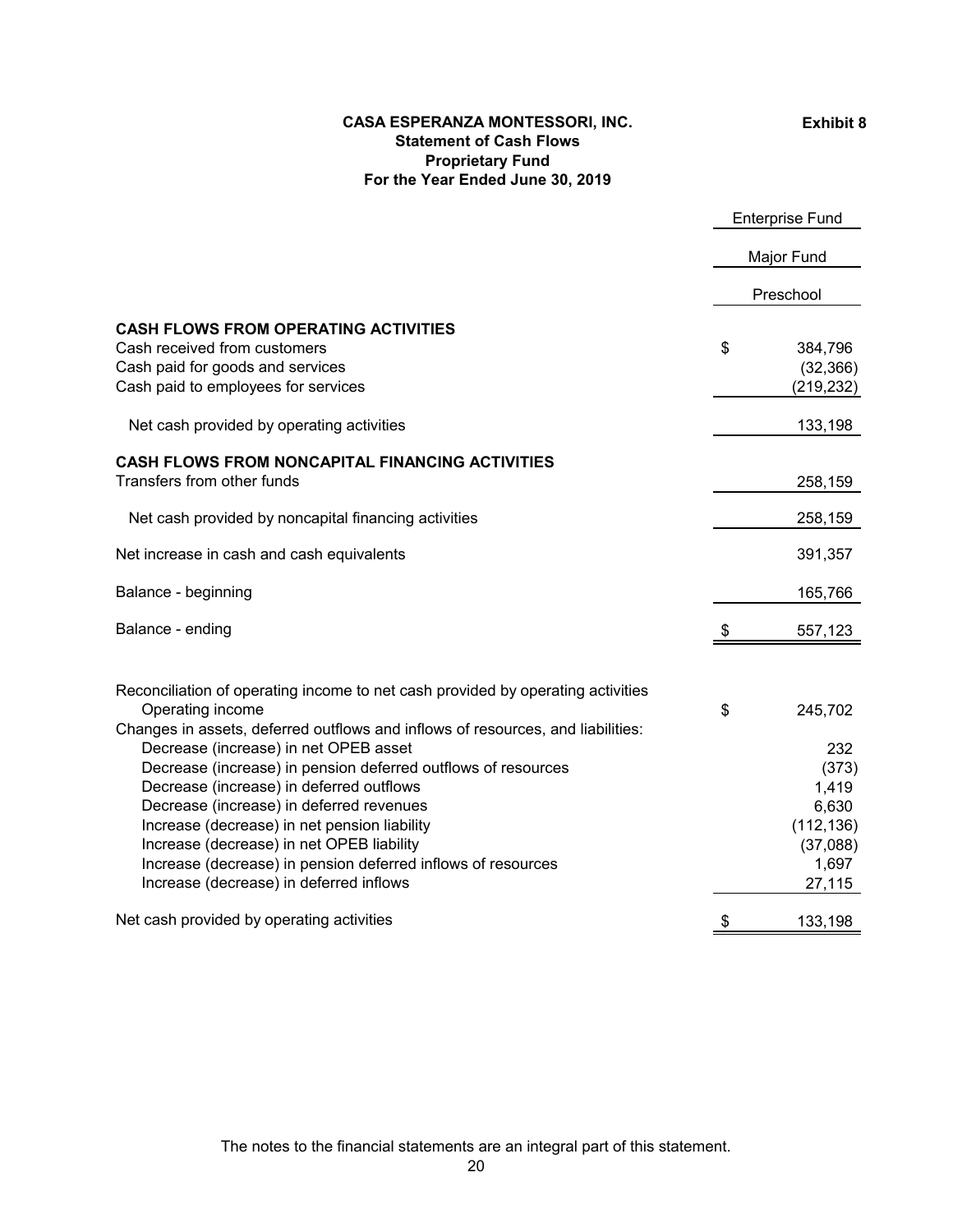**Exhibit 8**

# CASA ESPERANZA MONTESSORI, INC.
## Statement of Cash Flows
## Proprietary Fund
## For the Year Ended June 30, 2019

| | Enterprise Fund |
|---|---|
| | Major Fund |
| | Preschool |
| **CASH FLOWS FROM OPERATING ACTIVITIES** | |
| Cash received from customers | $ 384,796 |
| Cash paid for goods and services | (32,366) |
| Cash paid to employees for services | (219,232) |
| Net cash provided by operating activities | 133,198 |
| **CASH FLOWS FROM NONCAPITAL FINANCING ACTIVITIES** | |
| Transfers from other funds | 258,159 |
| Net cash provided by noncapital financing activities | 258,159 |
| Net increase in cash and cash equivalents | 391,357 |
| Balance - beginning | 165,766 |
| Balance - ending | $ 557,123 |
| | |
| Reconciliation of operating income to net cash provided by operating activities | |
| Operating income | $ 245,702 |
| Changes in assets, deferred outflows and inflows of resources, and liabilities: | |
| Decrease (increase) in net OPEB asset | 232 |
| Decrease (increase) in pension deferred outflows of resources | (373) |
| Decrease (increase) in deferred outflows | 1,419 |
| Decrease (increase) in deferred revenues | 6,630 |
| Increase (decrease) in net pension liability | (112,136) |
| Increase (decrease) in net OPEB liability | (37,088) |
| Increase (decrease) in pension deferred inflows of resources | 1,697 |
| Increase (decrease) in deferred inflows | 27,115 |
| Net cash provided by operating activities | $ 133,198 |

The notes to the financial statements are an integral part of this statement.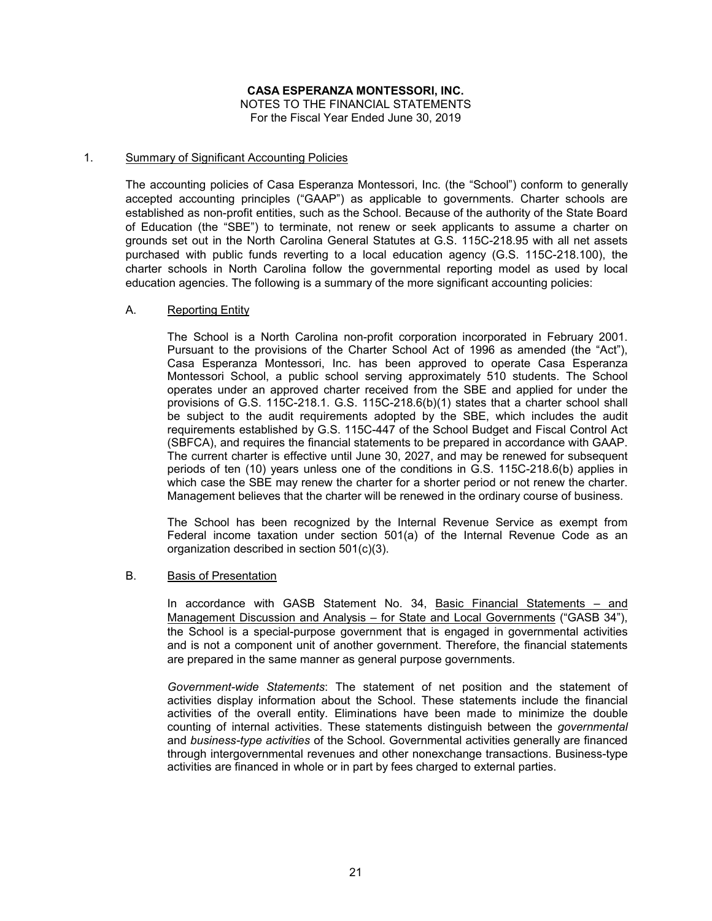**CASA ESPERANZA MONTESSORI, INC.**
NOTES TO THE FINANCIAL STATEMENTS
For the Fiscal Year Ended June 30, 2019

1. Summary of Significant Accounting Policies

The accounting policies of Casa Esperanza Montessori, Inc. (the "School") conform to generally accepted accounting principles ("GAAP") as applicable to governments. Charter schools are established as non-profit entities, such as the School. Because of the authority of the State Board of Education (the "SBE") to terminate, not renew or seek applicants to assume a charter on grounds set out in the North Carolina General Statutes at G.S. 115C-218.95 with all net assets purchased with public funds reverting to a local education agency (G.S. 115C-218.100), the charter schools in North Carolina follow the governmental reporting model as used by local education agencies. The following is a summary of the more significant accounting policies:

A. Reporting Entity

The School is a North Carolina non-profit corporation incorporated in February 2001. Pursuant to the provisions of the Charter School Act of 1996 as amended (the "Act"), Casa Esperanza Montessori, Inc. has been approved to operate Casa Esperanza Montessori School, a public school serving approximately 510 students. The School operates under an approved charter received from the SBE and applied for under the provisions of G.S. 115C-218.1. G.S. 115C-218.6(b)(1) states that a charter school shall be subject to the audit requirements adopted by the SBE, which includes the audit requirements established by G.S. 115C-447 of the School Budget and Fiscal Control Act (SBFCA), and requires the financial statements to be prepared in accordance with GAAP. The current charter is effective until June 30, 2027, and may be renewed for subsequent periods of ten (10) years unless one of the conditions in G.S. 115C-218.6(b) applies in which case the SBE may renew the charter for a shorter period or not renew the charter. Management believes that the charter will be renewed in the ordinary course of business.

The School has been recognized by the Internal Revenue Service as exempt from Federal income taxation under section 501(a) of the Internal Revenue Code as an organization described in section 501(c)(3).

B. Basis of Presentation

In accordance with GASB Statement No. 34, Basic Financial Statements – and Management Discussion and Analysis – for State and Local Governments ("GASB 34"), the School is a special-purpose government that is engaged in governmental activities and is not a component unit of another government. Therefore, the financial statements are prepared in the same manner as general purpose governments.

*Government-wide Statements*: The statement of net position and the statement of activities display information about the School. These statements include the financial activities of the overall entity. Eliminations have been made to minimize the double counting of internal activities. These statements distinguish between the *governmental* and *business-type activities* of the School. Governmental activities generally are financed through intergovernmental revenues and other nonexchange transactions. Business-type activities are financed in whole or in part by fees charged to external parties.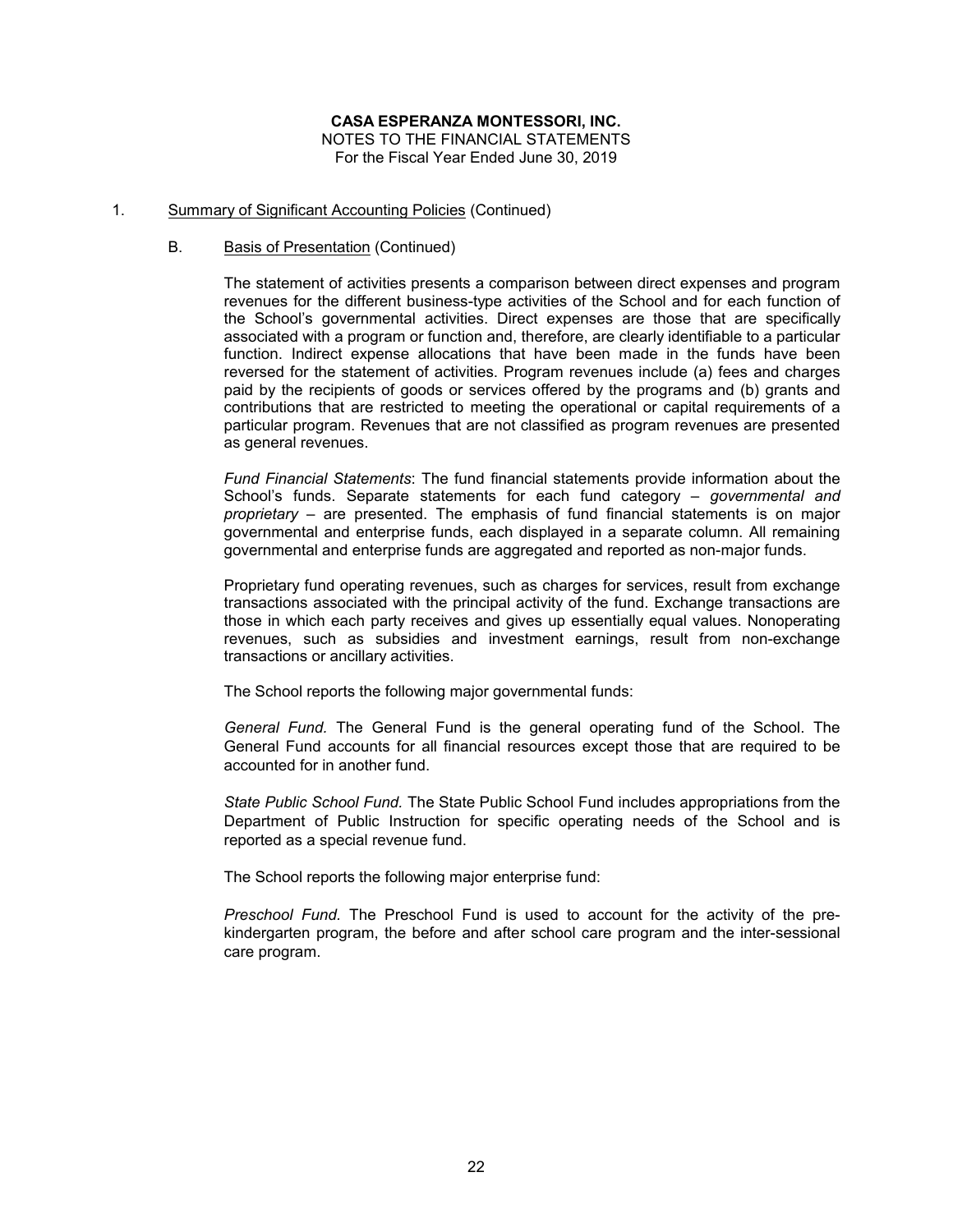**CASA ESPERANZA MONTESSORI, INC.**
NOTES TO THE FINANCIAL STATEMENTS
For the Fiscal Year Ended June 30, 2019

1. Summary of Significant Accounting Policies (Continued)

   B. Basis of Presentation (Continued)

The statement of activities presents a comparison between direct expenses and program revenues for the different business-type activities of the School and for each function of the School's governmental activities. Direct expenses are those that are specifically associated with a program or function and, therefore, are clearly identifiable to a particular function. Indirect expense allocations that have been made in the funds have been reversed for the statement of activities. Program revenues include (a) fees and charges paid by the recipients of goods or services offered by the programs and (b) grants and contributions that are restricted to meeting the operational or capital requirements of a particular program. Revenues that are not classified as program revenues are presented as general revenues.

*Fund Financial Statements*: The fund financial statements provide information about the School's funds. Separate statements for each fund category – *governmental and proprietary* – are presented. The emphasis of fund financial statements is on major governmental and enterprise funds, each displayed in a separate column. All remaining governmental and enterprise funds are aggregated and reported as non-major funds.

Proprietary fund operating revenues, such as charges for services, result from exchange transactions associated with the principal activity of the fund. Exchange transactions are those in which each party receives and gives up essentially equal values. Nonoperating revenues, such as subsidies and investment earnings, result from non-exchange transactions or ancillary activities.

The School reports the following major governmental funds:

*General Fund.* The General Fund is the general operating fund of the School. The General Fund accounts for all financial resources except those that are required to be accounted for in another fund.

*State Public School Fund.* The State Public School Fund includes appropriations from the Department of Public Instruction for specific operating needs of the School and is reported as a special revenue fund.

The School reports the following major enterprise fund:

*Preschool Fund.* The Preschool Fund is used to account for the activity of the pre-kindergarten program, the before and after school care program and the inter-sessional care program.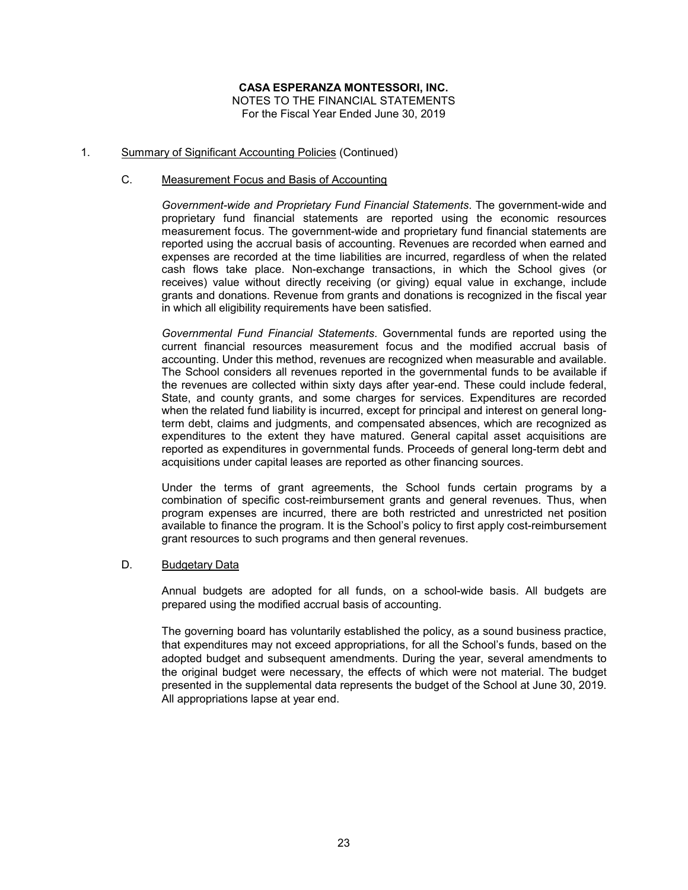**CASA ESPERANZA MONTESSORI, INC.**
NOTES TO THE FINANCIAL STATEMENTS
For the Fiscal Year Ended June 30, 2019

1. Summary of Significant Accounting Policies (Continued)

C. Measurement Focus and Basis of Accounting

*Government-wide and Proprietary Fund Financial Statements*. The government-wide and proprietary fund financial statements are reported using the economic resources measurement focus. The government-wide and proprietary fund financial statements are reported using the accrual basis of accounting. Revenues are recorded when earned and expenses are recorded at the time liabilities are incurred, regardless of when the related cash flows take place. Non-exchange transactions, in which the School gives (or receives) value without directly receiving (or giving) equal value in exchange, include grants and donations. Revenue from grants and donations is recognized in the fiscal year in which all eligibility requirements have been satisfied.

*Governmental Fund Financial Statements*. Governmental funds are reported using the current financial resources measurement focus and the modified accrual basis of accounting. Under this method, revenues are recognized when measurable and available. The School considers all revenues reported in the governmental funds to be available if the revenues are collected within sixty days after year-end. These could include federal, State, and county grants, and some charges for services. Expenditures are recorded when the related fund liability is incurred, except for principal and interest on general long-term debt, claims and judgments, and compensated absences, which are recognized as expenditures to the extent they have matured. General capital asset acquisitions are reported as expenditures in governmental funds. Proceeds of general long-term debt and acquisitions under capital leases are reported as other financing sources.

Under the terms of grant agreements, the School funds certain programs by a combination of specific cost-reimbursement grants and general revenues. Thus, when program expenses are incurred, there are both restricted and unrestricted net position available to finance the program. It is the School's policy to first apply cost-reimbursement grant resources to such programs and then general revenues.

D. Budgetary Data

Annual budgets are adopted for all funds, on a school-wide basis. All budgets are prepared using the modified accrual basis of accounting.

The governing board has voluntarily established the policy, as a sound business practice, that expenditures may not exceed appropriations, for all the School's funds, based on the adopted budget and subsequent amendments. During the year, several amendments to the original budget were necessary, the effects of which were not material. The budget presented in the supplemental data represents the budget of the School at June 30, 2019. All appropriations lapse at year end.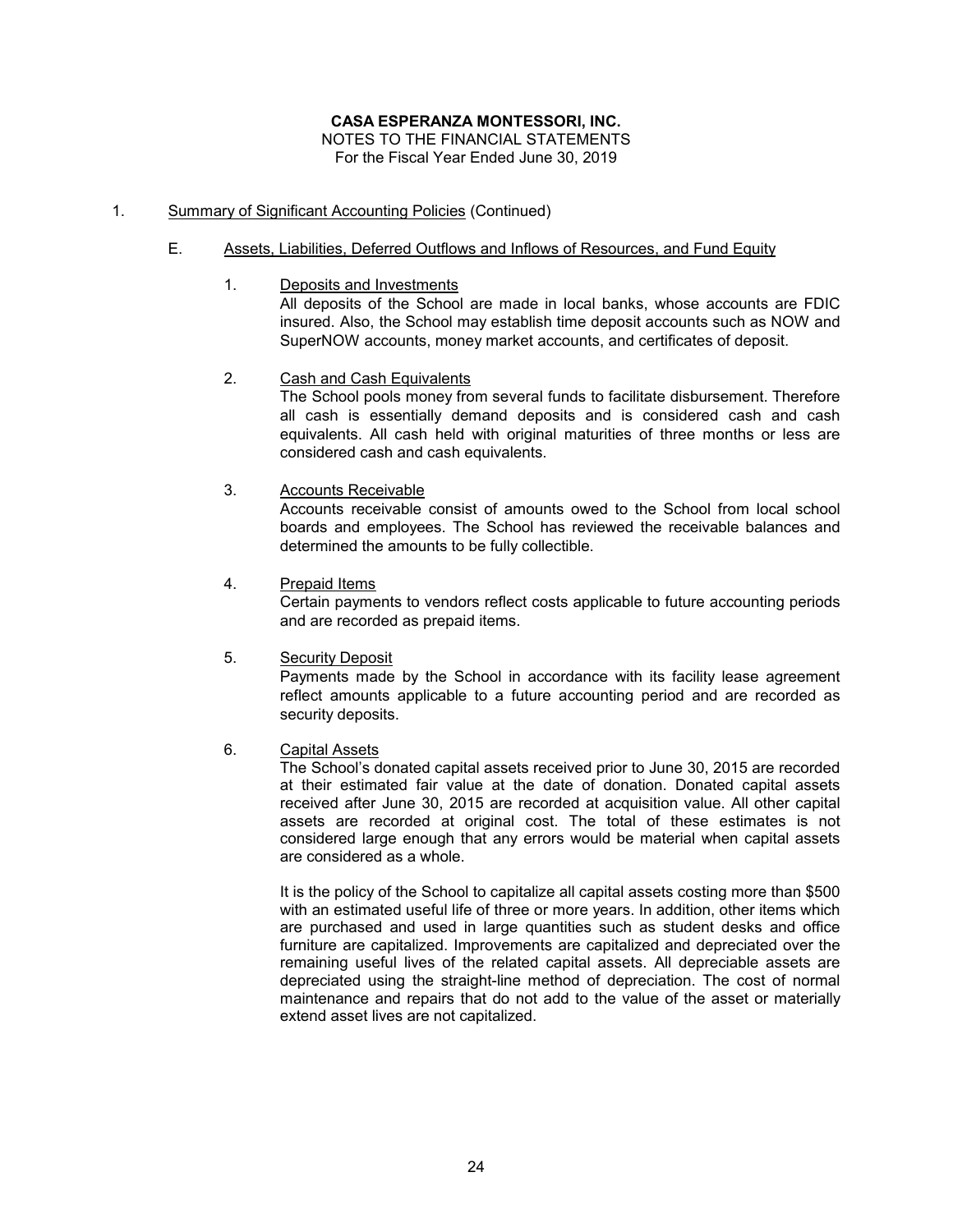**CASA ESPERANZA MONTESSORI, INC.**
NOTES TO THE FINANCIAL STATEMENTS
For the Fiscal Year Ended June 30, 2019

1. Summary of Significant Accounting Policies (Continued)

   E. Assets, Liabilities, Deferred Outflows and Inflows of Resources, and Fund Equity

      1. Deposits and Investments

         All deposits of the School are made in local banks, whose accounts are FDIC insured. Also, the School may establish time deposit accounts such as NOW and SuperNOW accounts, money market accounts, and certificates of deposit.

      2. Cash and Cash Equivalents

         The School pools money from several funds to facilitate disbursement. Therefore all cash is essentially demand deposits and is considered cash and cash equivalents. All cash held with original maturities of three months or less are considered cash and cash equivalents.

      3. Accounts Receivable

         Accounts receivable consist of amounts owed to the School from local school boards and employees. The School has reviewed the receivable balances and determined the amounts to be fully collectible.

      4. Prepaid Items

         Certain payments to vendors reflect costs applicable to future accounting periods and are recorded as prepaid items.

      5. Security Deposit

         Payments made by the School in accordance with its facility lease agreement reflect amounts applicable to a future accounting period and are recorded as security deposits.

      6. Capital Assets

         The School's donated capital assets received prior to June 30, 2015 are recorded at their estimated fair value at the date of donation. Donated capital assets received after June 30, 2015 are recorded at acquisition value. All other capital assets are recorded at original cost. The total of these estimates is not considered large enough that any errors would be material when capital assets are considered as a whole.

         It is the policy of the School to capitalize all capital assets costing more than $500 with an estimated useful life of three or more years. In addition, other items which are purchased and used in large quantities such as student desks and office furniture are capitalized. Improvements are capitalized and depreciated over the remaining useful lives of the related capital assets. All depreciable assets are depreciated using the straight-line method of depreciation. The cost of normal maintenance and repairs that do not add to the value of the asset or materially extend asset lives are not capitalized.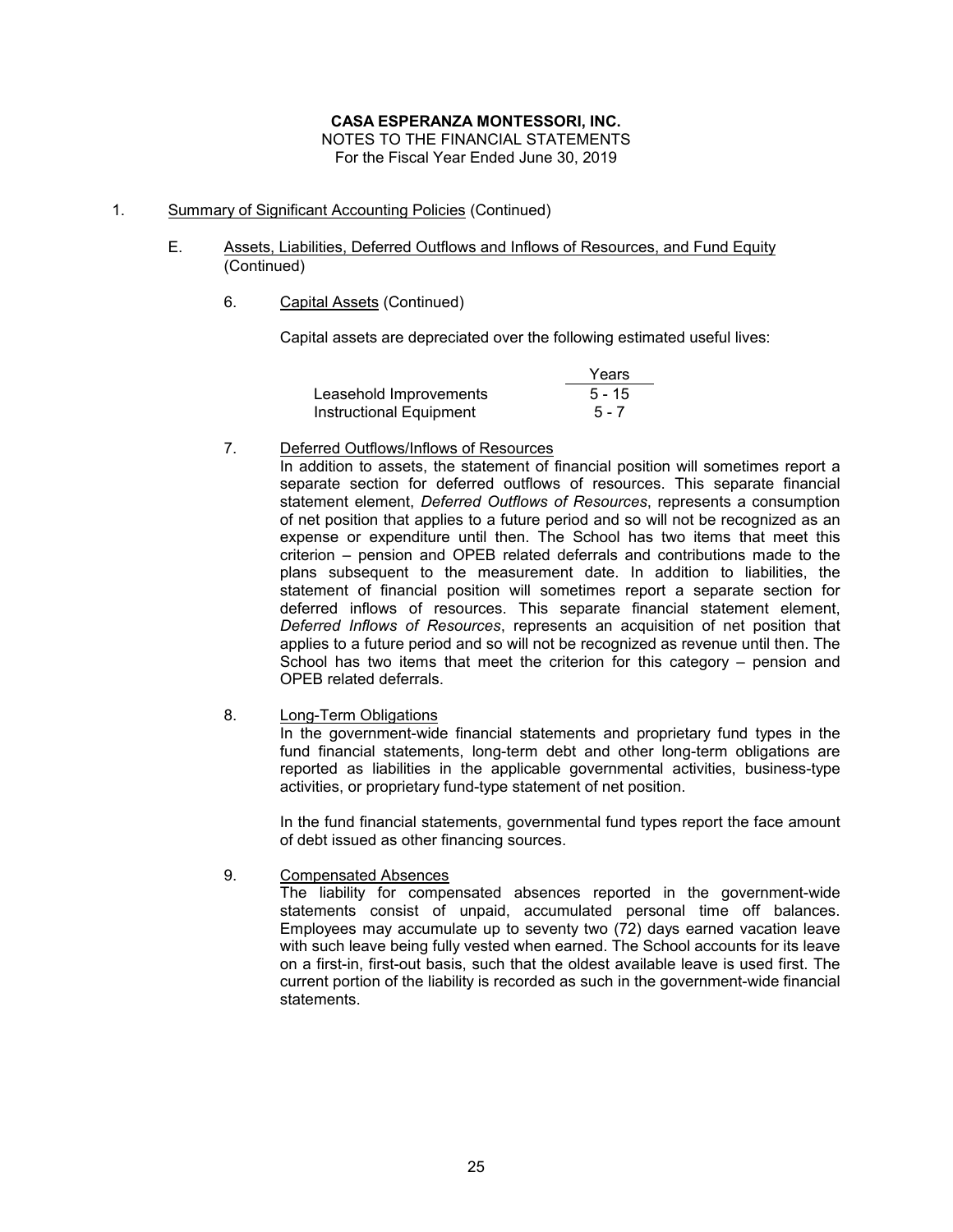**CASA ESPERANZA MONTESSORI, INC.**
NOTES TO THE FINANCIAL STATEMENTS
For the Fiscal Year Ended June 30, 2019

1. Summary of Significant Accounting Policies (Continued)

   E. Assets, Liabilities, Deferred Outflows and Inflows of Resources, and Fund Equity (Continued)

      6. Capital Assets (Continued)

         Capital assets are depreciated over the following estimated useful lives:

| | Years |
|---|---|
| Leasehold Improvements | 5 - 15 |
| Instructional Equipment | 5 - 7 |

      7. Deferred Outflows/Inflows of Resources

         In addition to assets, the statement of financial position will sometimes report a separate section for deferred outflows of resources. This separate financial statement element, *Deferred Outflows of Resources*, represents a consumption of net position that applies to a future period and so will not be recognized as an expense or expenditure until then. The School has two items that meet this criterion – pension and OPEB related deferrals and contributions made to the plans subsequent to the measurement date. In addition to liabilities, the statement of financial position will sometimes report a separate section for deferred inflows of resources. This separate financial statement element, *Deferred Inflows of Resources*, represents an acquisition of net position that applies to a future period and so will not be recognized as revenue until then. The School has two items that meet the criterion for this category – pension and OPEB related deferrals.

      8. Long-Term Obligations

         In the government-wide financial statements and proprietary fund types in the fund financial statements, long-term debt and other long-term obligations are reported as liabilities in the applicable governmental activities, business-type activities, or proprietary fund-type statement of net position.

         In the fund financial statements, governmental fund types report the face amount of debt issued as other financing sources.

      9. Compensated Absences

         The liability for compensated absences reported in the government-wide statements consist of unpaid, accumulated personal time off balances. Employees may accumulate up to seventy two (72) days earned vacation leave with such leave being fully vested when earned. The School accounts for its leave on a first-in, first-out basis, such that the oldest available leave is used first. The current portion of the liability is recorded as such in the government-wide financial statements.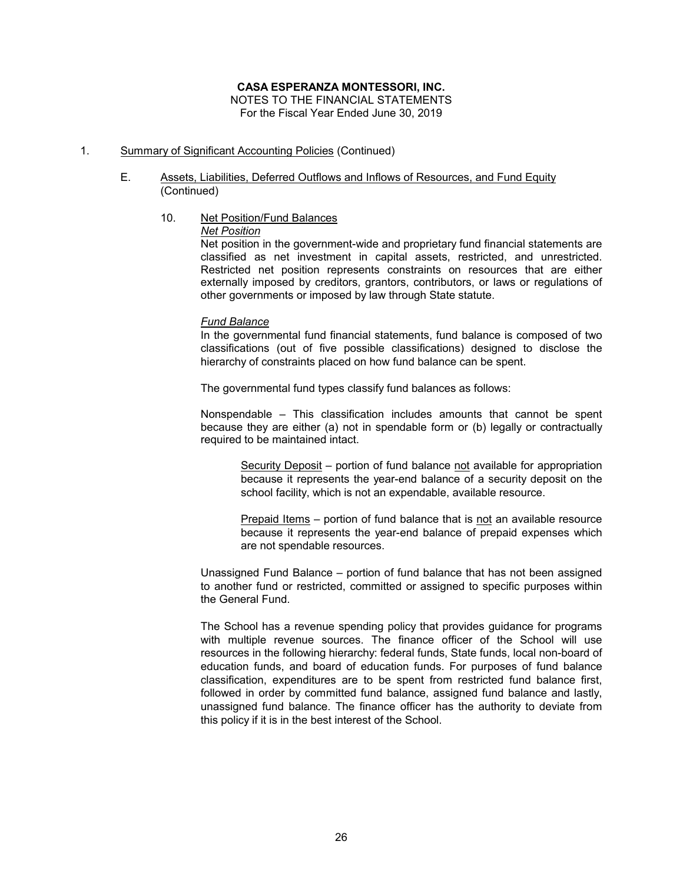**CASA ESPERANZA MONTESSORI, INC.**
NOTES TO THE FINANCIAL STATEMENTS
For the Fiscal Year Ended June 30, 2019

1. Summary of Significant Accounting Policies (Continued)

   E. Assets, Liabilities, Deferred Outflows and Inflows of Resources, and Fund Equity (Continued)

      10. Net Position/Fund Balances

      *Net Position*

      Net position in the government-wide and proprietary fund financial statements are classified as net investment in capital assets, restricted, and unrestricted. Restricted net position represents constraints on resources that are either externally imposed by creditors, grantors, contributors, or laws or regulations of other governments or imposed by law through State statute.

      *Fund Balance*

      In the governmental fund financial statements, fund balance is composed of two classifications (out of five possible classifications) designed to disclose the hierarchy of constraints placed on how fund balance can be spent.

      The governmental fund types classify fund balances as follows:

      Nonspendable – This classification includes amounts that cannot be spent because they are either (a) not in spendable form or (b) legally or contractually required to be maintained intact.

         Security Deposit – portion of fund balance not available for appropriation because it represents the year-end balance of a security deposit on the school facility, which is not an expendable, available resource.

         Prepaid Items – portion of fund balance that is not an available resource because it represents the year-end balance of prepaid expenses which are not spendable resources.

      Unassigned Fund Balance – portion of fund balance that has not been assigned to another fund or restricted, committed or assigned to specific purposes within the General Fund.

      The School has a revenue spending policy that provides guidance for programs with multiple revenue sources. The finance officer of the School will use resources in the following hierarchy: federal funds, State funds, local non-board of education funds, and board of education funds. For purposes of fund balance classification, expenditures are to be spent from restricted fund balance first, followed in order by committed fund balance, assigned fund balance and lastly, unassigned fund balance. The finance officer has the authority to deviate from this policy if it is in the best interest of the School.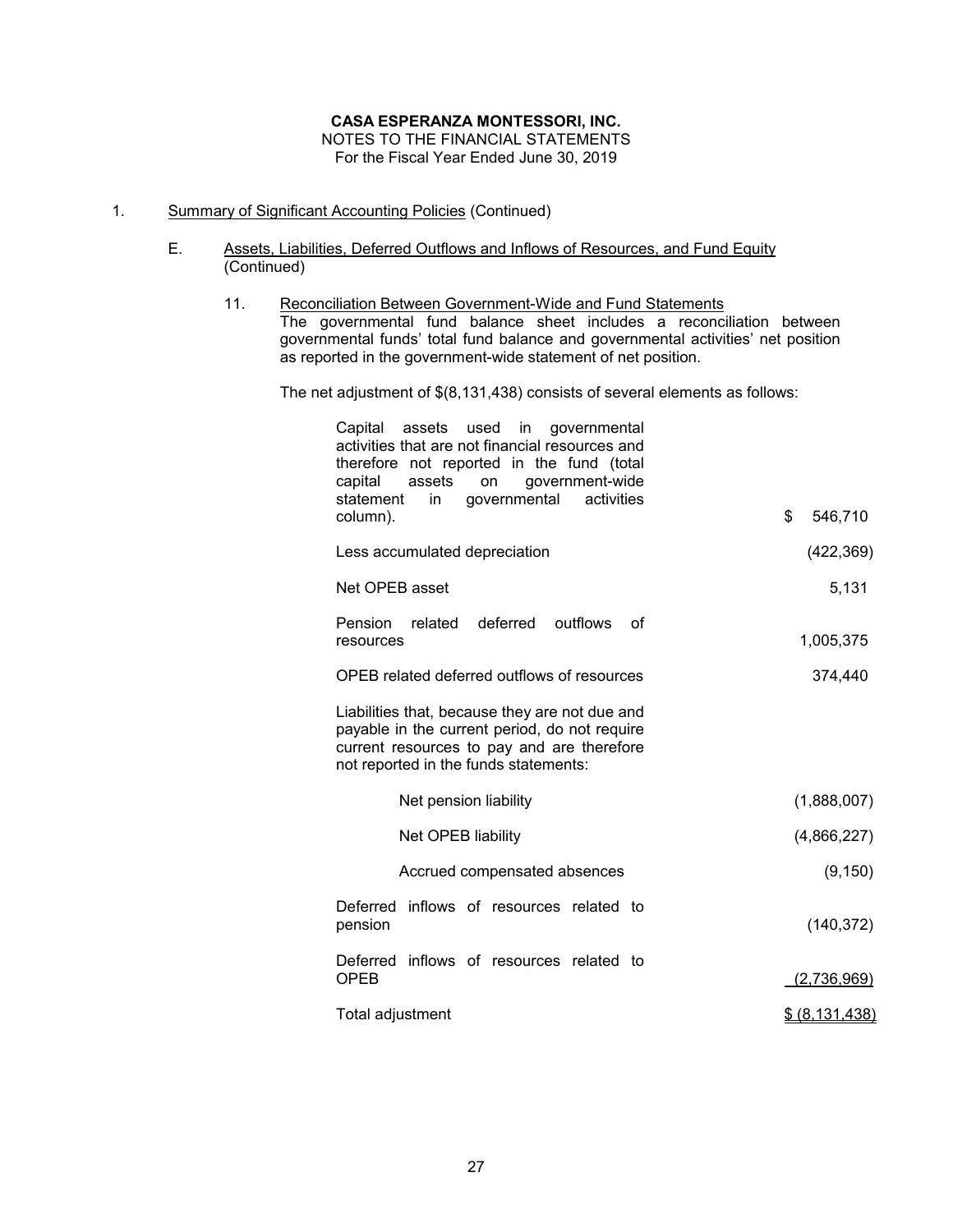**CASA ESPERANZA MONTESSORI, INC.**
NOTES TO THE FINANCIAL STATEMENTS
For the Fiscal Year Ended June 30, 2019

1. Summary of Significant Accounting Policies (Continued)

   E. Assets, Liabilities, Deferred Outflows and Inflows of Resources, and Fund Equity (Continued)

      11. Reconciliation Between Government-Wide and Fund Statements
      
      The governmental fund balance sheet includes a reconciliation between governmental funds' total fund balance and governmental activities' net position as reported in the government-wide statement of net position.

      The net adjustment of $(8,131,438) consists of several elements as follows:

| | |
|---|---|
| Capital assets used in governmental activities that are not financial resources and therefore not reported in the fund (total capital assets on government-wide statement in governmental activities column). | $ 546,710 |
| Less accumulated depreciation | (422,369) |
| Net OPEB asset | 5,131 |
| Pension related deferred outflows of resources | 1,005,375 |
| OPEB related deferred outflows of resources | 374,440 |
| Liabilities that, because they are not due and payable in the current period, do not require current resources to pay and are therefore not reported in the funds statements: | |
| Net pension liability | (1,888,007) |
| Net OPEB liability | (4,866,227) |
| Accrued compensated absences | (9,150) |
| Deferred inflows of resources related to pension | (140,372) |
| Deferred inflows of resources related to OPEB | (2,736,969) |
| Total adjustment | $ (8,131,438) |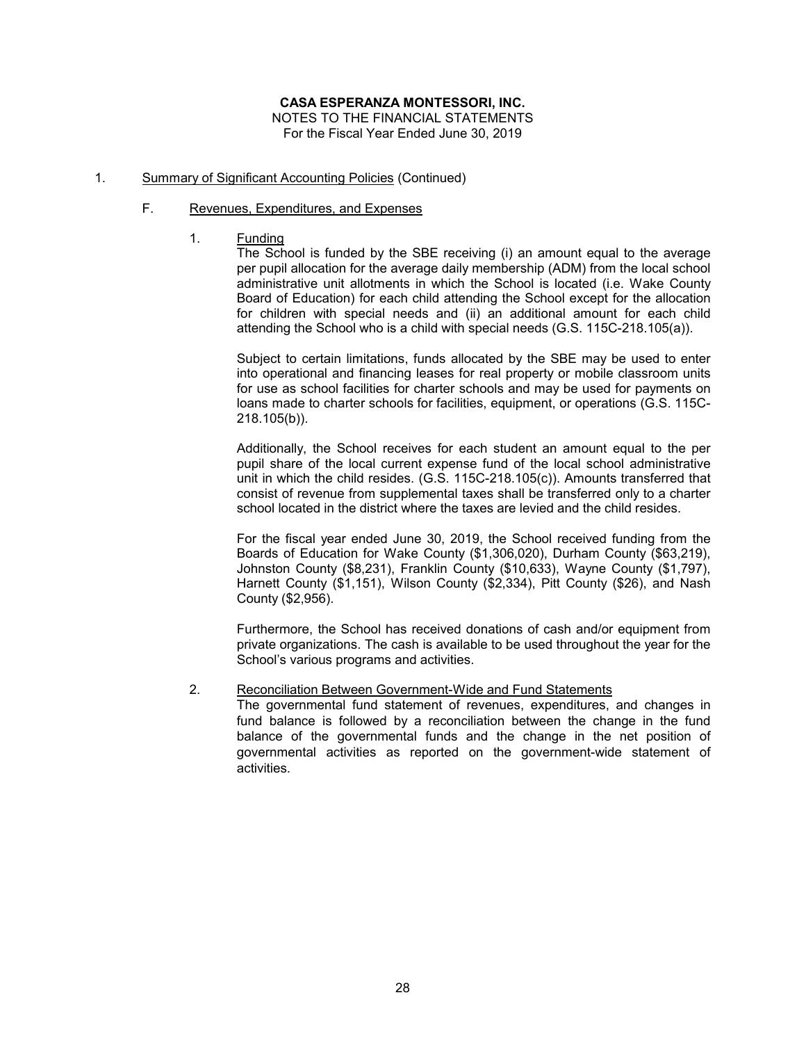**CASA ESPERANZA MONTESSORI, INC.**

NOTES TO THE FINANCIAL STATEMENTS

For the Fiscal Year Ended June 30, 2019

1. Summary of Significant Accounting Policies (Continued)

   F. Revenues, Expenditures, and Expenses

      1. Funding

         The School is funded by the SBE receiving (i) an amount equal to the average per pupil allocation for the average daily membership (ADM) from the local school administrative unit allotments in which the School is located (i.e. Wake County Board of Education) for each child attending the School except for the allocation for children with special needs and (ii) an additional amount for each child attending the School who is a child with special needs (G.S. 115C-218.105(a)).

         Subject to certain limitations, funds allocated by the SBE may be used to enter into operational and financing leases for real property or mobile classroom units for use as school facilities for charter schools and may be used for payments on loans made to charter schools for facilities, equipment, or operations (G.S. 115C-218.105(b)).

         Additionally, the School receives for each student an amount equal to the per pupil share of the local current expense fund of the local school administrative unit in which the child resides. (G.S. 115C-218.105(c)). Amounts transferred that consist of revenue from supplemental taxes shall be transferred only to a charter school located in the district where the taxes are levied and the child resides.

         For the fiscal year ended June 30, 2019, the School received funding from the Boards of Education for Wake County ($1,306,020), Durham County ($63,219), Johnston County ($8,231), Franklin County ($10,633), Wayne County ($1,797), Harnett County ($1,151), Wilson County ($2,334), Pitt County ($26), and Nash County ($2,956).

         Furthermore, the School has received donations of cash and/or equipment from private organizations. The cash is available to be used throughout the year for the School's various programs and activities.

      2. Reconciliation Between Government-Wide and Fund Statements

         The governmental fund statement of revenues, expenditures, and changes in fund balance is followed by a reconciliation between the change in the fund balance of the governmental funds and the change in the net position of governmental activities as reported on the government-wide statement of activities.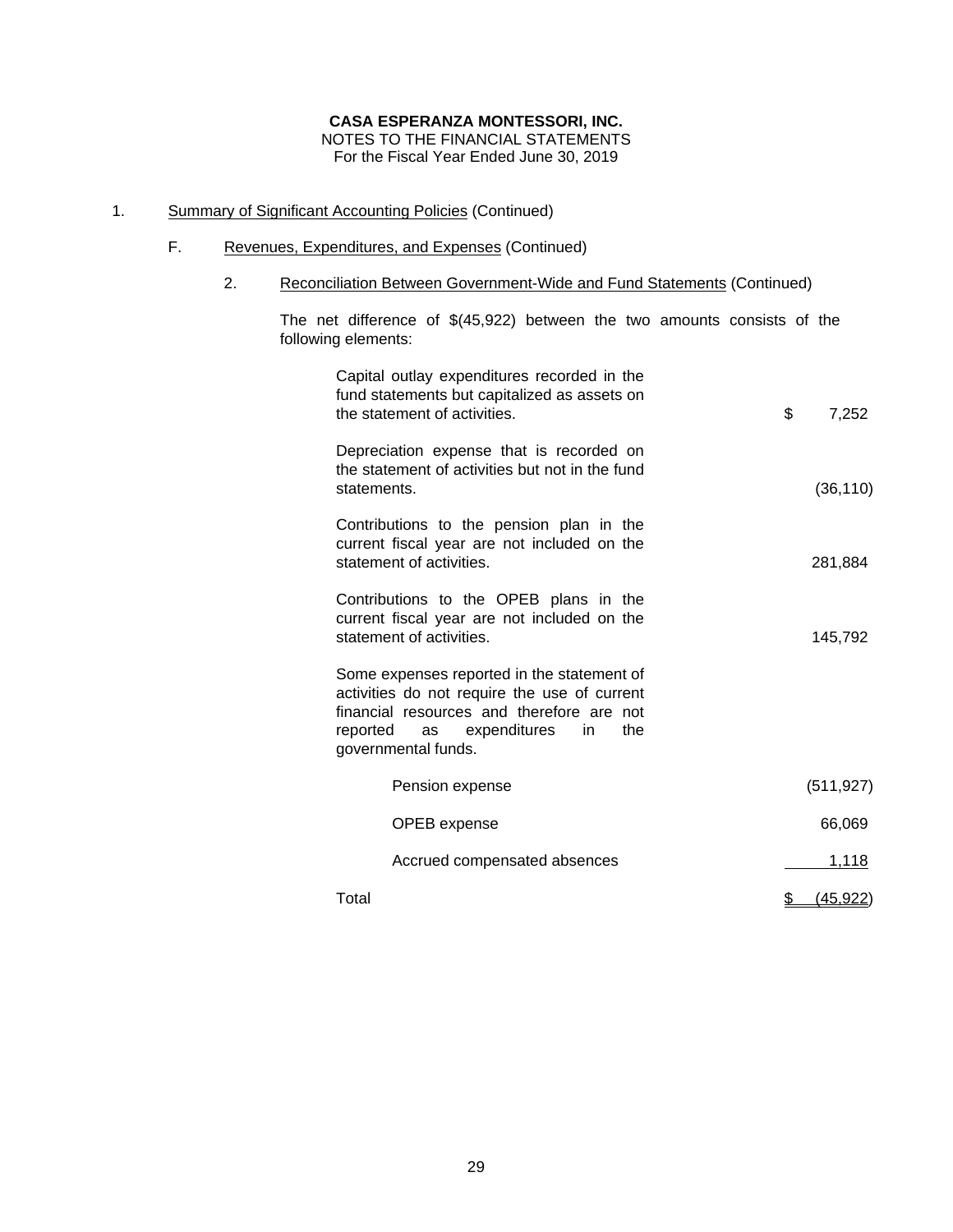**CASA ESPERANZA MONTESSORI, INC.**
NOTES TO THE FINANCIAL STATEMENTS
For the Fiscal Year Ended June 30, 2019

1. Summary of Significant Accounting Policies (Continued)

   F. Revenues, Expenditures, and Expenses (Continued)

      2. Reconciliation Between Government-Wide and Fund Statements (Continued)

         The net difference of $(45,922) between the two amounts consists of the following elements:

| Description | Amount |
|---|---|
| Capital outlay expenditures recorded in the fund statements but capitalized as assets on the statement of activities. | $ 7,252 |
| Depreciation expense that is recorded on the statement of activities but not in the fund statements. | (36,110) |
| Contributions to the pension plan in the current fiscal year are not included on the statement of activities. | 281,884 |
| Contributions to the OPEB plans in the current fiscal year are not included on the statement of activities. | 145,792 |
| Some expenses reported in the statement of activities do not require the use of current financial resources and therefore are not reported as expenditures in the governmental funds. | |
| Pension expense | (511,927) |
| OPEB expense | 66,069 |
| Accrued compensated absences | 1,118 |
| Total | $ (45,922) |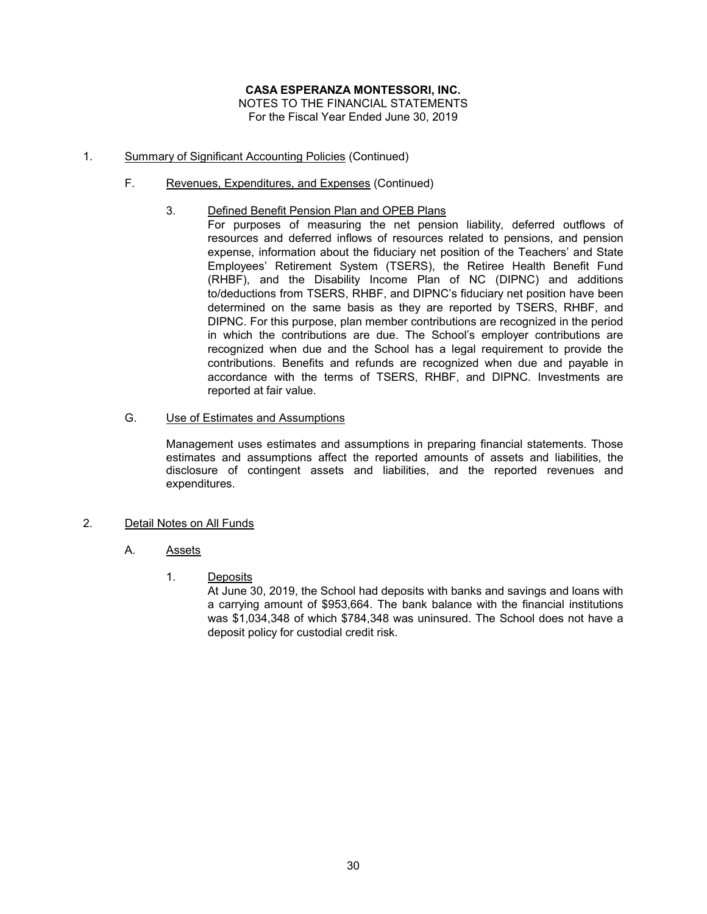**CASA ESPERANZA MONTESSORI, INC.**
NOTES TO THE FINANCIAL STATEMENTS
For the Fiscal Year Ended June 30, 2019

1. Summary of Significant Accounting Policies (Continued)

   F. Revenues, Expenditures, and Expenses (Continued)

      3. Defined Benefit Pension Plan and OPEB Plans

         For purposes of measuring the net pension liability, deferred outflows of resources and deferred inflows of resources related to pensions, and pension expense, information about the fiduciary net position of the Teachers' and State Employees' Retirement System (TSERS), the Retiree Health Benefit Fund (RHBF), and the Disability Income Plan of NC (DIPNC) and additions to/deductions from TSERS, RHBF, and DIPNC's fiduciary net position have been determined on the same basis as they are reported by TSERS, RHBF, and DIPNC. For this purpose, plan member contributions are recognized in the period in which the contributions are due. The School's employer contributions are recognized when due and the School has a legal requirement to provide the contributions. Benefits and refunds are recognized when due and payable in accordance with the terms of TSERS, RHBF, and DIPNC. Investments are reported at fair value.

   G. Use of Estimates and Assumptions

      Management uses estimates and assumptions in preparing financial statements. Those estimates and assumptions affect the reported amounts of assets and liabilities, the disclosure of contingent assets and liabilities, and the reported revenues and expenditures.

2. Detail Notes on All Funds

   A. Assets

      1. Deposits

         At June 30, 2019, the School had deposits with banks and savings and loans with a carrying amount of $953,664. The bank balance with the financial institutions was $1,034,348 of which $784,348 was uninsured. The School does not have a deposit policy for custodial credit risk.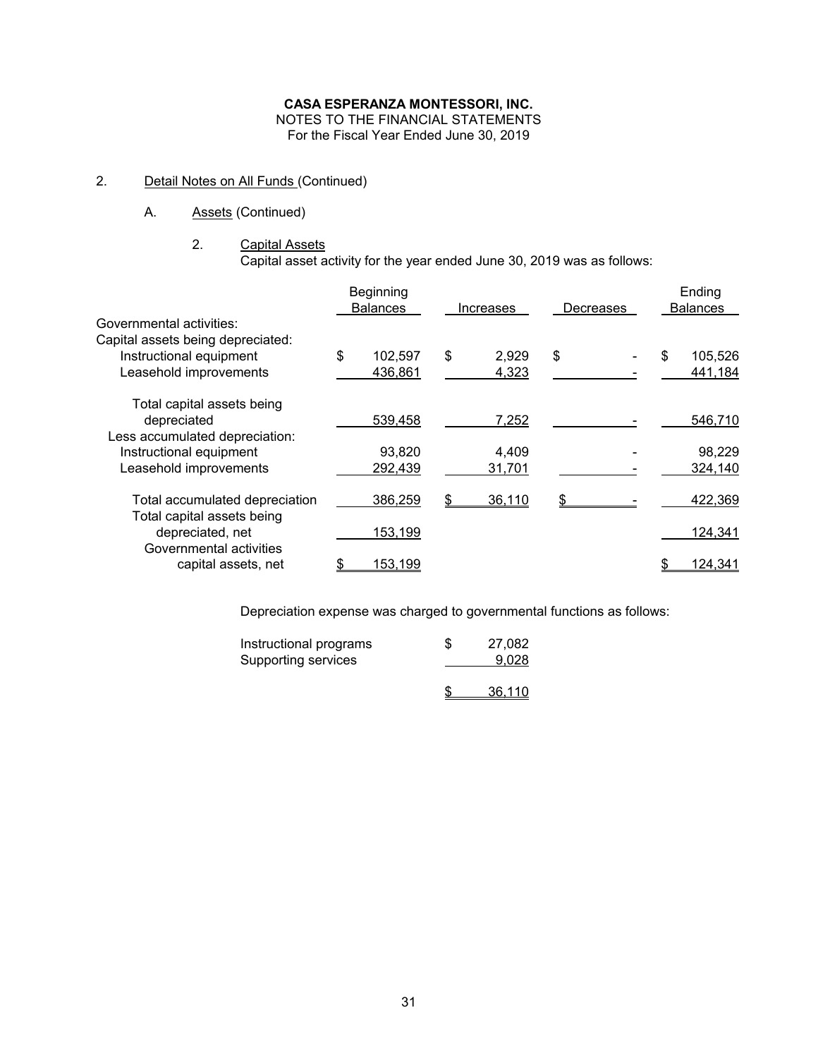**CASA ESPERANZA MONTESSORI, INC.**
NOTES TO THE FINANCIAL STATEMENTS
For the Fiscal Year Ended June 30, 2019

2. Detail Notes on All Funds (Continued)

A. Assets (Continued)

2. Capital Assets

Capital asset activity for the year ended June 30, 2019 was as follows:

| | Beginning Balances | Increases | Decreases | Ending Balances |
|---|---|---|---|---|
| Governmental activities: | | | | |
| Capital assets being depreciated: | | | | |
| Instructional equipment | $ 102,597 | $ 2,929 | $ - | $ 105,526 |
| Leasehold improvements | 436,861 | 4,323 | - | 441,184 |
| Total capital assets being depreciated | 539,458 | 7,252 | - | 546,710 |
| Less accumulated depreciation: | | | | |
| Instructional equipment | 93,820 | 4,409 | - | 98,229 |
| Leasehold improvements | 292,439 | 31,701 | - | 324,140 |
| Total accumulated depreciation | 386,259 | $ 36,110 | $ - | 422,369 |
| Total capital assets being depreciated, net | 153,199 | | | 124,341 |
| Governmental activities capital assets, net | $ 153,199 | | | $ 124,341 |

Depreciation expense was charged to governmental functions as follows:

| | |
|---|---|
| Instructional programs | $ 27,082 |
| Supporting services | 9,028 |
| | $ 36,110 |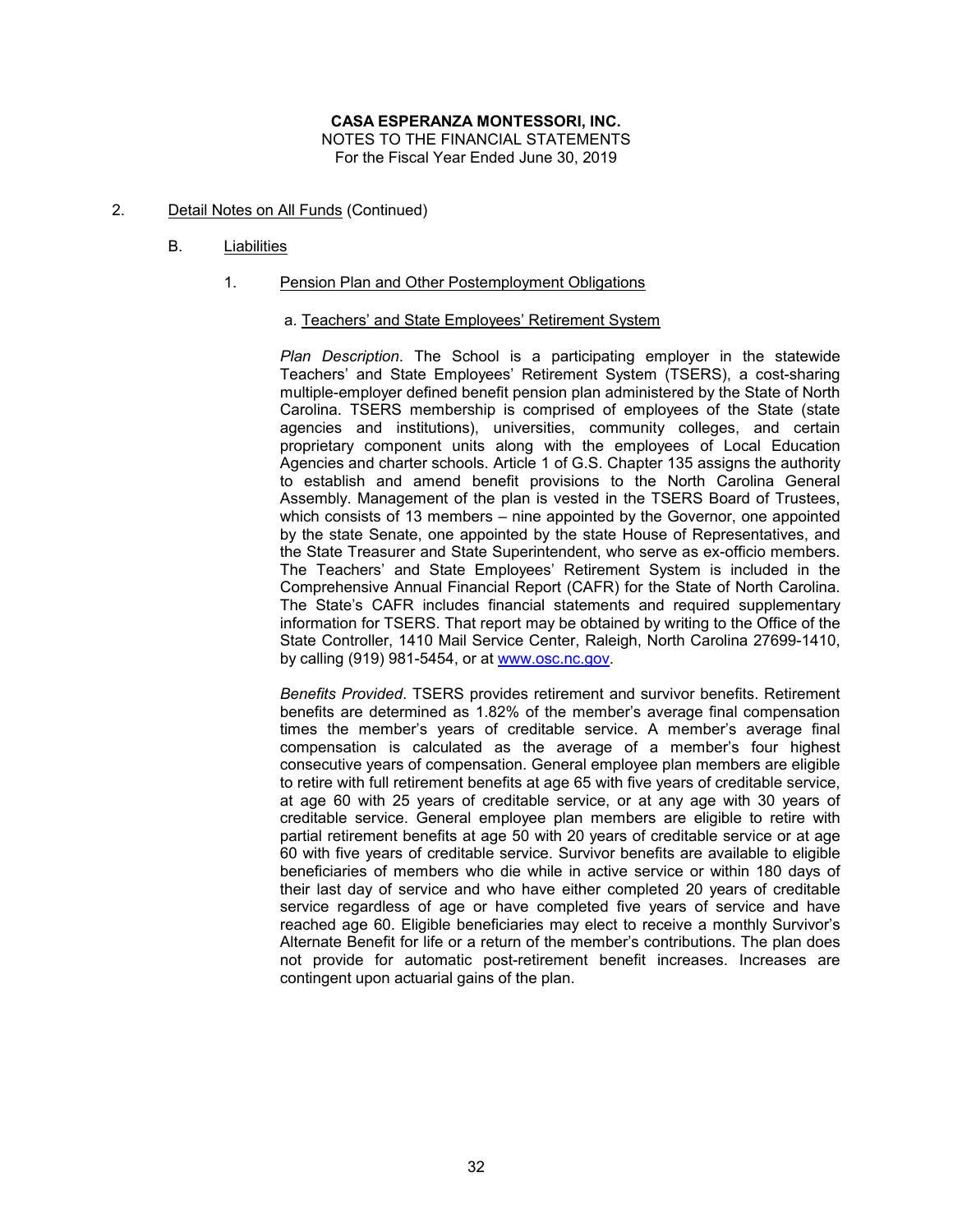**CASA ESPERANZA MONTESSORI, INC.**
NOTES TO THE FINANCIAL STATEMENTS
For the Fiscal Year Ended June 30, 2019

2. Detail Notes on All Funds (Continued)

   B. Liabilities

      1. Pension Plan and Other Postemployment Obligations

         a. Teachers' and State Employees' Retirement System

*Plan Description*. The School is a participating employer in the statewide Teachers' and State Employees' Retirement System (TSERS), a cost-sharing multiple-employer defined benefit pension plan administered by the State of North Carolina. TSERS membership is comprised of employees of the State (state agencies and institutions), universities, community colleges, and certain proprietary component units along with the employees of Local Education Agencies and charter schools. Article 1 of G.S. Chapter 135 assigns the authority to establish and amend benefit provisions to the North Carolina General Assembly. Management of the plan is vested in the TSERS Board of Trustees, which consists of 13 members – nine appointed by the Governor, one appointed by the state Senate, one appointed by the state House of Representatives, and the State Treasurer and State Superintendent, who serve as ex-officio members. The Teachers' and State Employees' Retirement System is included in the Comprehensive Annual Financial Report (CAFR) for the State of North Carolina. The State's CAFR includes financial statements and required supplementary information for TSERS. That report may be obtained by writing to the Office of the State Controller, 1410 Mail Service Center, Raleigh, North Carolina 27699-1410, by calling (919) 981-5454, or at www.osc.nc.gov.

*Benefits Provided*. TSERS provides retirement and survivor benefits. Retirement benefits are determined as 1.82% of the member's average final compensation times the member's years of creditable service. A member's average final compensation is calculated as the average of a member's four highest consecutive years of compensation. General employee plan members are eligible to retire with full retirement benefits at age 65 with five years of creditable service, at age 60 with 25 years of creditable service, or at any age with 30 years of creditable service. General employee plan members are eligible to retire with partial retirement benefits at age 50 with 20 years of creditable service or at age 60 with five years of creditable service. Survivor benefits are available to eligible beneficiaries of members who die while in active service or within 180 days of their last day of service and who have either completed 20 years of creditable service regardless of age or have completed five years of service and have reached age 60. Eligible beneficiaries may elect to receive a monthly Survivor's Alternate Benefit for life or a return of the member's contributions. The plan does not provide for automatic post-retirement benefit increases. Increases are contingent upon actuarial gains of the plan.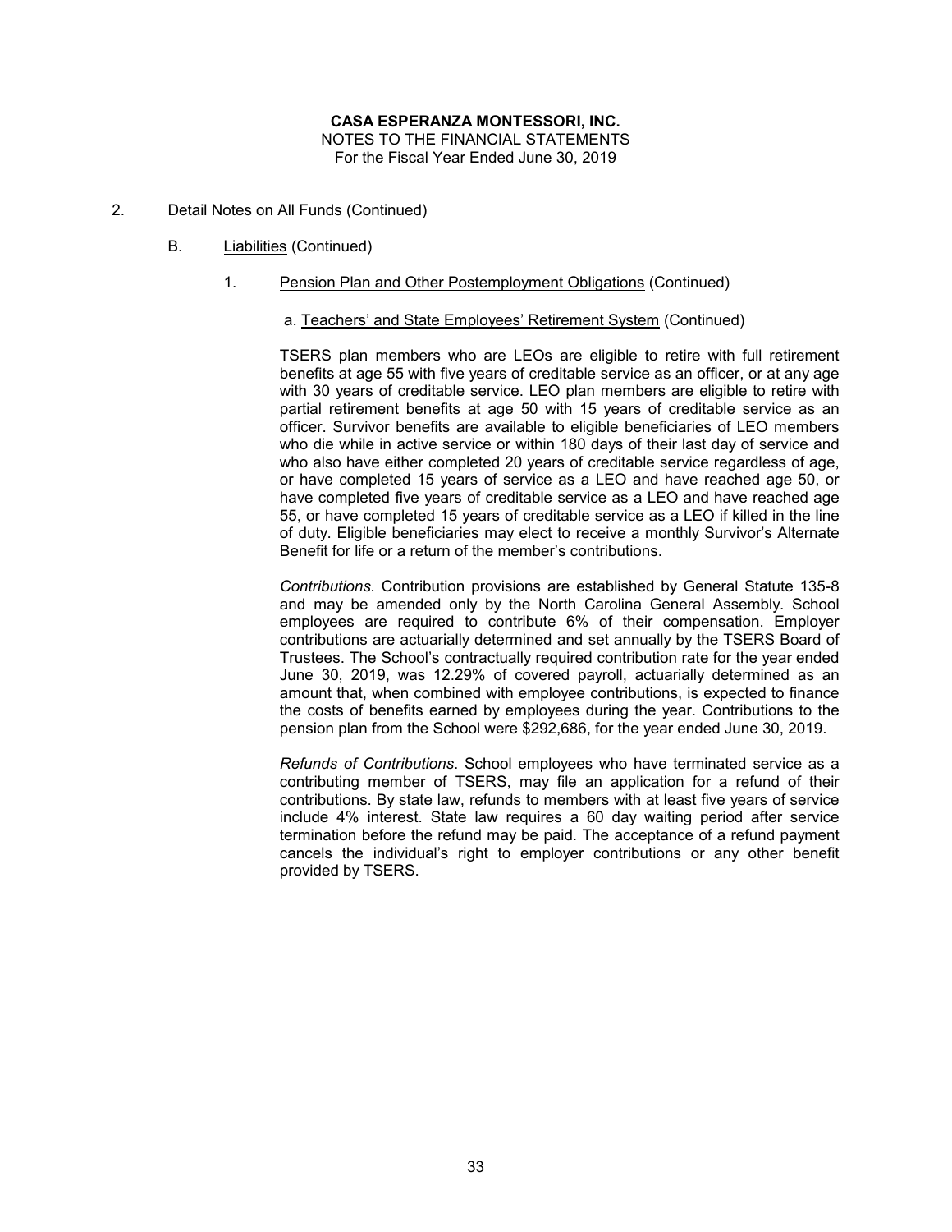**CASA ESPERANZA MONTESSORI, INC.**
NOTES TO THE FINANCIAL STATEMENTS
For the Fiscal Year Ended June 30, 2019

2. Detail Notes on All Funds (Continued)

   B. Liabilities (Continued)

      1. Pension Plan and Other Postemployment Obligations (Continued)

         a. Teachers' and State Employees' Retirement System (Continued)

TSERS plan members who are LEOs are eligible to retire with full retirement benefits at age 55 with five years of creditable service as an officer, or at any age with 30 years of creditable service. LEO plan members are eligible to retire with partial retirement benefits at age 50 with 15 years of creditable service as an officer. Survivor benefits are available to eligible beneficiaries of LEO members who die while in active service or within 180 days of their last day of service and who also have either completed 20 years of creditable service regardless of age, or have completed 15 years of service as a LEO and have reached age 50, or have completed five years of creditable service as a LEO and have reached age 55, or have completed 15 years of creditable service as a LEO if killed in the line of duty. Eligible beneficiaries may elect to receive a monthly Survivor's Alternate Benefit for life or a return of the member's contributions.

*Contributions.* Contribution provisions are established by General Statute 135-8 and may be amended only by the North Carolina General Assembly. School employees are required to contribute 6% of their compensation. Employer contributions are actuarially determined and set annually by the TSERS Board of Trustees. The School's contractually required contribution rate for the year ended June 30, 2019, was 12.29% of covered payroll, actuarially determined as an amount that, when combined with employee contributions, is expected to finance the costs of benefits earned by employees during the year. Contributions to the pension plan from the School were $292,686, for the year ended June 30, 2019.

*Refunds of Contributions*. School employees who have terminated service as a contributing member of TSERS, may file an application for a refund of their contributions. By state law, refunds to members with at least five years of service include 4% interest. State law requires a 60 day waiting period after service termination before the refund may be paid. The acceptance of a refund payment cancels the individual's right to employer contributions or any other benefit provided by TSERS.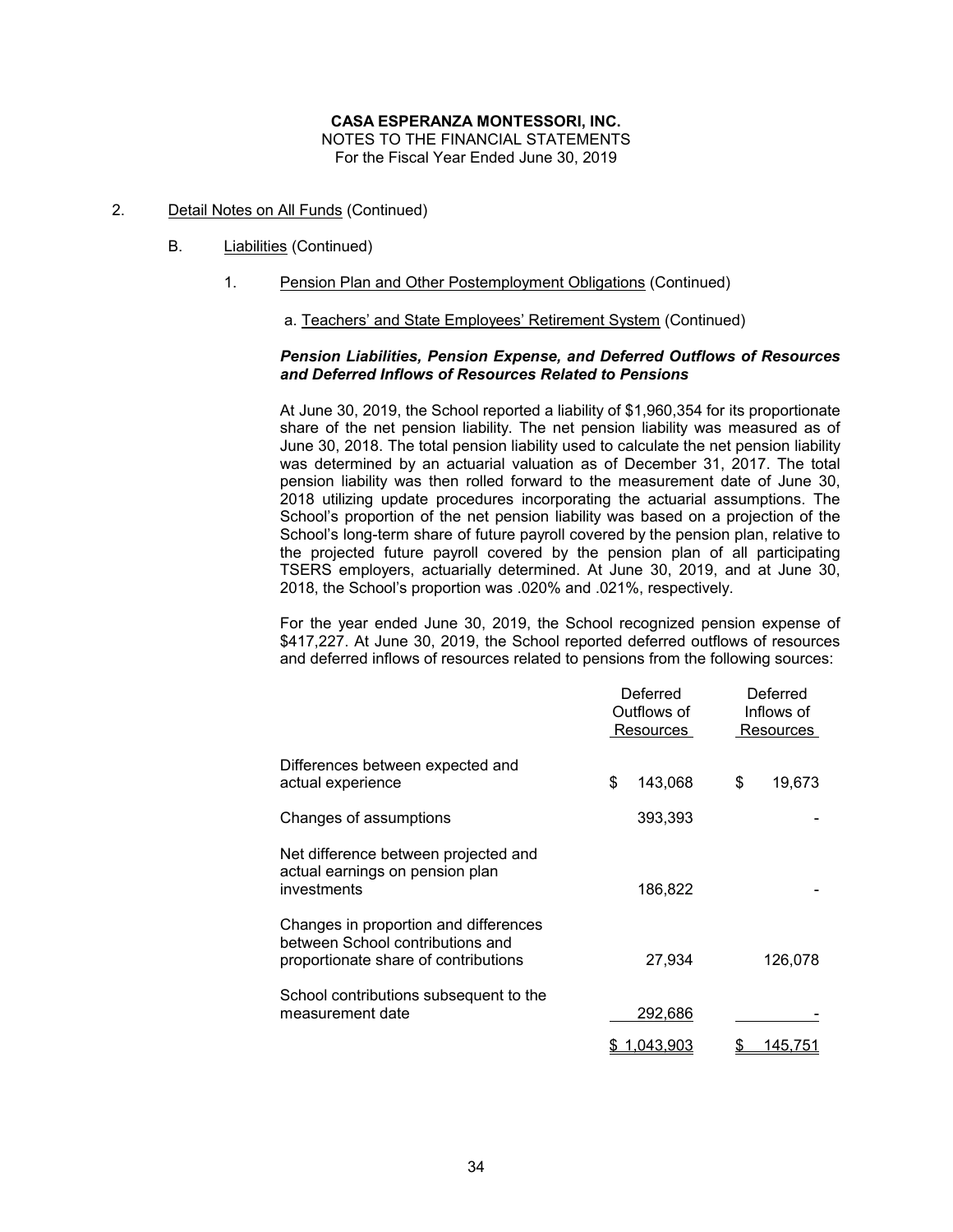**CASA ESPERANZA MONTESSORI, INC.**
NOTES TO THE FINANCIAL STATEMENTS
For the Fiscal Year Ended June 30, 2019

2. Detail Notes on All Funds (Continued)

   B. Liabilities (Continued)

      1. Pension Plan and Other Postemployment Obligations (Continued)

         a. Teachers' and State Employees' Retirement System (Continued)

***Pension Liabilities, Pension Expense, and Deferred Outflows of Resources and Deferred Inflows of Resources Related to Pensions***

At June 30, 2019, the School reported a liability of $1,960,354 for its proportionate share of the net pension liability. The net pension liability was measured as of June 30, 2018. The total pension liability used to calculate the net pension liability was determined by an actuarial valuation as of December 31, 2017. The total pension liability was then rolled forward to the measurement date of June 30, 2018 utilizing update procedures incorporating the actuarial assumptions. The School's proportion of the net pension liability was based on a projection of the School's long-term share of future payroll covered by the pension plan, relative to the projected future payroll covered by the pension plan of all participating TSERS employers, actuarially determined. At June 30, 2019, and at June 30, 2018, the School's proportion was .020% and .021%, respectively.

For the year ended June 30, 2019, the School recognized pension expense of $417,227. At June 30, 2019, the School reported deferred outflows of resources and deferred inflows of resources related to pensions from the following sources:

| | Deferred Outflows of Resources | Deferred Inflows of Resources |
|---|---|---|
| Differences between expected and actual experience | $ 143,068 | $ 19,673 |
| Changes of assumptions | 393,393 | - |
| Net difference between projected and actual earnings on pension plan investments | 186,822 | - |
| Changes in proportion and differences between School contributions and proportionate share of contributions | 27,934 | 126,078 |
| School contributions subsequent to the measurement date | 292,686 | - |
| | $ 1,043,903 | $ 145,751 |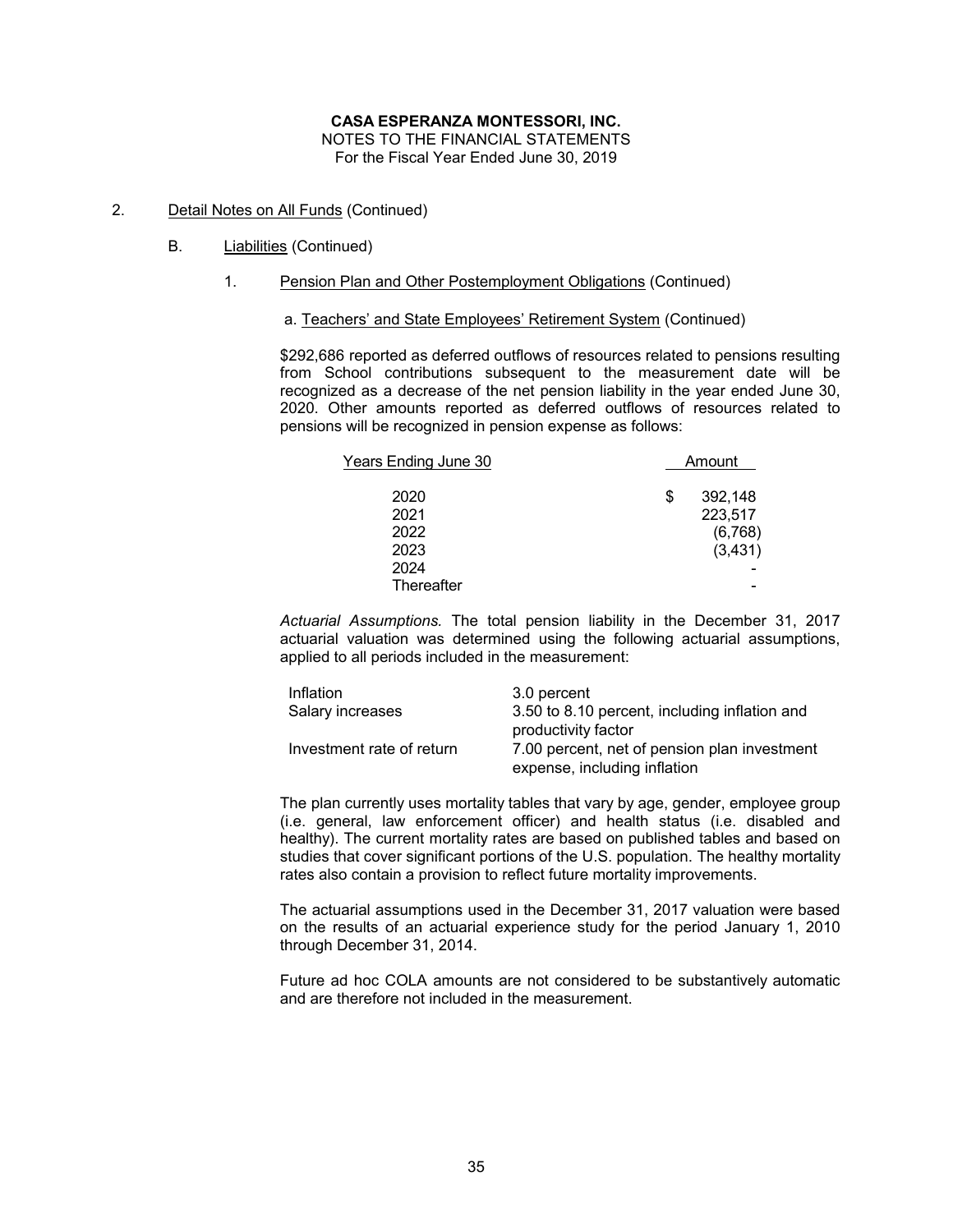**CASA ESPERANZA MONTESSORI, INC.**
NOTES TO THE FINANCIAL STATEMENTS
For the Fiscal Year Ended June 30, 2019

2. Detail Notes on All Funds (Continued)

   B. Liabilities (Continued)

      1. Pension Plan and Other Postemployment Obligations (Continued)

         a. Teachers' and State Employees' Retirement System (Continued)

$292,686 reported as deferred outflows of resources related to pensions resulting from School contributions subsequent to the measurement date will be recognized as a decrease of the net pension liability in the year ended June 30, 2020. Other amounts reported as deferred outflows of resources related to pensions will be recognized in pension expense as follows:

| Years Ending June 30 | Amount |
|---|---|
| 2020 | $ 392,148 |
| 2021 | 223,517 |
| 2022 | (6,768) |
| 2023 | (3,431) |
| 2024 | - |
| Thereafter | - |

*Actuarial Assumptions.* The total pension liability in the December 31, 2017 actuarial valuation was determined using the following actuarial assumptions, applied to all periods included in the measurement:

| | |
|---|---|
| Inflation | 3.0 percent |
| Salary increases | 3.50 to 8.10 percent, including inflation and productivity factor |
| Investment rate of return | 7.00 percent, net of pension plan investment expense, including inflation |

The plan currently uses mortality tables that vary by age, gender, employee group (i.e. general, law enforcement officer) and health status (i.e. disabled and healthy). The current mortality rates are based on published tables and based on studies that cover significant portions of the U.S. population. The healthy mortality rates also contain a provision to reflect future mortality improvements.

The actuarial assumptions used in the December 31, 2017 valuation were based on the results of an actuarial experience study for the period January 1, 2010 through December 31, 2014.

Future ad hoc COLA amounts are not considered to be substantively automatic and are therefore not included in the measurement.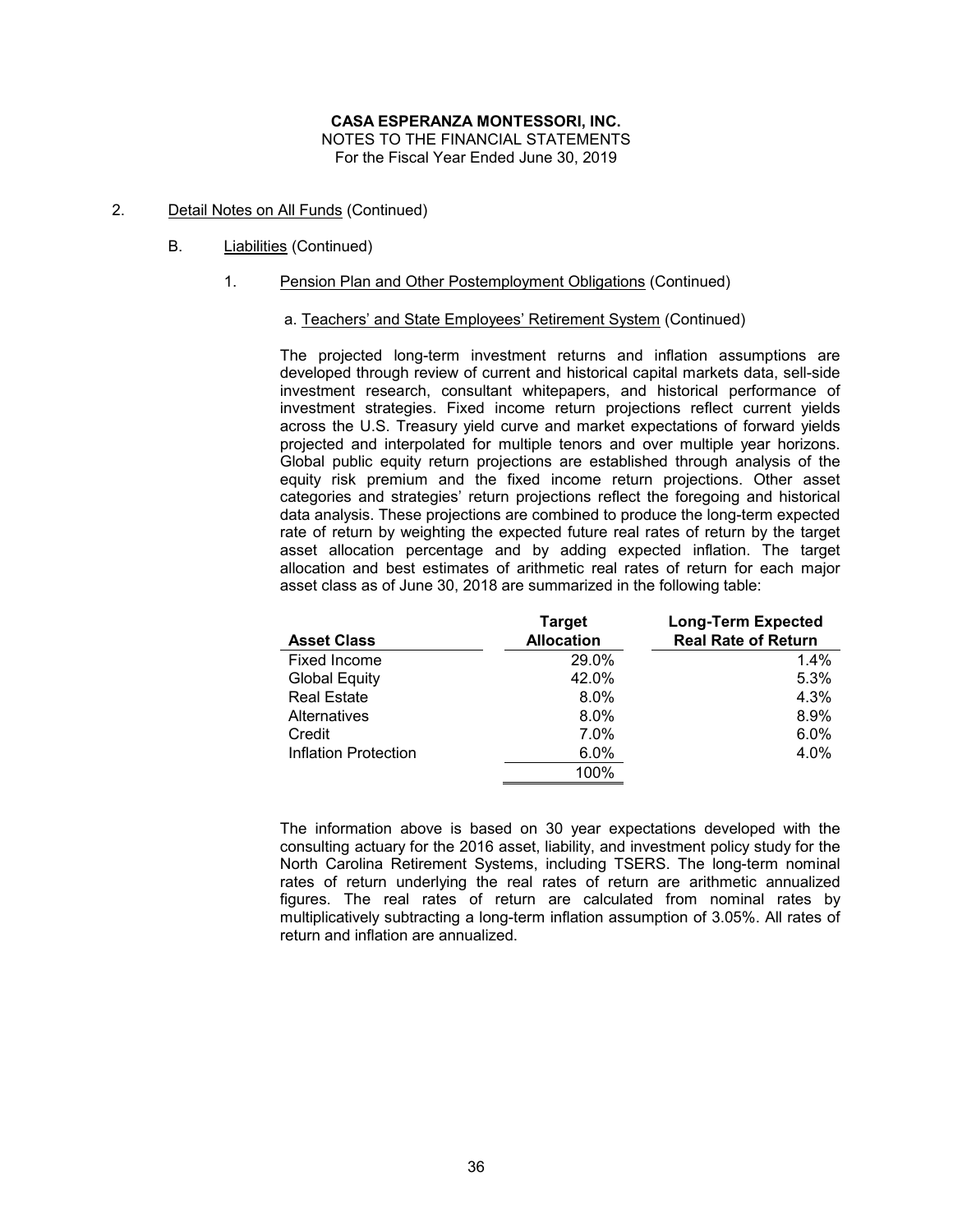**CASA ESPERANZA MONTESSORI, INC.**
NOTES TO THE FINANCIAL STATEMENTS
For the Fiscal Year Ended June 30, 2019

2. Detail Notes on All Funds (Continued)

   B. Liabilities (Continued)

      1. Pension Plan and Other Postemployment Obligations (Continued)

         a. Teachers' and State Employees' Retirement System (Continued)

The projected long-term investment returns and inflation assumptions are developed through review of current and historical capital markets data, sell-side investment research, consultant whitepapers, and historical performance of investment strategies. Fixed income return projections reflect current yields across the U.S. Treasury yield curve and market expectations of forward yields projected and interpolated for multiple tenors and over multiple year horizons. Global public equity return projections are established through analysis of the equity risk premium and the fixed income return projections. Other asset categories and strategies' return projections reflect the foregoing and historical data analysis. These projections are combined to produce the long-term expected rate of return by weighting the expected future real rates of return by the target asset allocation percentage and by adding expected inflation. The target allocation and best estimates of arithmetic real rates of return for each major asset class as of June 30, 2018 are summarized in the following table:

| Asset Class | Target Allocation | Long-Term Expected Real Rate of Return |
|---|---|---|
| Fixed Income | 29.0% | 1.4% |
| Global Equity | 42.0% | 5.3% |
| Real Estate | 8.0% | 4.3% |
| Alternatives | 8.0% | 8.9% |
| Credit | 7.0% | 6.0% |
| Inflation Protection | 6.0% | 4.0% |
| | 100% | |

The information above is based on 30 year expectations developed with the consulting actuary for the 2016 asset, liability, and investment policy study for the North Carolina Retirement Systems, including TSERS. The long-term nominal rates of return underlying the real rates of return are arithmetic annualized figures. The real rates of return are calculated from nominal rates by multiplicatively subtracting a long-term inflation assumption of 3.05%. All rates of return and inflation are annualized.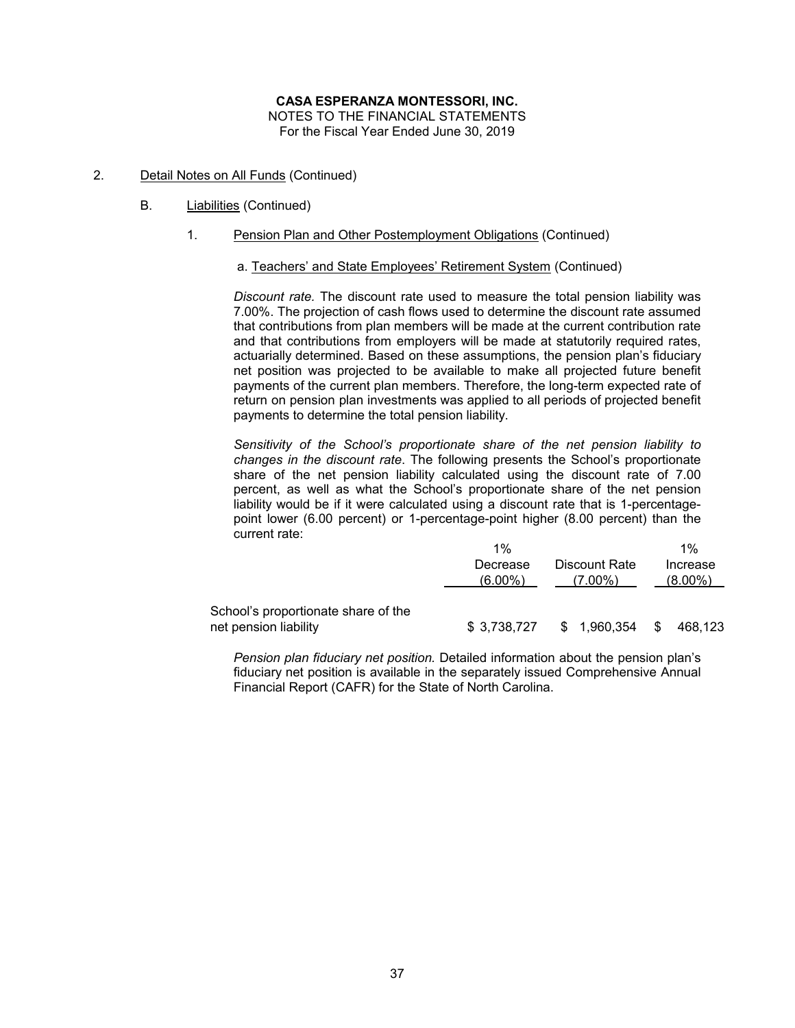**CASA ESPERANZA MONTESSORI, INC.**
NOTES TO THE FINANCIAL STATEMENTS
For the Fiscal Year Ended June 30, 2019

2. Detail Notes on All Funds (Continued)

B. Liabilities (Continued)

1. Pension Plan and Other Postemployment Obligations (Continued)

a. Teachers' and State Employees' Retirement System (Continued)

*Discount rate.* The discount rate used to measure the total pension liability was 7.00%. The projection of cash flows used to determine the discount rate assumed that contributions from plan members will be made at the current contribution rate and that contributions from employers will be made at statutorily required rates, actuarially determined. Based on these assumptions, the pension plan's fiduciary net position was projected to be available to make all projected future benefit payments of the current plan members. Therefore, the long-term expected rate of return on pension plan investments was applied to all periods of projected benefit payments to determine the total pension liability.

*Sensitivity of the School's proportionate share of the net pension liability to changes in the discount rate*. The following presents the School's proportionate share of the net pension liability calculated using the discount rate of 7.00 percent, as well as what the School's proportionate share of the net pension liability would be if it were calculated using a discount rate that is 1-percentage-point lower (6.00 percent) or 1-percentage-point higher (8.00 percent) than the current rate:

| | 1% Decrease (6.00%) | Discount Rate (7.00%) | 1% Increase (8.00%) |
|---|---|---|---|
| School's proportionate share of the net pension liability | $ 3,738,727 | $ 1,960,354 | $ 468,123 |

*Pension plan fiduciary net position.* Detailed information about the pension plan's fiduciary net position is available in the separately issued Comprehensive Annual Financial Report (CAFR) for the State of North Carolina.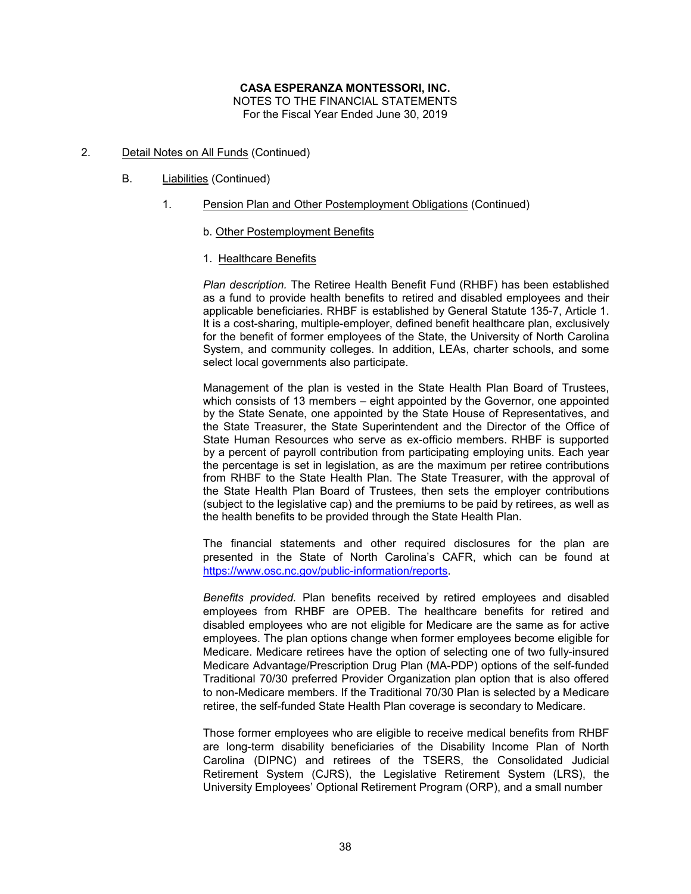**CASA ESPERANZA MONTESSORI, INC.**
NOTES TO THE FINANCIAL STATEMENTS
For the Fiscal Year Ended June 30, 2019

2. Detail Notes on All Funds (Continued)

   B. Liabilities (Continued)

      1. Pension Plan and Other Postemployment Obligations (Continued)

         b. Other Postemployment Benefits

         1. Healthcare Benefits

*Plan description.* The Retiree Health Benefit Fund (RHBF) has been established as a fund to provide health benefits to retired and disabled employees and their applicable beneficiaries. RHBF is established by General Statute 135-7, Article 1. It is a cost-sharing, multiple-employer, defined benefit healthcare plan, exclusively for the benefit of former employees of the State, the University of North Carolina System, and community colleges. In addition, LEAs, charter schools, and some select local governments also participate.

Management of the plan is vested in the State Health Plan Board of Trustees, which consists of 13 members – eight appointed by the Governor, one appointed by the State Senate, one appointed by the State House of Representatives, and the State Treasurer, the State Superintendent and the Director of the Office of State Human Resources who serve as ex-officio members. RHBF is supported by a percent of payroll contribution from participating employing units. Each year the percentage is set in legislation, as are the maximum per retiree contributions from RHBF to the State Health Plan. The State Treasurer, with the approval of the State Health Plan Board of Trustees, then sets the employer contributions (subject to the legislative cap) and the premiums to be paid by retirees, as well as the health benefits to be provided through the State Health Plan.

The financial statements and other required disclosures for the plan are presented in the State of North Carolina's CAFR, which can be found at https://www.osc.nc.gov/public-information/reports.

*Benefits provided.* Plan benefits received by retired employees and disabled employees from RHBF are OPEB. The healthcare benefits for retired and disabled employees who are not eligible for Medicare are the same as for active employees. The plan options change when former employees become eligible for Medicare. Medicare retirees have the option of selecting one of two fully-insured Medicare Advantage/Prescription Drug Plan (MA-PDP) options of the self-funded Traditional 70/30 preferred Provider Organization plan option that is also offered to non-Medicare members. If the Traditional 70/30 Plan is selected by a Medicare retiree, the self-funded State Health Plan coverage is secondary to Medicare.

Those former employees who are eligible to receive medical benefits from RHBF are long-term disability beneficiaries of the Disability Income Plan of North Carolina (DIPNC) and retirees of the TSERS, the Consolidated Judicial Retirement System (CJRS), the Legislative Retirement System (LRS), the University Employees' Optional Retirement Program (ORP), and a small number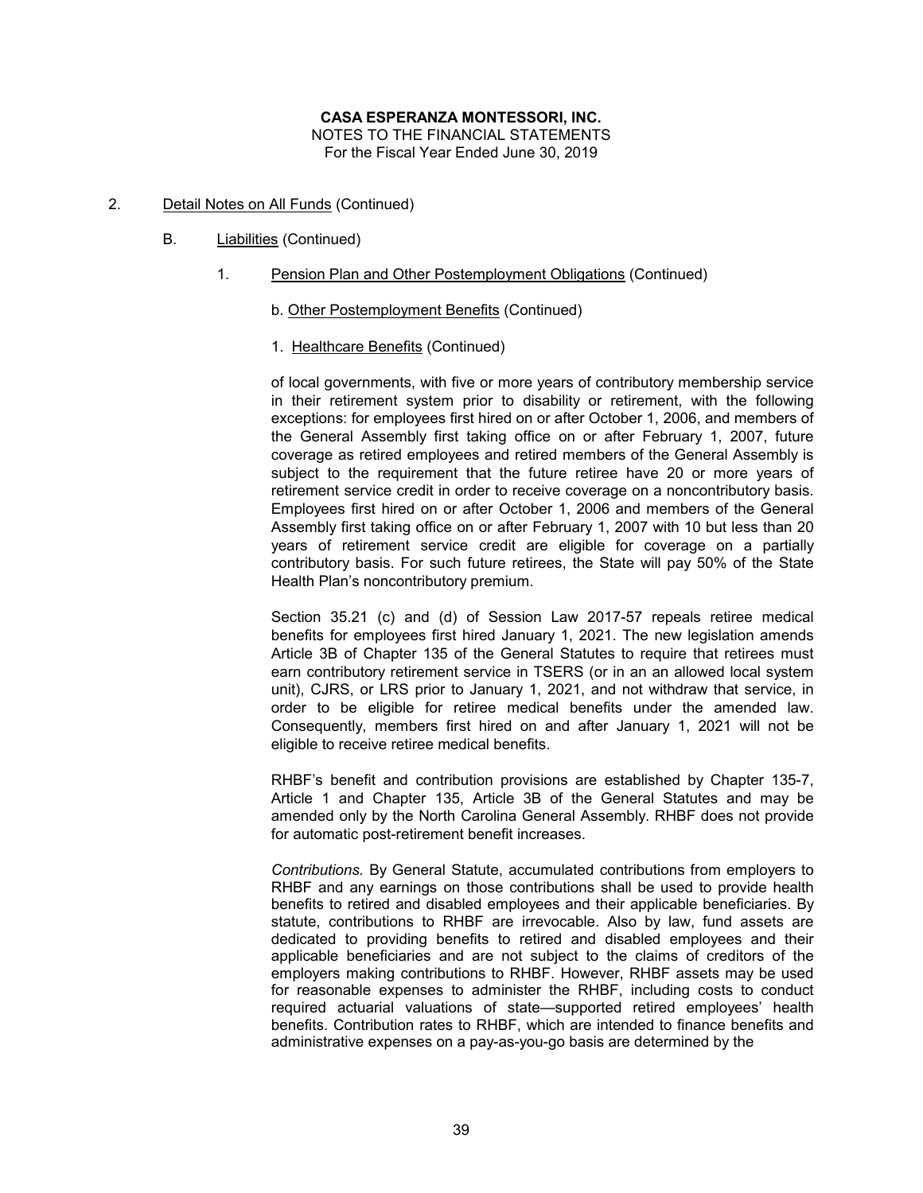**CASA ESPERANZA MONTESSORI, INC.**
NOTES TO THE FINANCIAL STATEMENTS
For the Fiscal Year Ended June 30, 2019

2. Detail Notes on All Funds (Continued)

B. Liabilities (Continued)

1. Pension Plan and Other Postemployment Obligations (Continued)

b. Other Postemployment Benefits (Continued)

1. Healthcare Benefits (Continued)

of local governments, with five or more years of contributory membership service in their retirement system prior to disability or retirement, with the following exceptions: for employees first hired on or after October 1, 2006, and members of the General Assembly first taking office on or after February 1, 2007, future coverage as retired employees and retired members of the General Assembly is subject to the requirement that the future retiree have 20 or more years of retirement service credit in order to receive coverage on a noncontributory basis. Employees first hired on or after October 1, 2006 and members of the General Assembly first taking office on or after February 1, 2007 with 10 but less than 20 years of retirement service credit are eligible for coverage on a partially contributory basis. For such future retirees, the State will pay 50% of the State Health Plan's noncontributory premium.

Section 35.21 (c) and (d) of Session Law 2017-57 repeals retiree medical benefits for employees first hired January 1, 2021. The new legislation amends Article 3B of Chapter 135 of the General Statutes to require that retirees must earn contributory retirement service in TSERS (or in an an allowed local system unit), CJRS, or LRS prior to January 1, 2021, and not withdraw that service, in order to be eligible for retiree medical benefits under the amended law. Consequently, members first hired on and after January 1, 2021 will not be eligible to receive retiree medical benefits.

RHBF's benefit and contribution provisions are established by Chapter 135-7, Article 1 and Chapter 135, Article 3B of the General Statutes and may be amended only by the North Carolina General Assembly. RHBF does not provide for automatic post-retirement benefit increases.

*Contributions.* By General Statute, accumulated contributions from employers to RHBF and any earnings on those contributions shall be used to provide health benefits to retired and disabled employees and their applicable beneficiaries. By statute, contributions to RHBF are irrevocable. Also by law, fund assets are dedicated to providing benefits to retired and disabled employees and their applicable beneficiaries and are not subject to the claims of creditors of the employers making contributions to RHBF. However, RHBF assets may be used for reasonable expenses to administer the RHBF, including costs to conduct required actuarial valuations of state—supported retired employees' health benefits. Contribution rates to RHBF, which are intended to finance benefits and administrative expenses on a pay-as-you-go basis are determined by the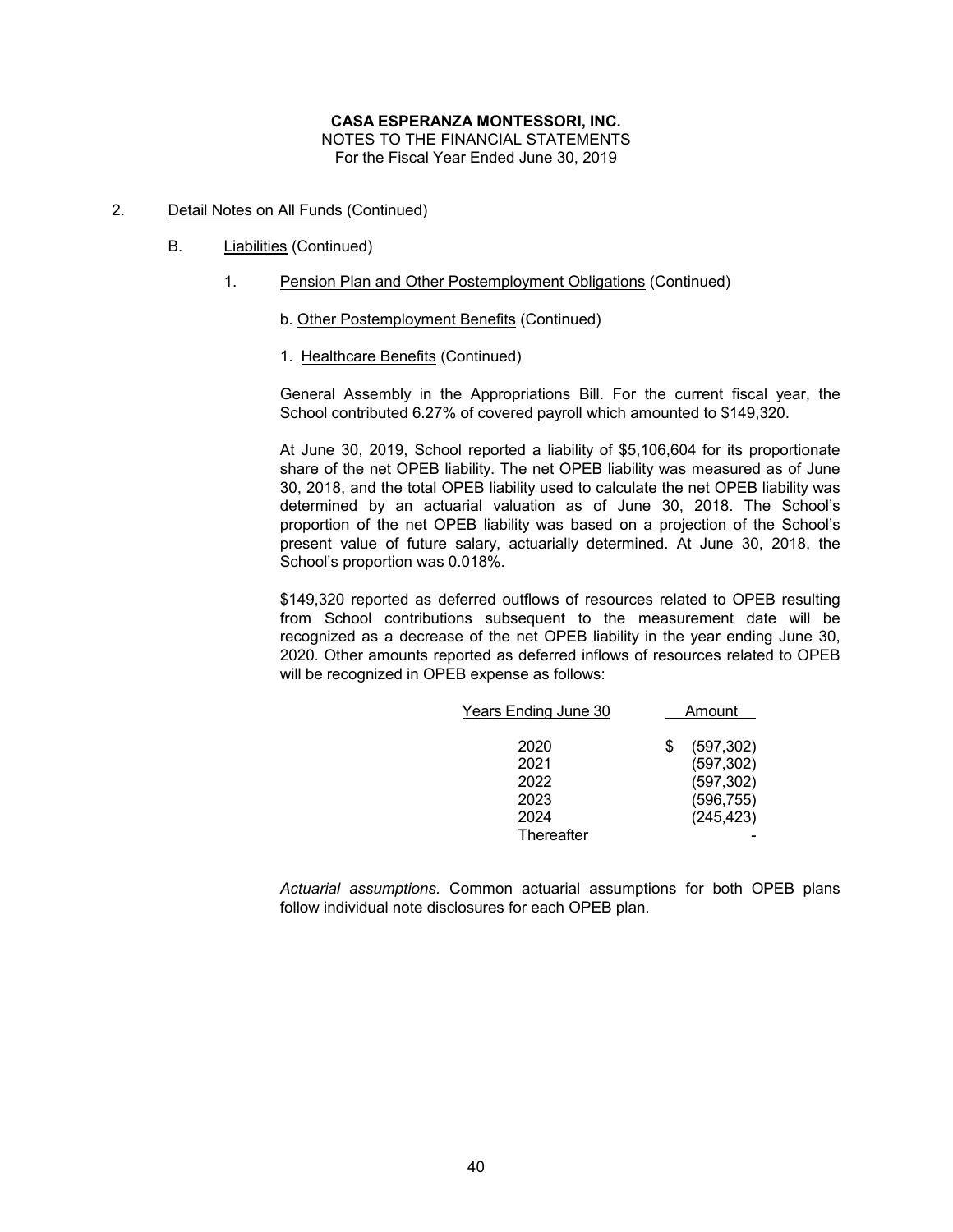**CASA ESPERANZA MONTESSORI, INC.**
NOTES TO THE FINANCIAL STATEMENTS
For the Fiscal Year Ended June 30, 2019

2. Detail Notes on All Funds (Continued)

   B. Liabilities (Continued)

      1. Pension Plan and Other Postemployment Obligations (Continued)

         b. Other Postemployment Benefits (Continued)

         1. Healthcare Benefits (Continued)

General Assembly in the Appropriations Bill. For the current fiscal year, the School contributed 6.27% of covered payroll which amounted to $149,320.

At June 30, 2019, School reported a liability of $5,106,604 for its proportionate share of the net OPEB liability. The net OPEB liability was measured as of June 30, 2018, and the total OPEB liability used to calculate the net OPEB liability was determined by an actuarial valuation as of June 30, 2018. The School's proportion of the net OPEB liability was based on a projection of the School's present value of future salary, actuarially determined. At June 30, 2018, the School's proportion was 0.018%.

$149,320 reported as deferred outflows of resources related to OPEB resulting from School contributions subsequent to the measurement date will be recognized as a decrease of the net OPEB liability in the year ending June 30, 2020. Other amounts reported as deferred inflows of resources related to OPEB will be recognized in OPEB expense as follows:

| Years Ending June 30 | Amount |
|---|---|
| 2020 | $ (597,302) |
| 2021 | (597,302) |
| 2022 | (597,302) |
| 2023 | (596,755) |
| 2024 | (245,423) |
| Thereafter | - |

*Actuarial assumptions.* Common actuarial assumptions for both OPEB plans follow individual note disclosures for each OPEB plan.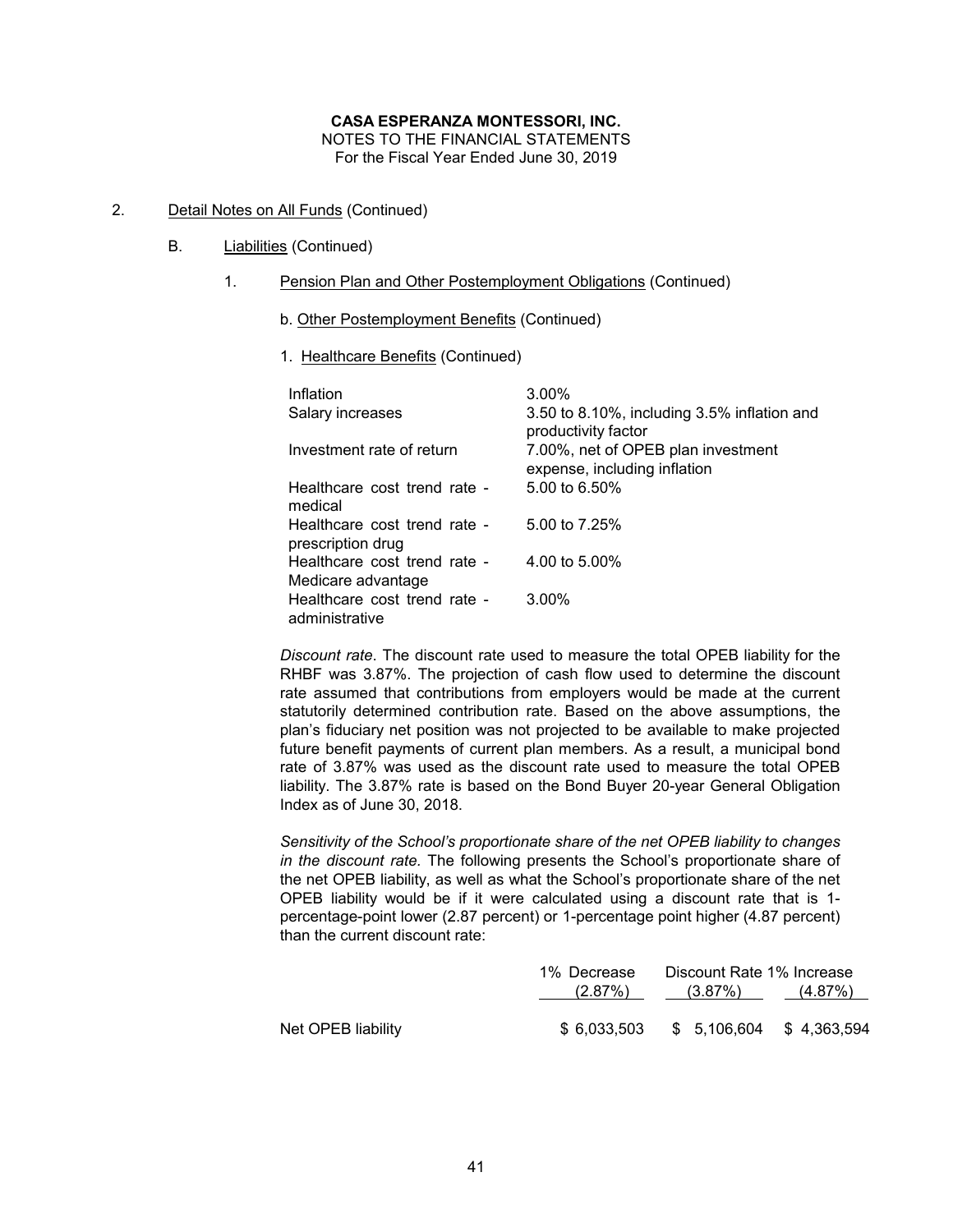**CASA ESPERANZA MONTESSORI, INC.**
NOTES TO THE FINANCIAL STATEMENTS
For the Fiscal Year Ended June 30, 2019

2. Detail Notes on All Funds (Continued)

   B. Liabilities (Continued)

      1. Pension Plan and Other Postemployment Obligations (Continued)

         b. Other Postemployment Benefits (Continued)

         1. Healthcare Benefits (Continued)

| | |
|---|---|
| Inflation | 3.00% |
| Salary increases | 3.50 to 8.10%, including 3.5% inflation and productivity factor |
| Investment rate of return | 7.00%, net of OPEB plan investment expense, including inflation |
| Healthcare cost trend rate - medical | 5.00 to 6.50% |
| Healthcare cost trend rate - prescription drug | 5.00 to 7.25% |
| Healthcare cost trend rate - Medicare advantage | 4.00 to 5.00% |
| Healthcare cost trend rate - administrative | 3.00% |

*Discount rate*. The discount rate used to measure the total OPEB liability for the RHBF was 3.87%. The projection of cash flow used to determine the discount rate assumed that contributions from employers would be made at the current statutorily determined contribution rate. Based on the above assumptions, the plan's fiduciary net position was not projected to be available to make projected future benefit payments of current plan members. As a result, a municipal bond rate of 3.87% was used as the discount rate used to measure the total OPEB liability. The 3.87% rate is based on the Bond Buyer 20-year General Obligation Index as of June 30, 2018.

*Sensitivity of the School's proportionate share of the net OPEB liability to changes in the discount rate.* The following presents the School's proportionate share of the net OPEB liability, as well as what the School's proportionate share of the net OPEB liability would be if it were calculated using a discount rate that is 1-percentage-point lower (2.87 percent) or 1-percentage point higher (4.87 percent) than the current discount rate:

| | 1% Decrease (2.87%) | Discount Rate (3.87%) | 1% Increase (4.87%) |
|---|---|---|---|
| Net OPEB liability | $ 6,033,503 | $ 5,106,604 | $ 4,363,594 |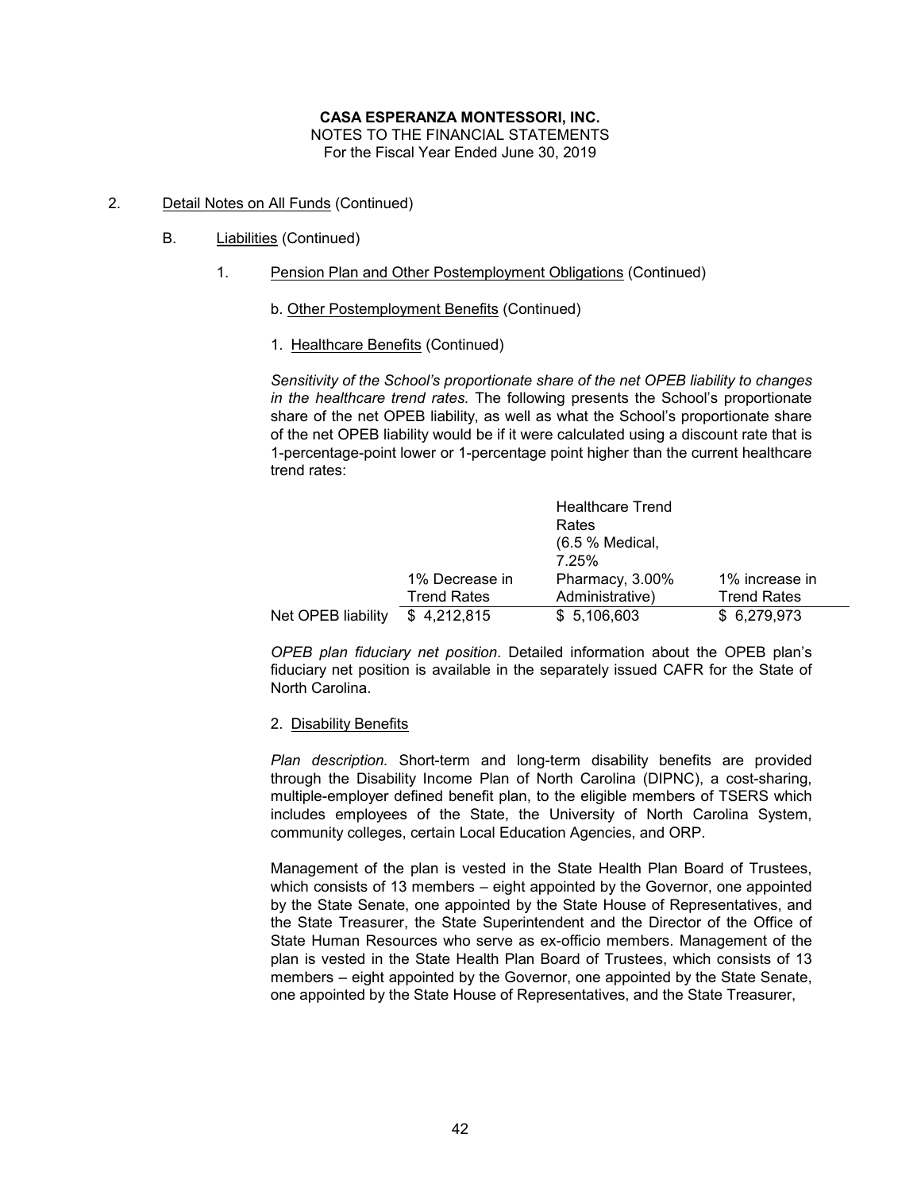**CASA ESPERANZA MONTESSORI, INC.**
NOTES TO THE FINANCIAL STATEMENTS
For the Fiscal Year Ended June 30, 2019

2. Detail Notes on All Funds (Continued)

   B. Liabilities (Continued)

      1. Pension Plan and Other Postemployment Obligations (Continued)

         b. Other Postemployment Benefits (Continued)

         1. Healthcare Benefits (Continued)

*Sensitivity of the School's proportionate share of the net OPEB liability to changes in the healthcare trend rates.* The following presents the School's proportionate share of the net OPEB liability, as well as what the School's proportionate share of the net OPEB liability would be if it were calculated using a discount rate that is 1-percentage-point lower or 1-percentage point higher than the current healthcare trend rates:

| | 1% Decrease in Trend Rates | Healthcare Trend Rates (6.5 % Medical, 7.25% Pharmacy, 3.00% Administrative) | 1% increase in Trend Rates |
|---|---|---|---|
| Net OPEB liability | $ 4,212,815 | $ 5,106,603 | $ 6,279,973 |

*OPEB plan fiduciary net position*. Detailed information about the OPEB plan's fiduciary net position is available in the separately issued CAFR for the State of North Carolina.

2. Disability Benefits

*Plan description.* Short-term and long-term disability benefits are provided through the Disability Income Plan of North Carolina (DIPNC), a cost-sharing, multiple-employer defined benefit plan, to the eligible members of TSERS which includes employees of the State, the University of North Carolina System, community colleges, certain Local Education Agencies, and ORP.

Management of the plan is vested in the State Health Plan Board of Trustees, which consists of 13 members – eight appointed by the Governor, one appointed by the State Senate, one appointed by the State House of Representatives, and the State Treasurer, the State Superintendent and the Director of the Office of State Human Resources who serve as ex-officio members. Management of the plan is vested in the State Health Plan Board of Trustees, which consists of 13 members – eight appointed by the Governor, one appointed by the State Senate, one appointed by the State House of Representatives, and the State Treasurer,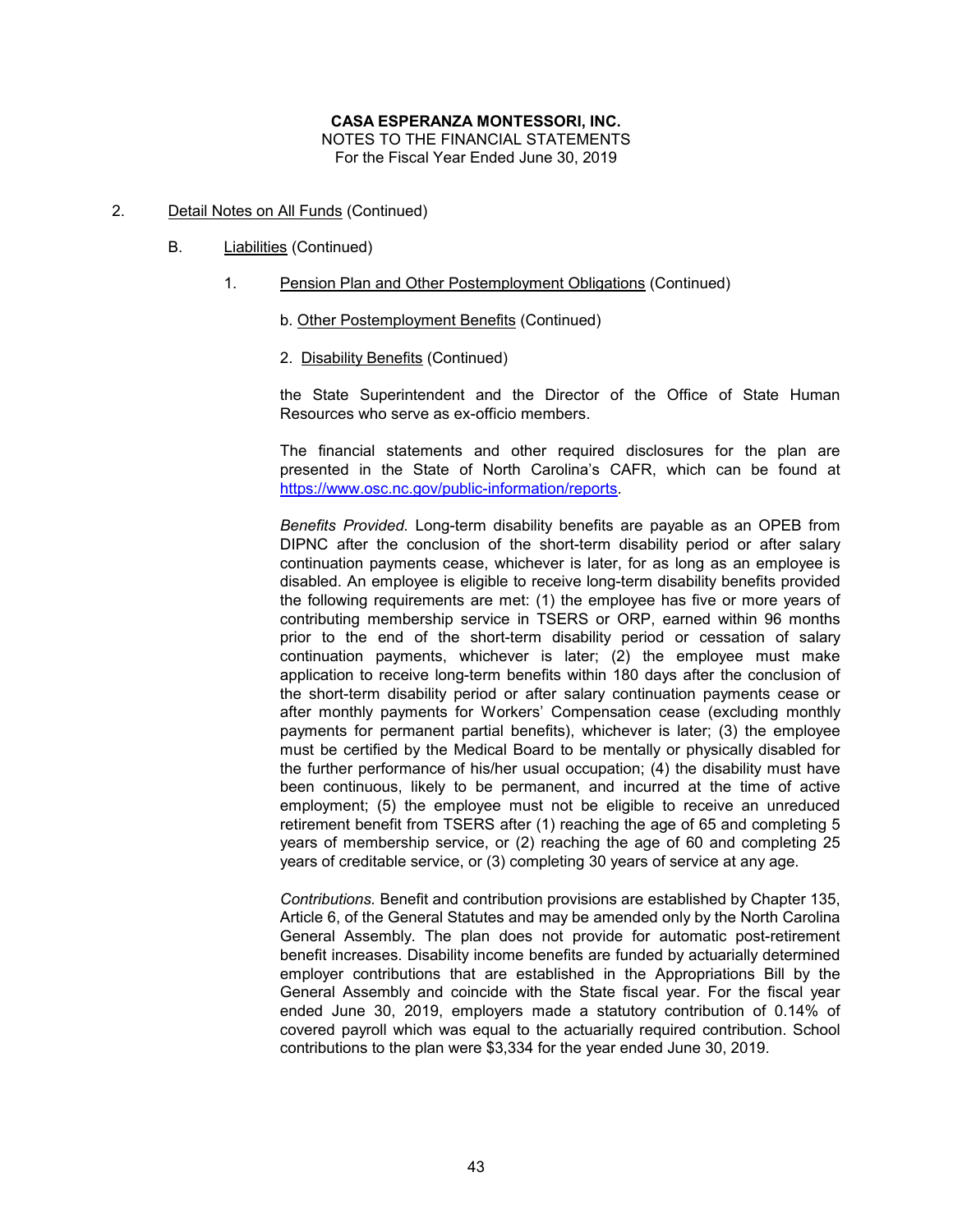2. Detail Notes on All Funds (Continued)

B. Liabilities (Continued)

1. Pension Plan and Other Postemployment Obligations (Continued)

b. Other Postemployment Benefits (Continued)

2. Disability Benefits (Continued)

the State Superintendent and the Director of the Office of State Human Resources who serve as ex-officio members.

The financial statements and other required disclosures for the plan are presented in the State of North Carolina's CAFR, which can be found at https://www.osc.nc.gov/public-information/reports.

*Benefits Provided.* Long-term disability benefits are payable as an OPEB from DIPNC after the conclusion of the short-term disability period or after salary continuation payments cease, whichever is later, for as long as an employee is disabled. An employee is eligible to receive long-term disability benefits provided the following requirements are met: (1) the employee has five or more years of contributing membership service in TSERS or ORP, earned within 96 months prior to the end of the short-term disability period or cessation of salary continuation payments, whichever is later; (2) the employee must make application to receive long-term benefits within 180 days after the conclusion of the short-term disability period or after salary continuation payments cease or after monthly payments for Workers' Compensation cease (excluding monthly payments for permanent partial benefits), whichever is later; (3) the employee must be certified by the Medical Board to be mentally or physically disabled for the further performance of his/her usual occupation; (4) the disability must have been continuous, likely to be permanent, and incurred at the time of active employment; (5) the employee must not be eligible to receive an unreduced retirement benefit from TSERS after (1) reaching the age of 65 and completing 5 years of membership service, or (2) reaching the age of 60 and completing 25 years of creditable service, or (3) completing 30 years of service at any age.

*Contributions.* Benefit and contribution provisions are established by Chapter 135, Article 6, of the General Statutes and may be amended only by the North Carolina General Assembly. The plan does not provide for automatic post-retirement benefit increases. Disability income benefits are funded by actuarially determined employer contributions that are established in the Appropriations Bill by the General Assembly and coincide with the State fiscal year. For the fiscal year ended June 30, 2019, employers made a statutory contribution of 0.14% of covered payroll which was equal to the actuarially required contribution. School contributions to the plan were $3,334 for the year ended June 30, 2019.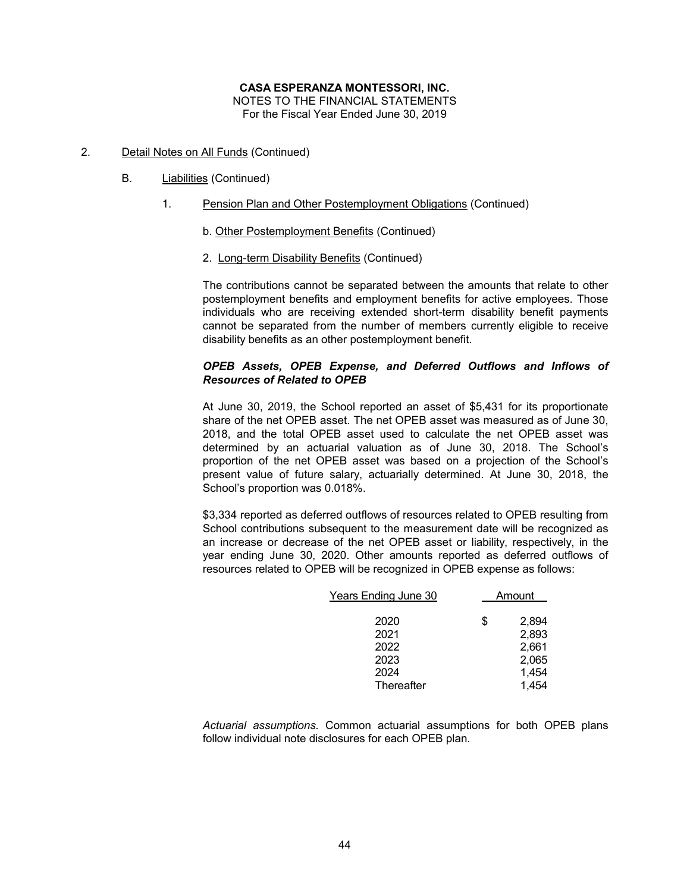**CASA ESPERANZA MONTESSORI, INC.**
NOTES TO THE FINANCIAL STATEMENTS
For the Fiscal Year Ended June 30, 2019

2. Detail Notes on All Funds (Continued)

   B. Liabilities (Continued)

      1. Pension Plan and Other Postemployment Obligations (Continued)

         b. Other Postemployment Benefits (Continued)

         2. Long-term Disability Benefits (Continued)

The contributions cannot be separated between the amounts that relate to other postemployment benefits and employment benefits for active employees. Those individuals who are receiving extended short-term disability benefit payments cannot be separated from the number of members currently eligible to receive disability benefits as an other postemployment benefit.

***OPEB Assets, OPEB Expense, and Deferred Outflows and Inflows of Resources of Related to OPEB***

At June 30, 2019, the School reported an asset of $5,431 for its proportionate share of the net OPEB asset. The net OPEB asset was measured as of June 30, 2018, and the total OPEB asset used to calculate the net OPEB asset was determined by an actuarial valuation as of June 30, 2018. The School's proportion of the net OPEB asset was based on a projection of the School's present value of future salary, actuarially determined. At June 30, 2018, the School's proportion was 0.018%.

$3,334 reported as deferred outflows of resources related to OPEB resulting from School contributions subsequent to the measurement date will be recognized as an increase or decrease of the net OPEB asset or liability, respectively, in the year ending June 30, 2020. Other amounts reported as deferred outflows of resources related to OPEB will be recognized in OPEB expense as follows:

| Years Ending June 30 | Amount |
|---|---|
| 2020 | $ 2,894 |
| 2021 | 2,893 |
| 2022 | 2,661 |
| 2023 | 2,065 |
| 2024 | 1,454 |
| Thereafter | 1,454 |

*Actuarial assumptions.* Common actuarial assumptions for both OPEB plans follow individual note disclosures for each OPEB plan.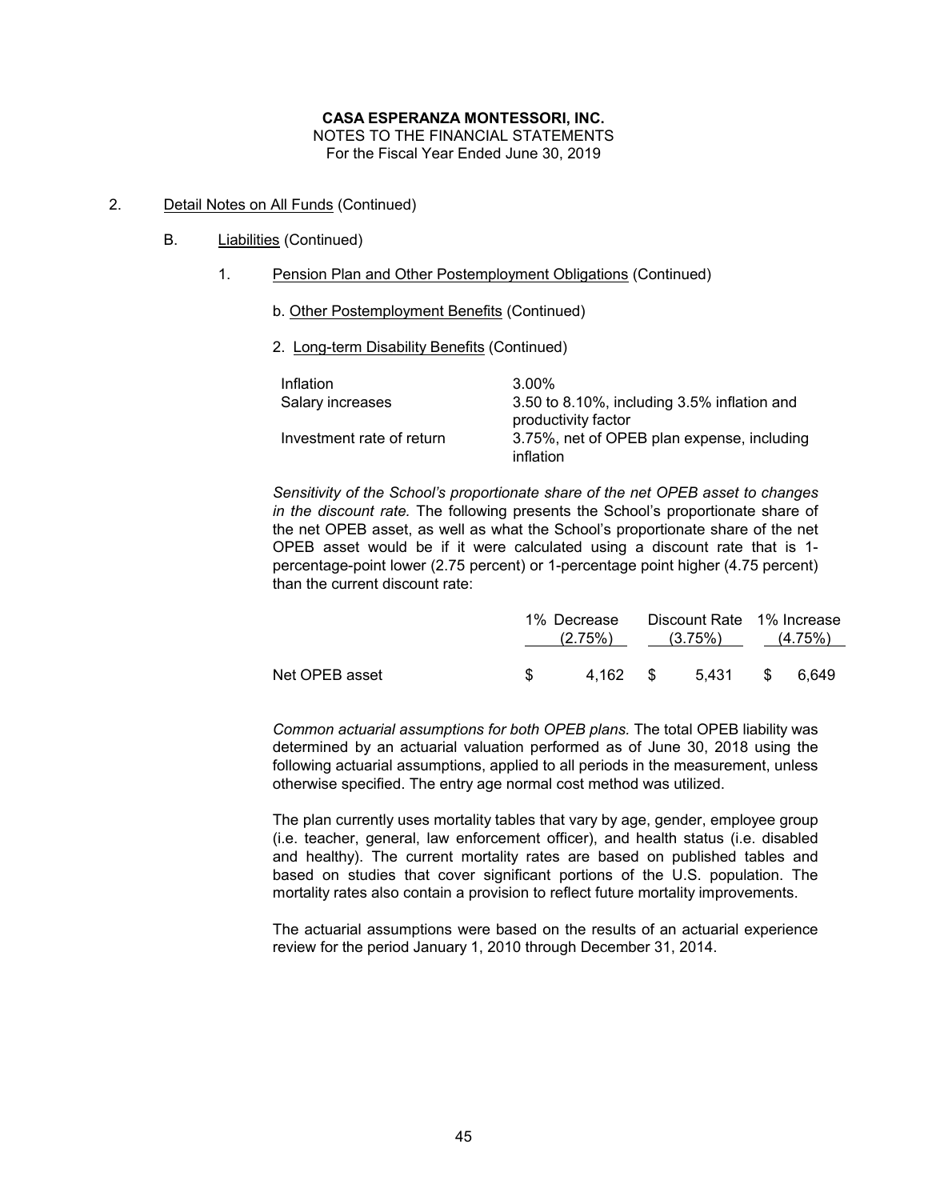**CASA ESPERANZA MONTESSORI, INC.**
NOTES TO THE FINANCIAL STATEMENTS
For the Fiscal Year Ended June 30, 2019

2. Detail Notes on All Funds (Continued)

   B. Liabilities (Continued)

      1. Pension Plan and Other Postemployment Obligations (Continued)

         b. Other Postemployment Benefits (Continued)

         2. Long-term Disability Benefits (Continued)

| | |
|---|---|
| Inflation | 3.00% |
| Salary increases | 3.50 to 8.10%, including 3.5% inflation and productivity factor |
| Investment rate of return | 3.75%, net of OPEB plan expense, including inflation |

*Sensitivity of the School's proportionate share of the net OPEB asset to changes in the discount rate.* The following presents the School's proportionate share of the net OPEB asset, as well as what the School's proportionate share of the net OPEB asset would be if it were calculated using a discount rate that is 1-percentage-point lower (2.75 percent) or 1-percentage point higher (4.75 percent) than the current discount rate:

| | 1% Decrease (2.75%) | Discount Rate (3.75%) | 1% Increase (4.75%) |
|---|---|---|---|
| Net OPEB asset | $ 4,162 | $ 5,431 | $ 6,649 |

*Common actuarial assumptions for both OPEB plans.* The total OPEB liability was determined by an actuarial valuation performed as of June 30, 2018 using the following actuarial assumptions, applied to all periods in the measurement, unless otherwise specified. The entry age normal cost method was utilized.

The plan currently uses mortality tables that vary by age, gender, employee group (i.e. teacher, general, law enforcement officer), and health status (i.e. disabled and healthy). The current mortality rates are based on published tables and based on studies that cover significant portions of the U.S. population. The mortality rates also contain a provision to reflect future mortality improvements.

The actuarial assumptions were based on the results of an actuarial experience review for the period January 1, 2010 through December 31, 2014.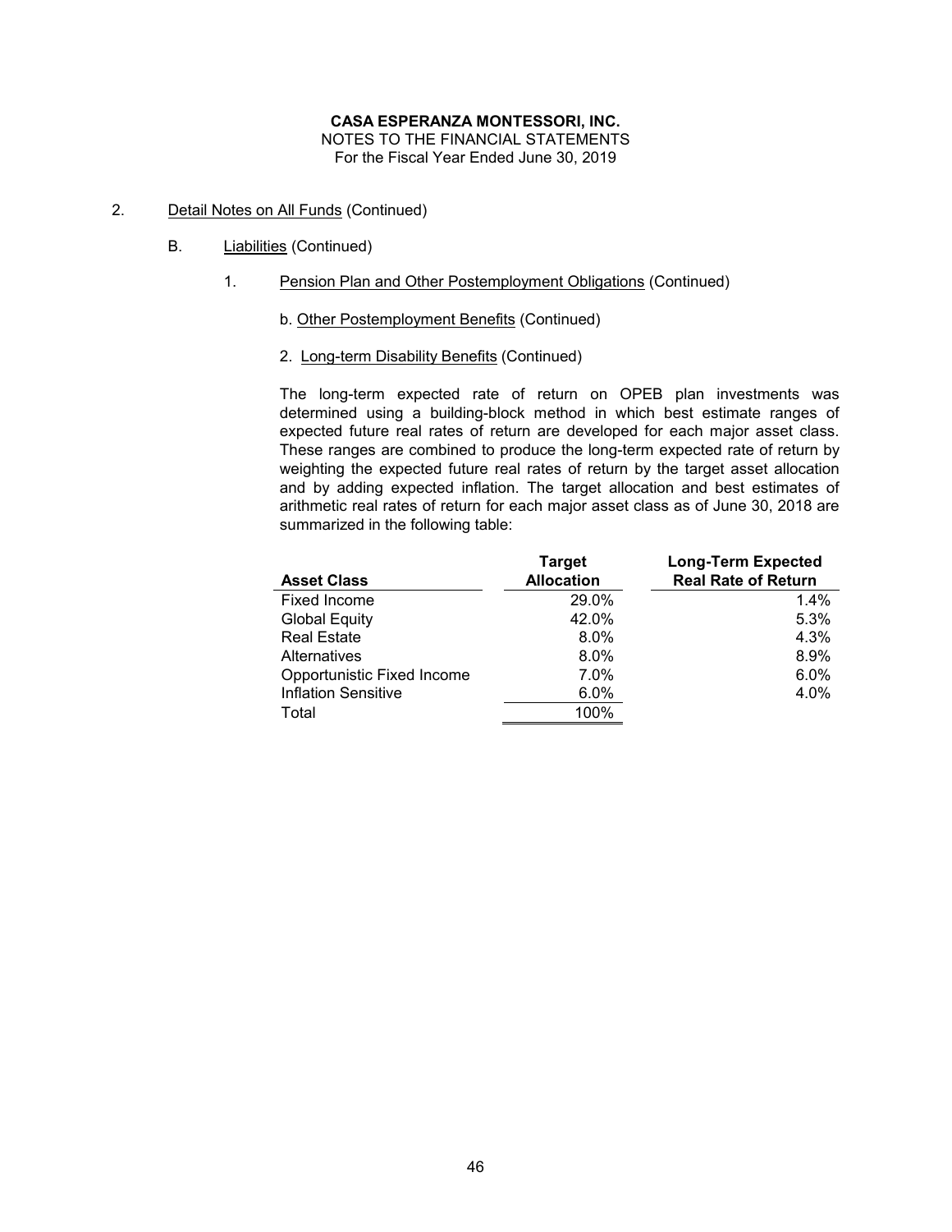**CASA ESPERANZA MONTESSORI, INC.**
NOTES TO THE FINANCIAL STATEMENTS
For the Fiscal Year Ended June 30, 2019

2. Detail Notes on All Funds (Continued)

   B. Liabilities (Continued)

      1. Pension Plan and Other Postemployment Obligations (Continued)

         b. Other Postemployment Benefits (Continued)

         2. Long-term Disability Benefits (Continued)

The long-term expected rate of return on OPEB plan investments was determined using a building-block method in which best estimate ranges of expected future real rates of return are developed for each major asset class. These ranges are combined to produce the long-term expected rate of return by weighting the expected future real rates of return by the target asset allocation and by adding expected inflation. The target allocation and best estimates of arithmetic real rates of return for each major asset class as of June 30, 2018 are summarized in the following table:

| Asset Class | Target Allocation | Long-Term Expected Real Rate of Return |
|---|---|---|
| Fixed Income | 29.0% | 1.4% |
| Global Equity | 42.0% | 5.3% |
| Real Estate | 8.0% | 4.3% |
| Alternatives | 8.0% | 8.9% |
| Opportunistic Fixed Income | 7.0% | 6.0% |
| Inflation Sensitive | 6.0% | 4.0% |
| Total | 100% | |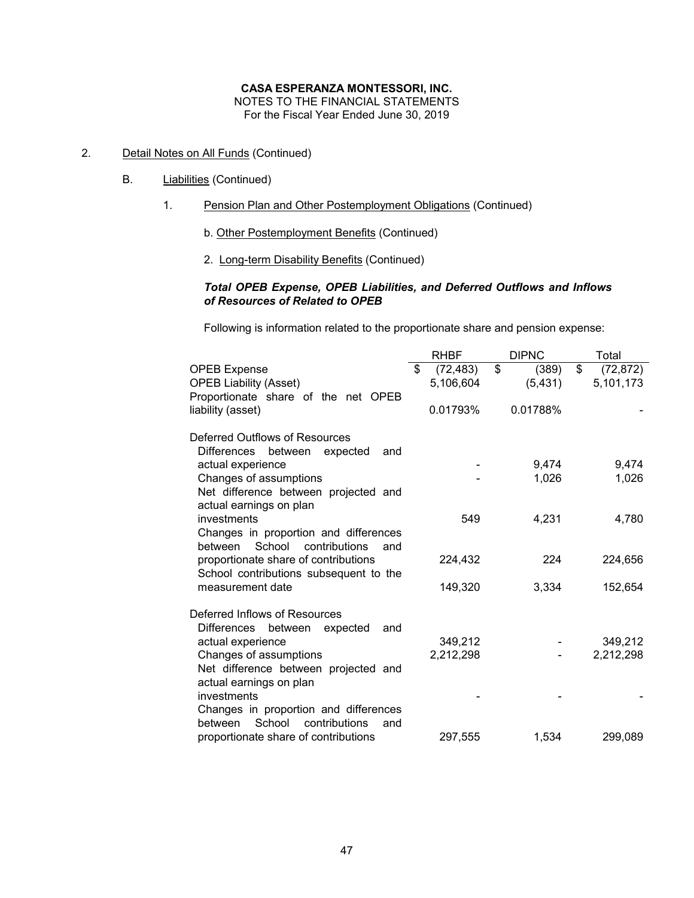**CASA ESPERANZA MONTESSORI, INC.**
NOTES TO THE FINANCIAL STATEMENTS
For the Fiscal Year Ended June 30, 2019

2. Detail Notes on All Funds (Continued)

   B. Liabilities (Continued)

      1. Pension Plan and Other Postemployment Obligations (Continued)

         b. Other Postemployment Benefits (Continued)

         2. Long-term Disability Benefits (Continued)

### *Total OPEB Expense, OPEB Liabilities, and Deferred Outflows and Inflows of Resources of Related to OPEB*

Following is information related to the proportionate share and pension expense:

| | RHBF | DIPNC | Total |
|---|---|---|---|
| OPEB Expense | $ (72,483) | $ (389) | $ (72,872) |
| OPEB Liability (Asset) | 5,106,604 | (5,431) | 5,101,173 |
| Proportionate share of the net OPEB liability (asset) | 0.01793% | 0.01788% | - |
| **Deferred Outflows of Resources** | | | |
| Differences between expected and actual experience | - | 9,474 | 9,474 |
| Changes of assumptions | - | 1,026 | 1,026 |
| Net difference between projected and actual earnings on plan investments | 549 | 4,231 | 4,780 |
| Changes in proportion and differences between School contributions and proportionate share of contributions | 224,432 | 224 | 224,656 |
| School contributions subsequent to the measurement date | 149,320 | 3,334 | 152,654 |
| **Deferred Inflows of Resources** | | | |
| Differences between expected and actual experience | 349,212 | - | 349,212 |
| Changes of assumptions | 2,212,298 | - | 2,212,298 |
| Net difference between projected and actual earnings on plan investments | - | - | - |
| Changes in proportion and differences between School contributions and proportionate share of contributions | 297,555 | 1,534 | 299,089 |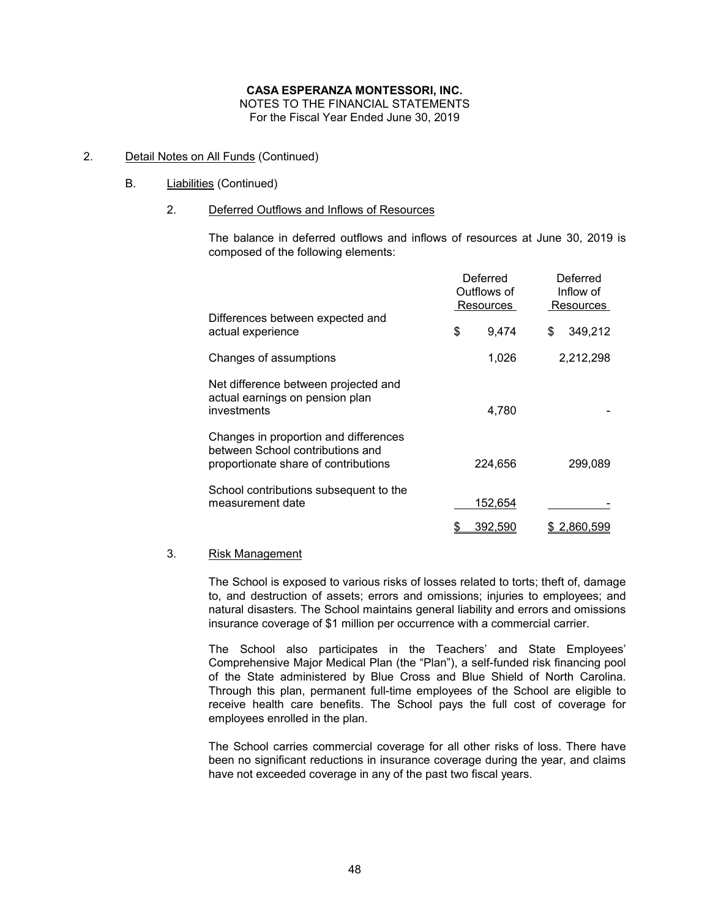**CASA ESPERANZA MONTESSORI, INC.**
NOTES TO THE FINANCIAL STATEMENTS
For the Fiscal Year Ended June 30, 2019

2. Detail Notes on All Funds (Continued)

B. Liabilities (Continued)

2. Deferred Outflows and Inflows of Resources

The balance in deferred outflows and inflows of resources at June 30, 2019 is composed of the following elements:

| | Deferred Outflows of Resources | Deferred Inflow of Resources |
|---|---|---|
| Differences between expected and actual experience | $ 9,474 | $ 349,212 |
| Changes of assumptions | 1,026 | 2,212,298 |
| Net difference between projected and actual earnings on pension plan investments | 4,780 | - |
| Changes in proportion and differences between School contributions and proportionate share of contributions | 224,656 | 299,089 |
| School contributions subsequent to the measurement date | 152,654 | - |
| | $ 392,590 | $ 2,860,599 |

3. Risk Management

The School is exposed to various risks of losses related to torts; theft of, damage to, and destruction of assets; errors and omissions; injuries to employees; and natural disasters. The School maintains general liability and errors and omissions insurance coverage of $1 million per occurrence with a commercial carrier.

The School also participates in the Teachers' and State Employees' Comprehensive Major Medical Plan (the "Plan"), a self-funded risk financing pool of the State administered by Blue Cross and Blue Shield of North Carolina. Through this plan, permanent full-time employees of the School are eligible to receive health care benefits. The School pays the full cost of coverage for employees enrolled in the plan.

The School carries commercial coverage for all other risks of loss. There have been no significant reductions in insurance coverage during the year, and claims have not exceeded coverage in any of the past two fiscal years.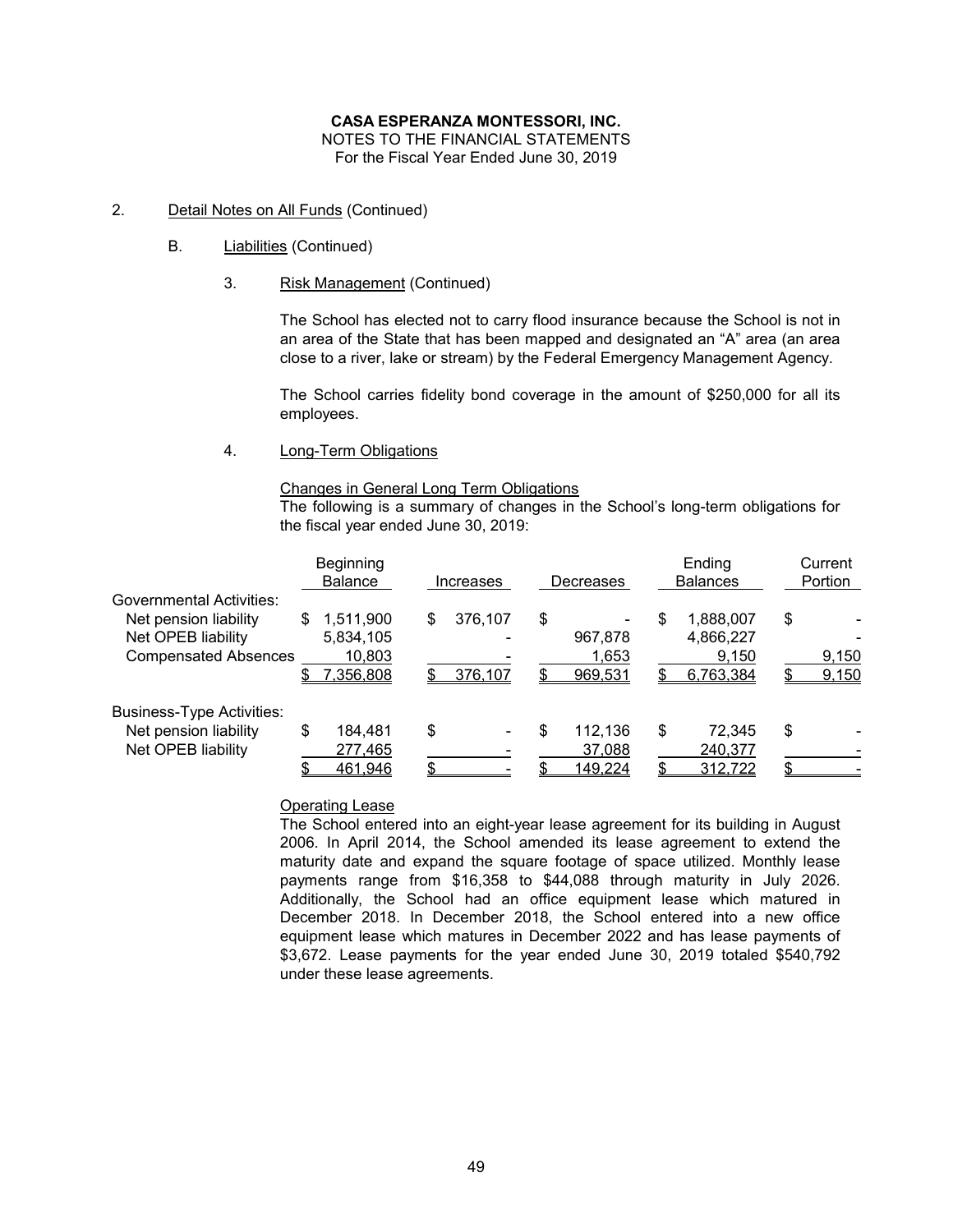**CASA ESPERANZA MONTESSORI, INC.**
NOTES TO THE FINANCIAL STATEMENTS
For the Fiscal Year Ended June 30, 2019

2. Detail Notes on All Funds (Continued)

   B. Liabilities (Continued)

      3. Risk Management (Continued)

The School has elected not to carry flood insurance because the School is not in an area of the State that has been mapped and designated an "A" area (an area close to a river, lake or stream) by the Federal Emergency Management Agency.

The School carries fidelity bond coverage in the amount of $250,000 for all its employees.

      4. Long-Term Obligations

Changes in General Long Term Obligations

The following is a summary of changes in the School's long-term obligations for the fiscal year ended June 30, 2019:

| | Beginning Balance | Increases | Decreases | Ending Balances | Current Portion |
|---|---|---|---|---|---|
| Governmental Activities: | | | | | |
| Net pension liability | $ 1,511,900 | $ 376,107 | $ - | $ 1,888,007 | $ - |
| Net OPEB liability | 5,834,105 | - | 967,878 | 4,866,227 | - |
| Compensated Absences | 10,803 | - | 1,653 | 9,150 | 9,150 |
| | $ 7,356,808 | $ 376,107 | $ 969,531 | $ 6,763,384 | $ 9,150 |
| Business-Type Activities: | | | | | |
| Net pension liability | $ 184,481 | $ - | $ 112,136 | $ 72,345 | $ - |
| Net OPEB liability | 277,465 | - | 37,088 | 240,377 | - |
| | $ 461,946 | $ - | $ 149,224 | $ 312,722 | $ - |

Operating Lease

The School entered into an eight-year lease agreement for its building in August 2006. In April 2014, the School amended its lease agreement to extend the maturity date and expand the square footage of space utilized. Monthly lease payments range from $16,358 to $44,088 through maturity in July 2026. Additionally, the School had an office equipment lease which matured in December 2018. In December 2018, the School entered into a new office equipment lease which matures in December 2022 and has lease payments of $3,672. Lease payments for the year ended June 30, 2019 totaled $540,792 under these lease agreements.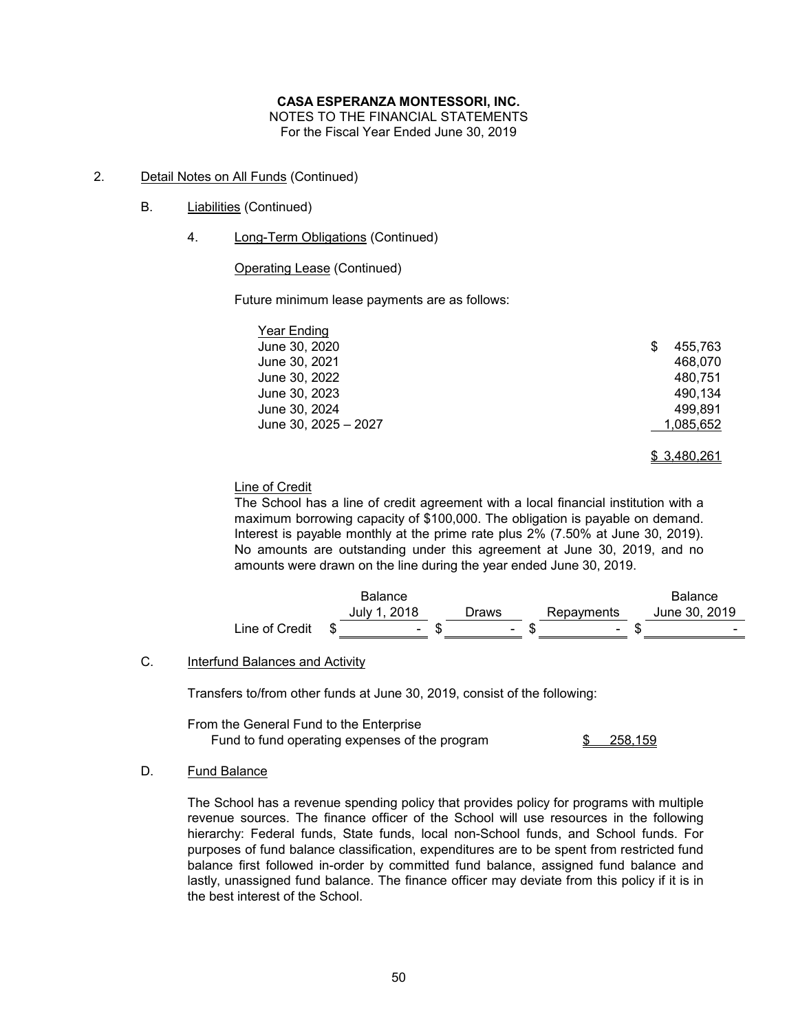**CASA ESPERANZA MONTESSORI, INC.**
NOTES TO THE FINANCIAL STATEMENTS
For the Fiscal Year Ended June 30, 2019

2. Detail Notes on All Funds (Continued)

   B. Liabilities (Continued)

      4. Long-Term Obligations (Continued)

         Operating Lease (Continued)

         Future minimum lease payments are as follows:

| Year Ending | |
|---|---|
| June 30, 2020 | $ 455,763 |
| June 30, 2021 | 468,070 |
| June 30, 2022 | 480,751 |
| June 30, 2023 | 490,134 |
| June 30, 2024 | 499,891 |
| June 30, 2025 – 2027 | 1,085,652 |
| | $ 3,480,261 |

         Line of Credit

         The School has a line of credit agreement with a local financial institution with a maximum borrowing capacity of $100,000. The obligation is payable on demand. Interest is payable monthly at the prime rate plus 2% (7.50% at June 30, 2019). No amounts are outstanding under this agreement at June 30, 2019, and no amounts were drawn on the line during the year ended June 30, 2019.

| | Balance July 1, 2018 | Draws | Repayments | Balance June 30, 2019 |
|---|---|---|---|---|
| Line of Credit | $ - | $ - | $ - | $ - |

   C. Interfund Balances and Activity

      Transfers to/from other funds at June 30, 2019, consist of the following:

| | |
|---|---|
| From the General Fund to the Enterprise Fund to fund operating expenses of the program | $ 258,159 |

   D. Fund Balance

      The School has a revenue spending policy that provides policy for programs with multiple revenue sources. The finance officer of the School will use resources in the following hierarchy: Federal funds, State funds, local non-School funds, and School funds. For purposes of fund balance classification, expenditures are to be spent from restricted fund balance first followed in-order by committed fund balance, assigned fund balance and lastly, unassigned fund balance. The finance officer may deviate from this policy if it is in the best interest of the School.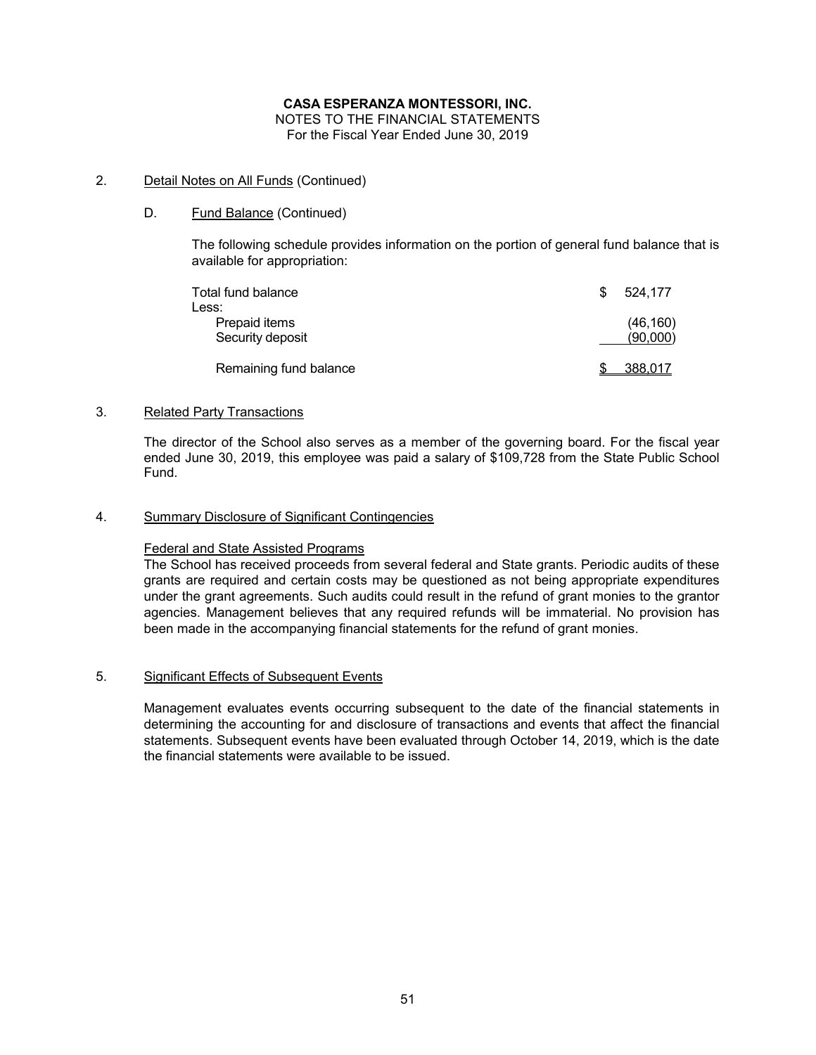**CASA ESPERANZA MONTESSORI, INC.**
NOTES TO THE FINANCIAL STATEMENTS
For the Fiscal Year Ended June 30, 2019

2. Detail Notes on All Funds (Continued)

   D. Fund Balance (Continued)

   The following schedule provides information on the portion of general fund balance that is available for appropriation:

| | |
|---|---|
| Total fund balance | $ 524,177 |
| Less: | |
| Prepaid items | (46,160) |
| Security deposit | (90,000) |
| Remaining fund balance | $ 388,017 |

3. Related Party Transactions

   The director of the School also serves as a member of the governing board. For the fiscal year ended June 30, 2019, this employee was paid a salary of $109,728 from the State Public School Fund.

4. Summary Disclosure of Significant Contingencies

   Federal and State Assisted Programs

   The School has received proceeds from several federal and State grants. Periodic audits of these grants are required and certain costs may be questioned as not being appropriate expenditures under the grant agreements. Such audits could result in the refund of grant monies to the grantor agencies. Management believes that any required refunds will be immaterial. No provision has been made in the accompanying financial statements for the refund of grant monies.

5. Significant Effects of Subsequent Events

   Management evaluates events occurring subsequent to the date of the financial statements in determining the accounting for and disclosure of transactions and events that affect the financial statements. Subsequent events have been evaluated through October 14, 2019, which is the date the financial statements were available to be issued.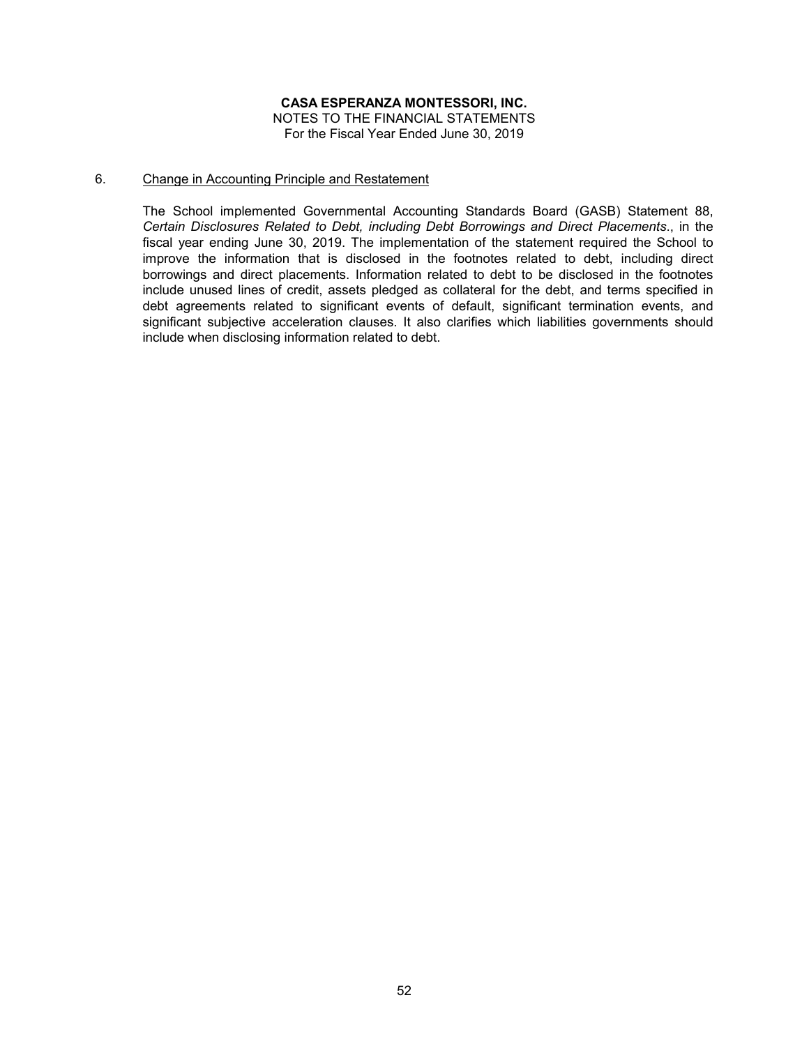**CASA ESPERANZA MONTESSORI, INC.**
NOTES TO THE FINANCIAL STATEMENTS
For the Fiscal Year Ended June 30, 2019

6. Change in Accounting Principle and Restatement

The School implemented Governmental Accounting Standards Board (GASB) Statement 88, *Certain Disclosures Related to Debt, including Debt Borrowings and Direct Placements*., in the fiscal year ending June 30, 2019. The implementation of the statement required the School to improve the information that is disclosed in the footnotes related to debt, including direct borrowings and direct placements. Information related to debt to be disclosed in the footnotes include unused lines of credit, assets pledged as collateral for the debt, and terms specified in debt agreements related to significant events of default, significant termination events, and significant subjective acceleration clauses. It also clarifies which liabilities governments should include when disclosing information related to debt.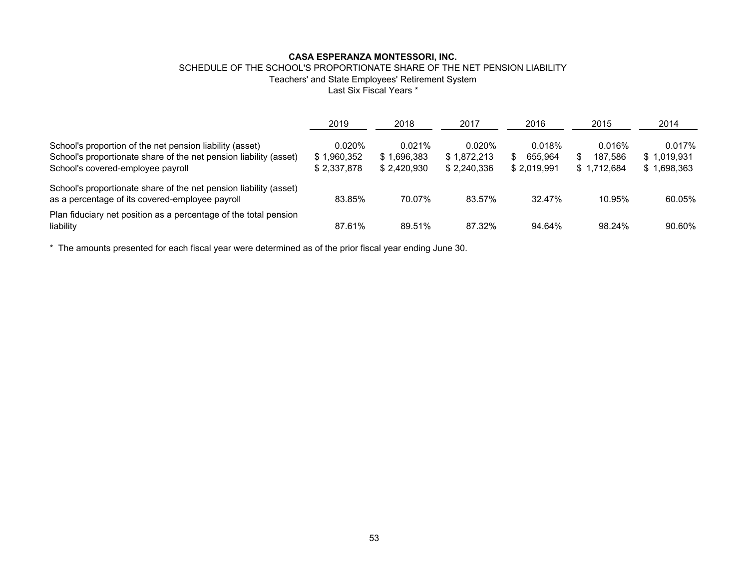**CASA ESPERANZA MONTESSORI, INC.**

SCHEDULE OF THE SCHOOL'S PROPORTIONATE SHARE OF THE NET PENSION LIABILITY

Teachers' and State Employees' Retirement System

Last Six Fiscal Years *

| | 2019 | 2018 | 2017 | 2016 | 2015 | 2014 |
|---|---|---|---|---|---|---|
| School's proportion of the net pension liability (asset) | 0.020% | 0.021% | 0.020% | 0.018% | 0.016% | 0.017% |
| School's proportionate share of the net pension liability (asset) | $ 1,960,352 | $ 1,696,383 | $ 1,872,213 | $ 655,964 | $ 187,586 | $ 1,019,931 |
| School's covered-employee payroll | $ 2,337,878 | $ 2,420,930 | $ 2,240,336 | $ 2,019,991 | $ 1,712,684 | $ 1,698,363 |
| School's proportionate share of the net pension liability (asset) as a percentage of its covered-employee payroll | 83.85% | 70.07% | 83.57% | 32.47% | 10.95% | 60.05% |
| Plan fiduciary net position as a percentage of the total pension liability | 87.61% | 89.51% | 87.32% | 94.64% | 98.24% | 90.60% |

* The amounts presented for each fiscal year were determined as of the prior fiscal year ending June 30.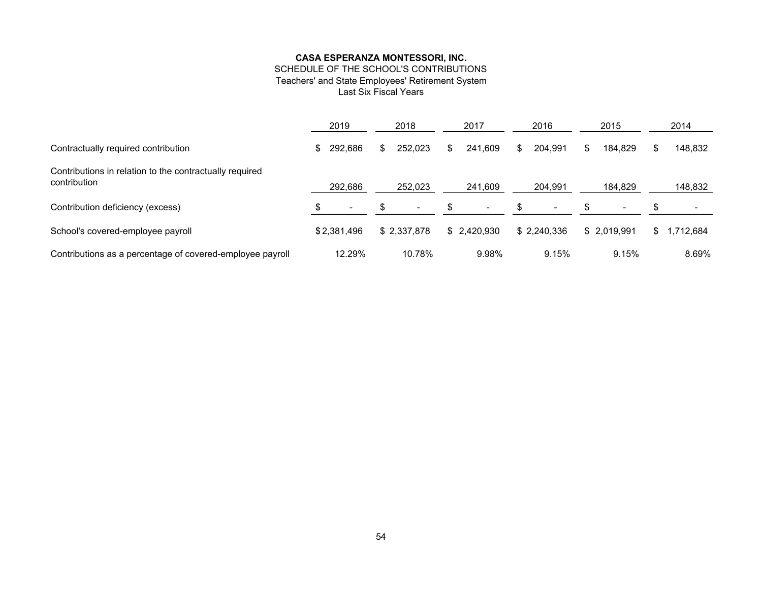**CASA ESPERANZA MONTESSORI, INC.**
SCHEDULE OF THE SCHOOL'S CONTRIBUTIONS
Teachers' and State Employees' Retirement System
Last Six Fiscal Years

| | 2019 | 2018 | 2017 | 2016 | 2015 | 2014 |
|---|---|---|---|---|---|---|
| Contractually required contribution | $ 292,686 | $ 252,023 | $ 241,609 | $ 204,991 | $ 184,829 | $ 148,832 |
| Contributions in relation to the contractually required contribution | 292,686 | 252,023 | 241,609 | 204,991 | 184,829 | 148,832 |
| Contribution deficiency (excess) | $ - | $ - | $ - | $ - | $ - | $ - |
| School's covered-employee payroll | $ 2,381,496 | $ 2,337,878 | $ 2,420,930 | $ 2,240,336 | $ 2,019,991 | $ 1,712,684 |
| Contributions as a percentage of covered-employee payroll | 12.29% | 10.78% | 9.98% | 9.15% | 9.15% | 8.69% |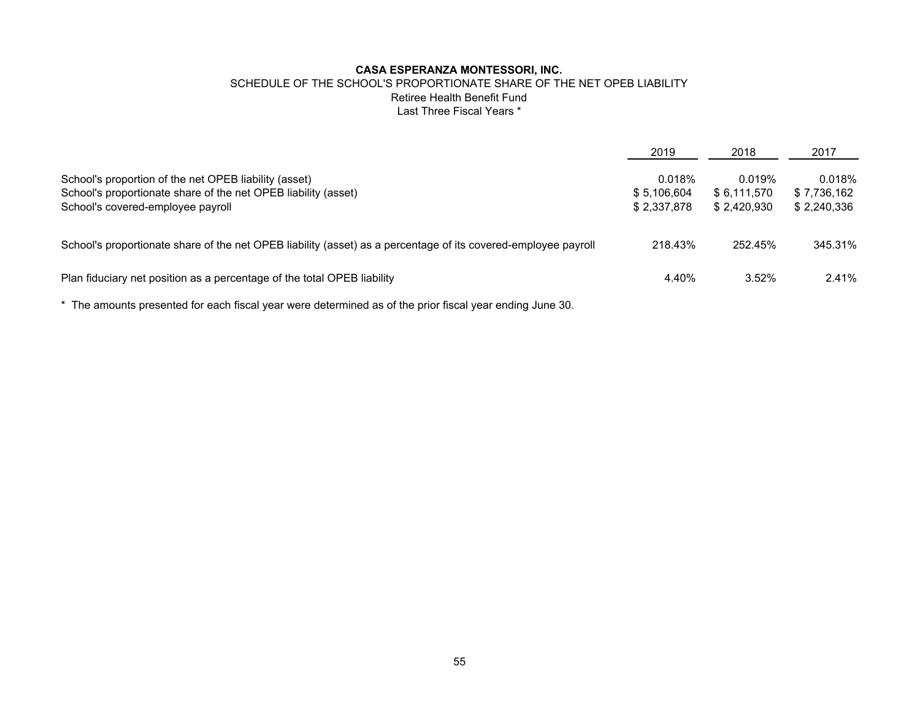**CASA ESPERANZA MONTESSORI, INC.**

SCHEDULE OF THE SCHOOL'S PROPORTIONATE SHARE OF THE NET OPEB LIABILITY

Retiree Health Benefit Fund

Last Three Fiscal Years *

| | 2019 | 2018 | 2017 |
|---|---|---|---|
| School's proportion of the net OPEB liability (asset) | 0.018% | 0.019% | 0.018% |
| School's proportionate share of the net OPEB liability (asset) | $ 5,106,604 | $ 6,111,570 | $ 7,736,162 |
| School's covered-employee payroll | $ 2,337,878 | $ 2,420,930 | $ 2,240,336 |
| School's proportionate share of the net OPEB liability (asset) as a percentage of its covered-employee payroll | 218.43% | 252.45% | 345.31% |
| Plan fiduciary net position as a percentage of the total OPEB liability | 4.40% | 3.52% | 2.41% |

* The amounts presented for each fiscal year were determined as of the prior fiscal year ending June 30.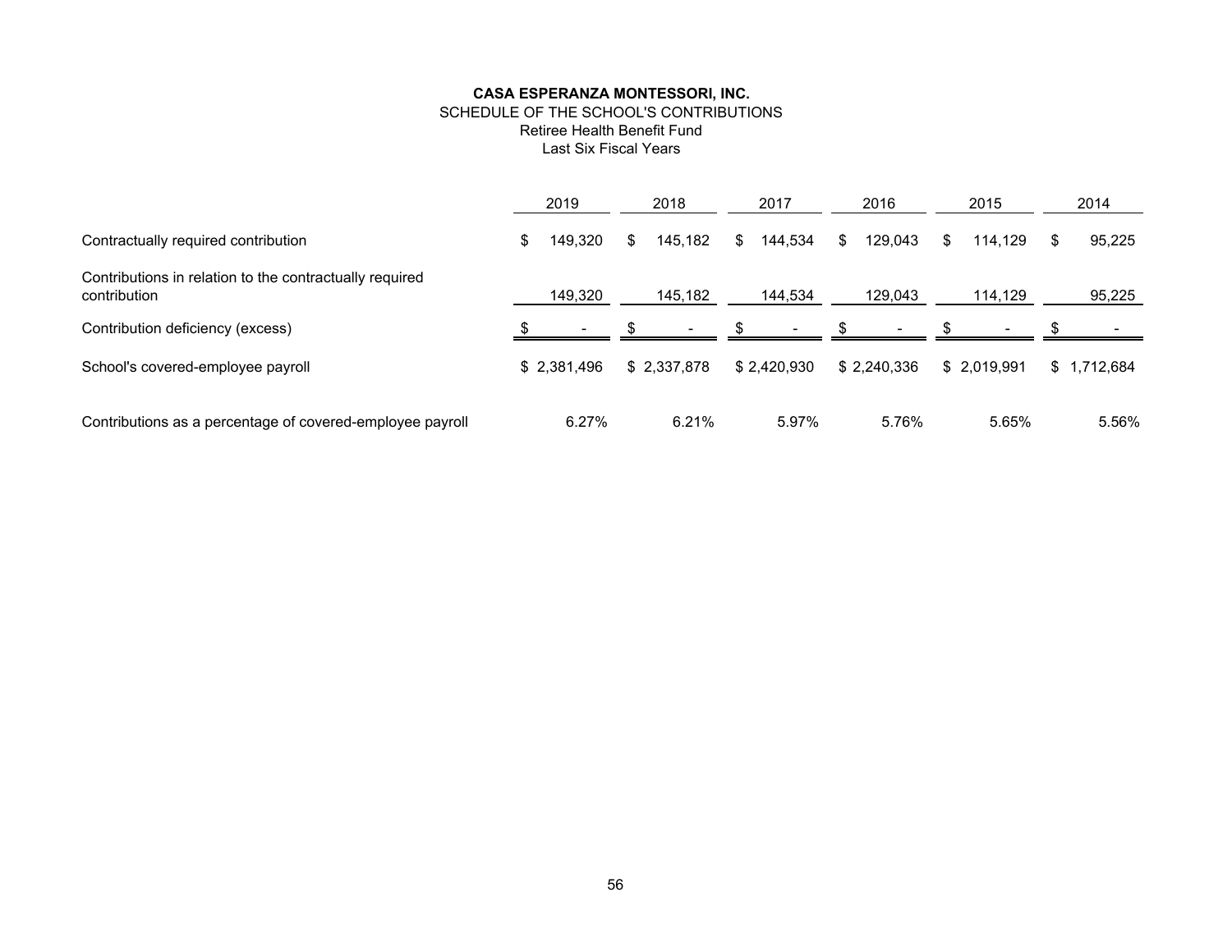# CASA ESPERANZA MONTESSORI, INC.

SCHEDULE OF THE SCHOOL'S CONTRIBUTIONS
Retiree Health Benefit Fund
Last Six Fiscal Years

| | 2019 | 2018 | 2017 | 2016 | 2015 | 2014 |
|---|---|---|---|---|---|---|
| Contractually required contribution | $ 149,320 | $ 145,182 | $ 144,534 | $ 129,043 | $ 114,129 | $ 95,225 |
| Contributions in relation to the contractually required contribution | 149,320 | 145,182 | 144,534 | 129,043 | 114,129 | 95,225 |
| Contribution deficiency (excess) | $ - | $ - | $ - | $ - | $ - | $ - |
| School's covered-employee payroll | $ 2,381,496 | $ 2,337,878 | $ 2,420,930 | $ 2,240,336 | $ 2,019,991 | $ 1,712,684 |
| Contributions as a percentage of covered-employee payroll | 6.27% | 6.21% | 5.97% | 5.76% | 5.65% | 5.56% |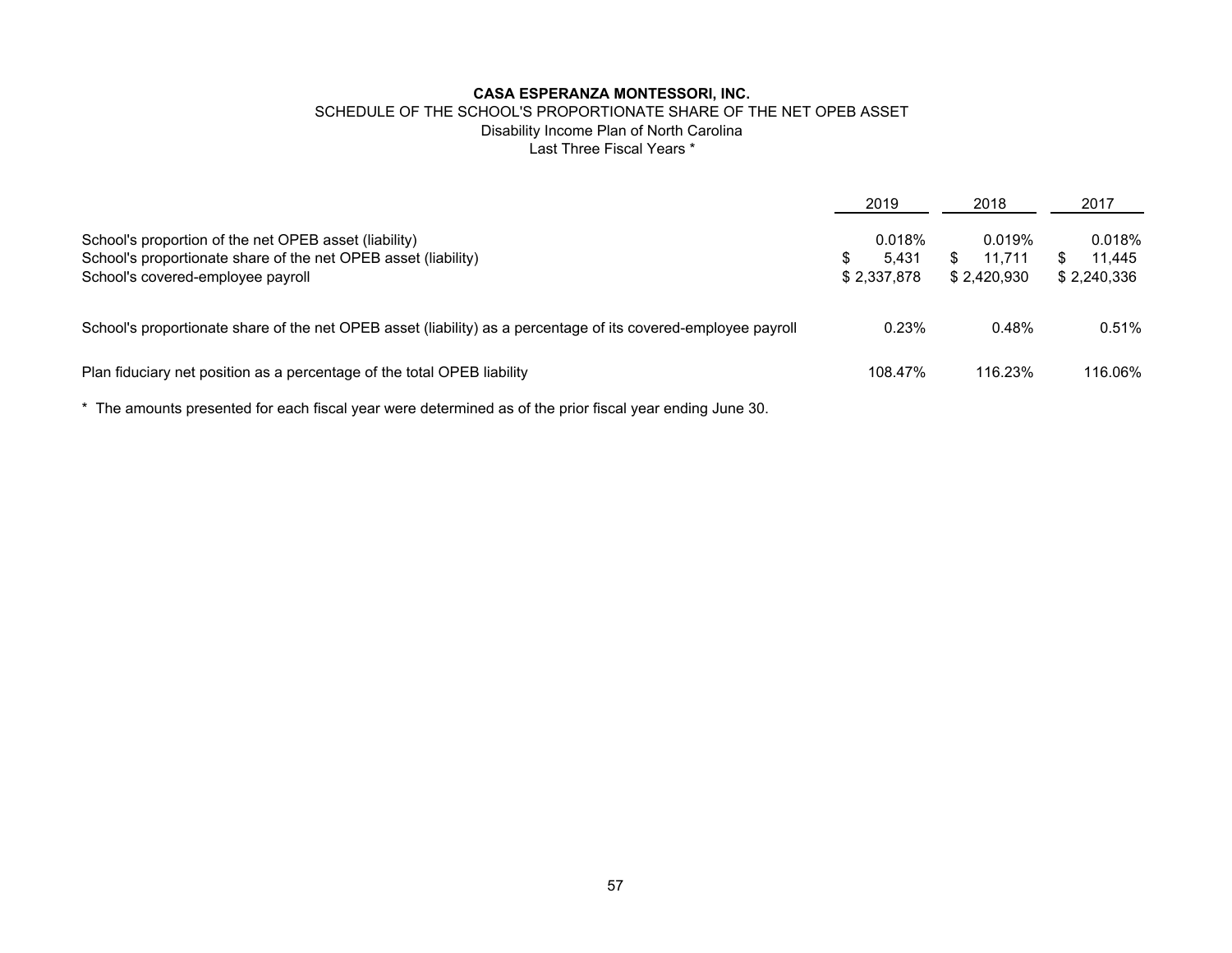**CASA ESPERANZA MONTESSORI, INC.**

SCHEDULE OF THE SCHOOL'S PROPORTIONATE SHARE OF THE NET OPEB ASSET

Disability Income Plan of North Carolina

Last Three Fiscal Years *

| | 2019 | 2018 | 2017 |
|---|---|---|---|
| School's proportion of the net OPEB asset (liability) | 0.018% | 0.019% | 0.018% |
| School's proportionate share of the net OPEB asset (liability) | $ 5,431 | $ 11,711 | $ 11,445 |
| School's covered-employee payroll | $ 2,337,878 | $ 2,420,930 | $ 2,240,336 |
| School's proportionate share of the net OPEB asset (liability) as a percentage of its covered-employee payroll | 0.23% | 0.48% | 0.51% |
| Plan fiduciary net position as a percentage of the total OPEB liability | 108.47% | 116.23% | 116.06% |

* The amounts presented for each fiscal year were determined as of the prior fiscal year ending June 30.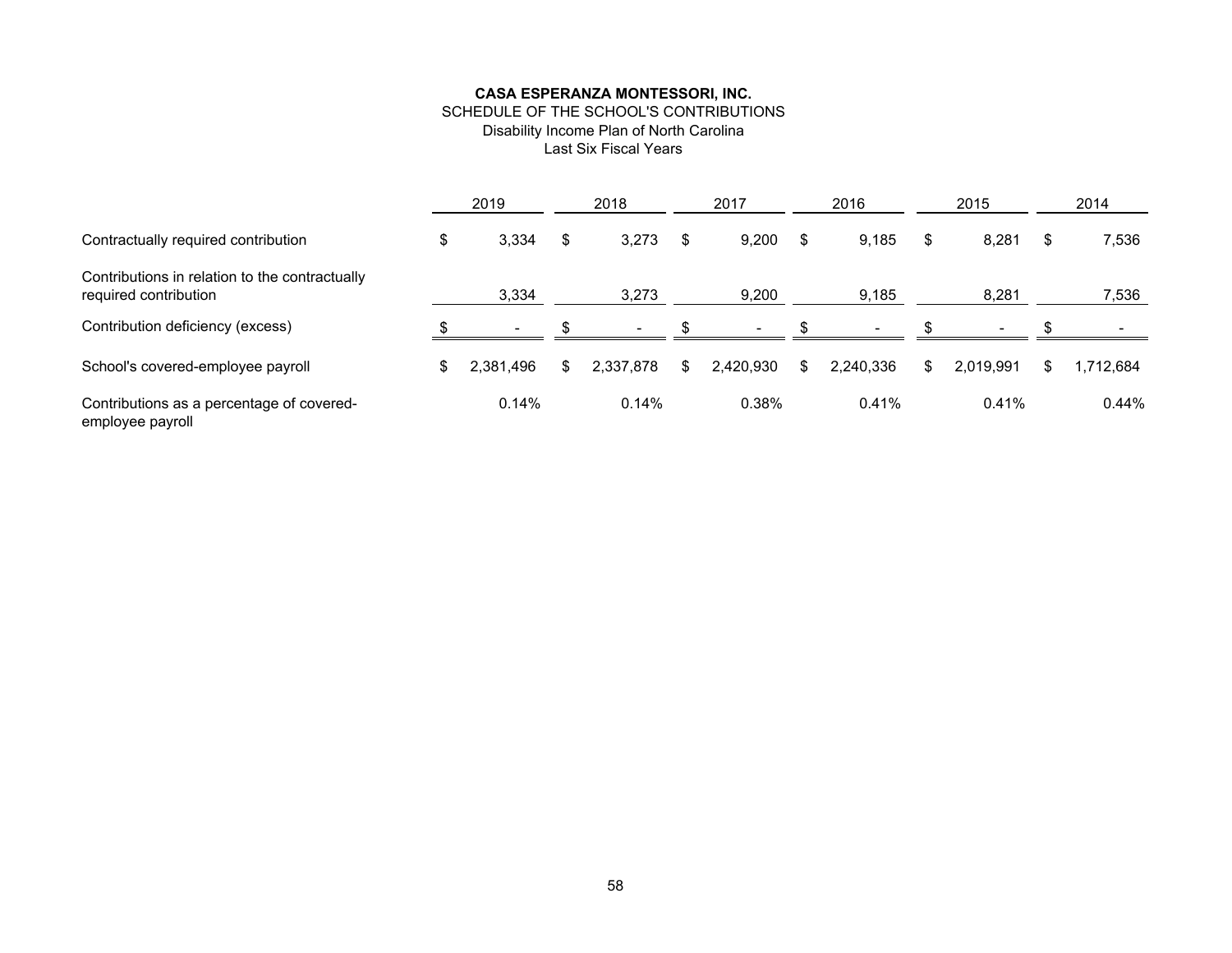**CASA ESPERANZA MONTESSORI, INC.**

SCHEDULE OF THE SCHOOL'S CONTRIBUTIONS

Disability Income Plan of North Carolina

Last Six Fiscal Years

| | 2019 | 2018 | 2017 | 2016 | 2015 | 2014 |
|---|---|---|---|---|---|---|
| Contractually required contribution | $ 3,334 | $ 3,273 | $ 9,200 | $ 9,185 | $ 8,281 | $ 7,536 |
| Contributions in relation to the contractually required contribution | 3,334 | 3,273 | 9,200 | 9,185 | 8,281 | 7,536 |
| Contribution deficiency (excess) | $ - | $ - | $ - | $ - | $ - | $ - |
| School's covered-employee payroll | $ 2,381,496 | $ 2,337,878 | $ 2,420,930 | $ 2,240,336 | $ 2,019,991 | $ 1,712,684 |
| Contributions as a percentage of covered-employee payroll | 0.14% | 0.14% | 0.38% | 0.41% | 0.41% | 0.44% |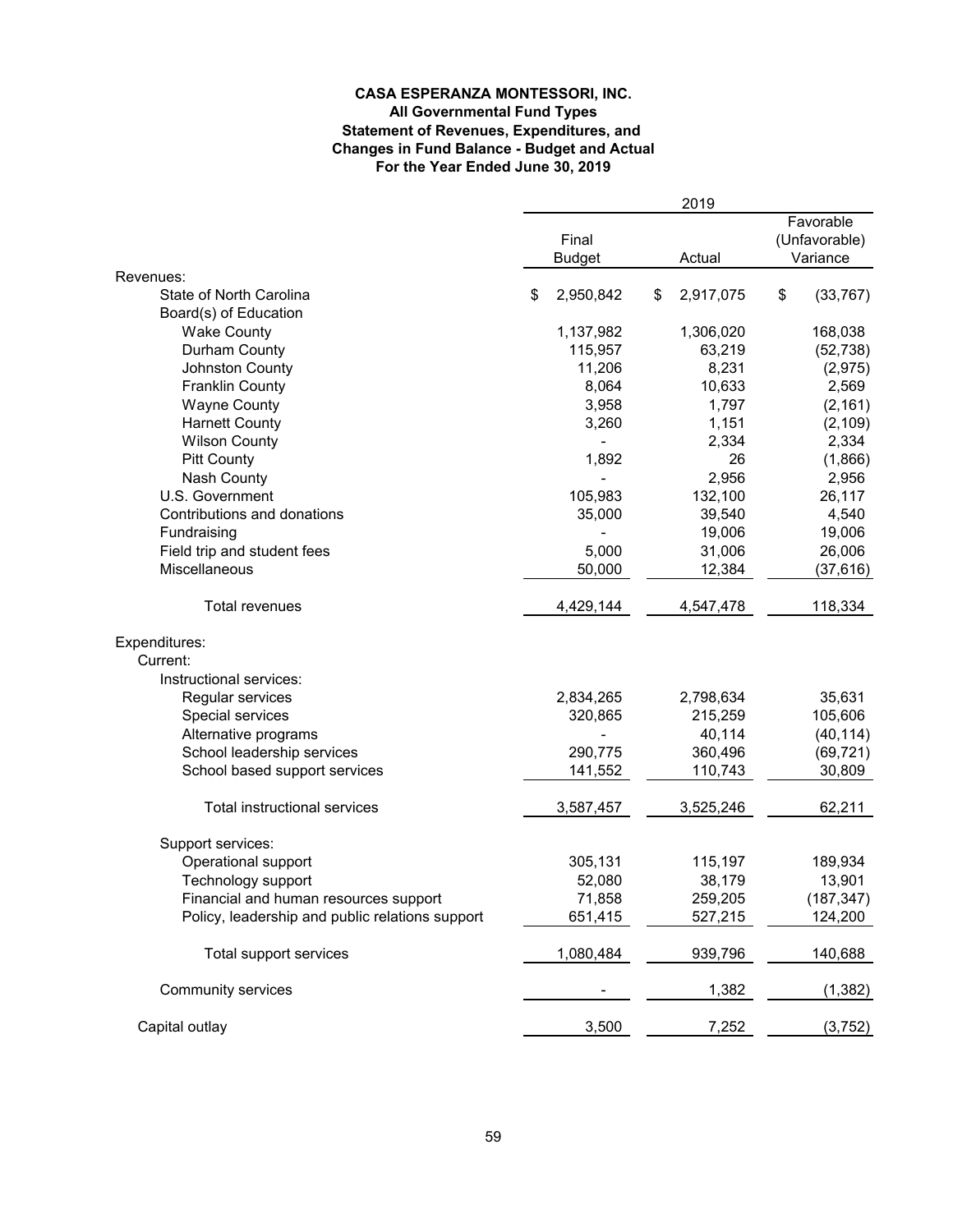**CASA ESPERANZA MONTESSORI, INC.**
**All Governmental Fund Types**
**Statement of Revenues, Expenditures, and**
**Changes in Fund Balance - Budget and Actual**
**For the Year Ended June 30, 2019**

| | 2019 | | |
|---|---|---|---|
| | Final Budget | Actual | Favorable (Unfavorable) Variance |
| Revenues: | | | |
| State of North Carolina | $ 2,950,842 | $ 2,917,075 | $ (33,767) |
| Board(s) of Education | | | |
| Wake County | 1,137,982 | 1,306,020 | 168,038 |
| Durham County | 115,957 | 63,219 | (52,738) |
| Johnston County | 11,206 | 8,231 | (2,975) |
| Franklin County | 8,064 | 10,633 | 2,569 |
| Wayne County | 3,958 | 1,797 | (2,161) |
| Harnett County | 3,260 | 1,151 | (2,109) |
| Wilson County | - | 2,334 | 2,334 |
| Pitt County | 1,892 | 26 | (1,866) |
| Nash County | - | 2,956 | 2,956 |
| U.S. Government | 105,983 | 132,100 | 26,117 |
| Contributions and donations | 35,000 | 39,540 | 4,540 |
| Fundraising | - | 19,006 | 19,006 |
| Field trip and student fees | 5,000 | 31,006 | 26,006 |
| Miscellaneous | 50,000 | 12,384 | (37,616) |
| Total revenues | 4,429,144 | 4,547,478 | 118,334 |
| Expenditures: | | | |
| Current: | | | |
| Instructional services: | | | |
| Regular services | 2,834,265 | 2,798,634 | 35,631 |
| Special services | 320,865 | 215,259 | 105,606 |
| Alternative programs | - | 40,114 | (40,114) |
| School leadership services | 290,775 | 360,496 | (69,721) |
| School based support services | 141,552 | 110,743 | 30,809 |
| Total instructional services | 3,587,457 | 3,525,246 | 62,211 |
| Support services: | | | |
| Operational support | 305,131 | 115,197 | 189,934 |
| Technology support | 52,080 | 38,179 | 13,901 |
| Financial and human resources support | 71,858 | 259,205 | (187,347) |
| Policy, leadership and public relations support | 651,415 | 527,215 | 124,200 |
| Total support services | 1,080,484 | 939,796 | 140,688 |
| Community services | - | 1,382 | (1,382) |
| Capital outlay | 3,500 | 7,252 | (3,752) |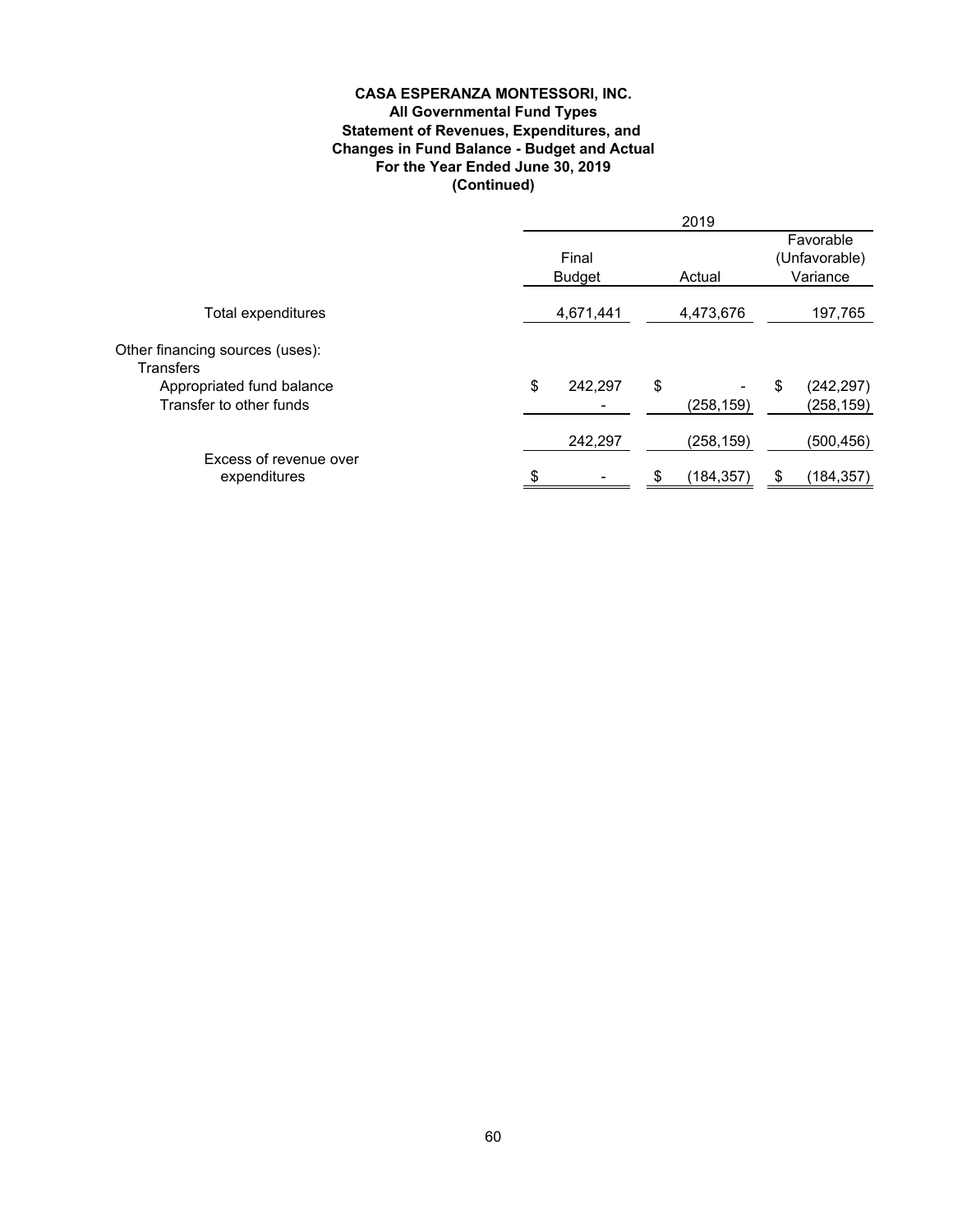**CASA ESPERANZA MONTESSORI, INC.**
**All Governmental Fund Types**
**Statement of Revenues, Expenditures, and**
**Changes in Fund Balance - Budget and Actual**
**For the Year Ended June 30, 2019**
**(Continued)**

| | 2019 | | |
|---|---|---|---|
| | Final Budget | Actual | Favorable (Unfavorable) Variance |
| Total expenditures | 4,671,441 | 4,473,676 | 197,765 |
| Other financing sources (uses): | | | |
| Transfers | | | |
| Appropriated fund balance | $ 242,297 | $ - | $ (242,297) |
| Transfer to other funds | - | (258,159) | (258,159) |
| | 242,297 | (258,159) | (500,456) |
| Excess of revenue over expenditures | $ - | $ (184,357) | $ (184,357) |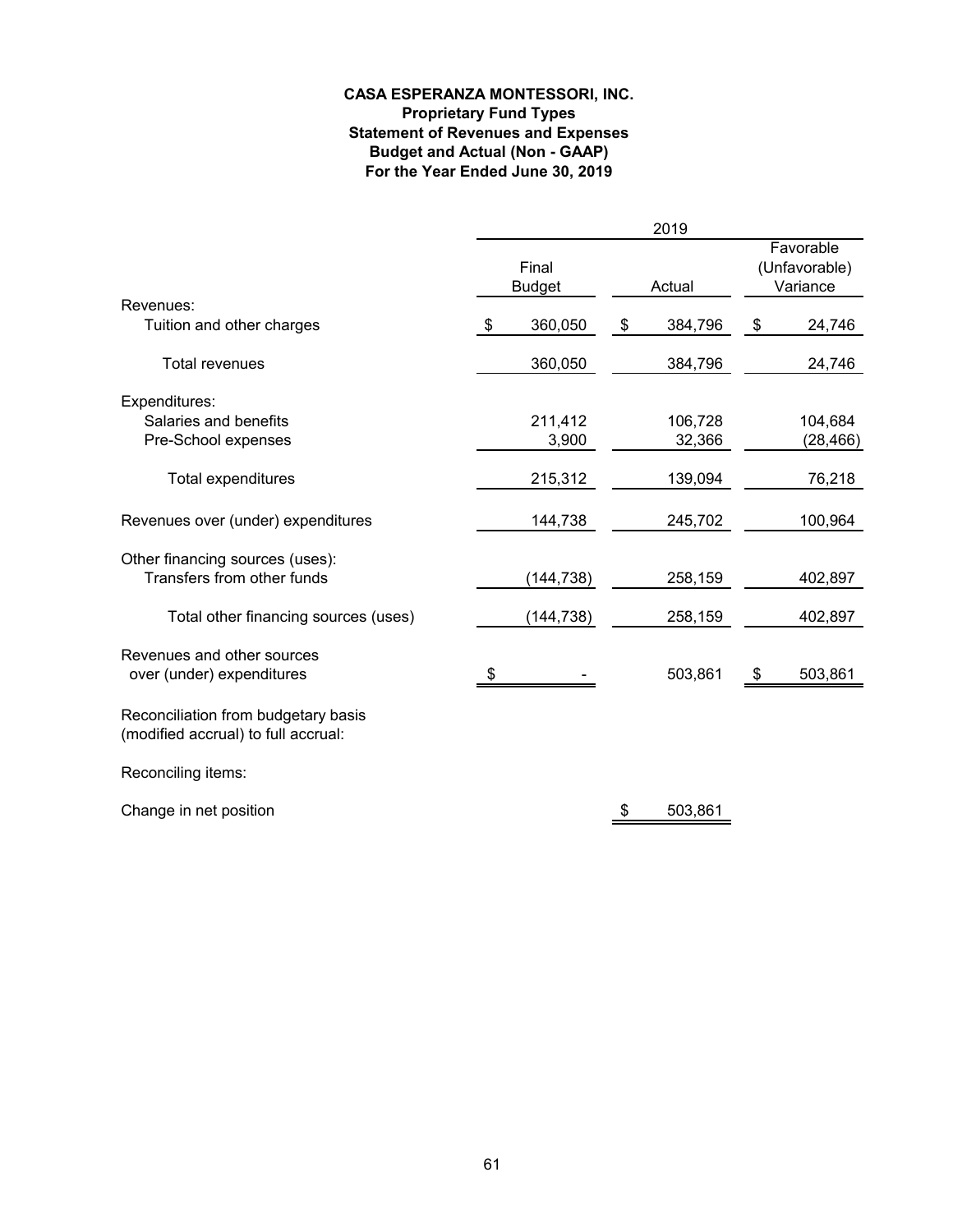**CASA ESPERANZA MONTESSORI, INC.**
**Proprietary Fund Types**
**Statement of Revenues and Expenses**
**Budget and Actual (Non - GAAP)**
**For the Year Ended June 30, 2019**

| | 2019 | | |
|---|---|---|---|
| | Final Budget | Actual | Favorable (Unfavorable) Variance |
| Revenues: | | | |
| Tuition and other charges | $ 360,050 | $ 384,796 | $ 24,746 |
| Total revenues | 360,050 | 384,796 | 24,746 |
| Expenditures: | | | |
| Salaries and benefits | 211,412 | 106,728 | 104,684 |
| Pre-School expenses | 3,900 | 32,366 | (28,466) |
| Total expenditures | 215,312 | 139,094 | 76,218 |
| Revenues over (under) expenditures | 144,738 | 245,702 | 100,964 |
| Other financing sources (uses): | | | |
| Transfers from other funds | (144,738) | 258,159 | 402,897 |
| Total other financing sources (uses) | (144,738) | 258,159 | 402,897 |
| Revenues and other sources over (under) expenditures | $ - | 503,861 | $ 503,861 |
| Reconciliation from budgetary basis (modified accrual) to full accrual: | | | |
| Reconciling items: | | | |
| Change in net position | | $ 503,861 | |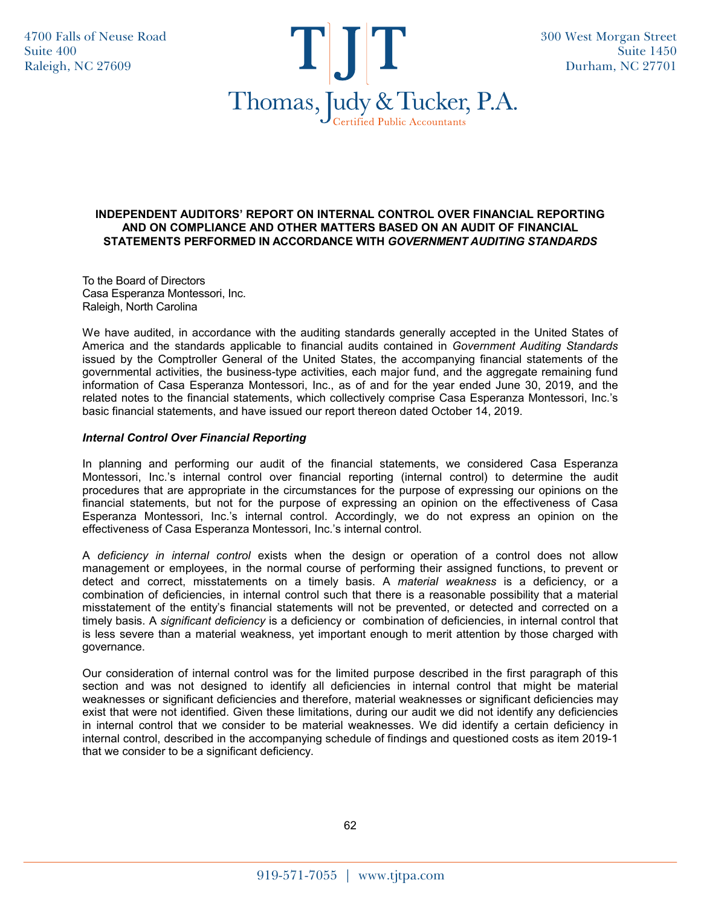4700 Falls of Neuse Road
Suite 400
Raleigh, NC 27609

# TJT
Thomas, Judy & Tucker, P.A.
Certified Public Accountants

300 West Morgan Street
Suite 1450
Durham, NC 27701

**INDEPENDENT AUDITORS' REPORT ON INTERNAL CONTROL OVER FINANCIAL REPORTING AND ON COMPLIANCE AND OTHER MATTERS BASED ON AN AUDIT OF FINANCIAL STATEMENTS PERFORMED IN ACCORDANCE WITH *GOVERNMENT AUDITING STANDARDS***

To the Board of Directors
Casa Esperanza Montessori, Inc.
Raleigh, North Carolina

We have audited, in accordance with the auditing standards generally accepted in the United States of America and the standards applicable to financial audits contained in *Government Auditing Standards* issued by the Comptroller General of the United States, the accompanying financial statements of the governmental activities, the business-type activities, each major fund, and the aggregate remaining fund information of Casa Esperanza Montessori, Inc., as of and for the year ended June 30, 2019, and the related notes to the financial statements, which collectively comprise Casa Esperanza Montessori, Inc.'s basic financial statements, and have issued our report thereon dated October 14, 2019.

***Internal Control Over Financial Reporting***

In planning and performing our audit of the financial statements, we considered Casa Esperanza Montessori, Inc.'s internal control over financial reporting (internal control) to determine the audit procedures that are appropriate in the circumstances for the purpose of expressing our opinions on the financial statements, but not for the purpose of expressing an opinion on the effectiveness of Casa Esperanza Montessori, Inc.'s internal control. Accordingly, we do not express an opinion on the effectiveness of Casa Esperanza Montessori, Inc.'s internal control.

A *deficiency in internal control* exists when the design or operation of a control does not allow management or employees, in the normal course of performing their assigned functions, to prevent or detect and correct, misstatements on a timely basis. A *material weakness* is a deficiency, or a combination of deficiencies, in internal control such that there is a reasonable possibility that a material misstatement of the entity's financial statements will not be prevented, or detected and corrected on a timely basis. A *significant deficiency* is a deficiency or combination of deficiencies, in internal control that is less severe than a material weakness, yet important enough to merit attention by those charged with governance.

Our consideration of internal control was for the limited purpose described in the first paragraph of this section and was not designed to identify all deficiencies in internal control that might be material weaknesses or significant deficiencies and therefore, material weaknesses or significant deficiencies may exist that were not identified. Given these limitations, during our audit we did not identify any deficiencies in internal control that we consider to be material weaknesses. We did identify a certain deficiency in internal control, described in the accompanying schedule of findings and questioned costs as item 2019-1 that we consider to be a significant deficiency.

919-571-7055 | www.tjtpa.com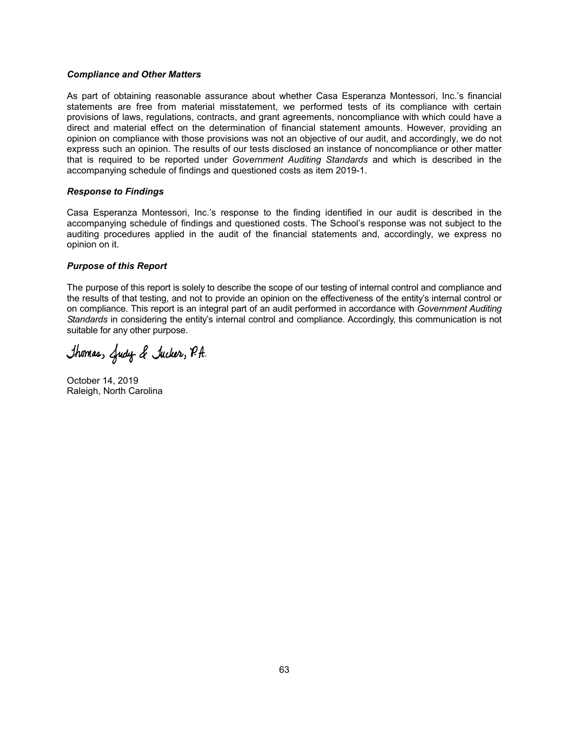***Compliance and Other Matters***

As part of obtaining reasonable assurance about whether Casa Esperanza Montessori, Inc.'s financial statements are free from material misstatement, we performed tests of its compliance with certain provisions of laws, regulations, contracts, and grant agreements, noncompliance with which could have a direct and material effect on the determination of financial statement amounts. However, providing an opinion on compliance with those provisions was not an objective of our audit, and accordingly, we do not express such an opinion. The results of our tests disclosed an instance of noncompliance or other matter that is required to be reported under *Government Auditing Standards* and which is described in the accompanying schedule of findings and questioned costs as item 2019-1.

***Response to Findings***

Casa Esperanza Montessori, Inc.'s response to the finding identified in our audit is described in the accompanying schedule of findings and questioned costs. The School's response was not subject to the auditing procedures applied in the audit of the financial statements and, accordingly, we express no opinion on it.

***Purpose of this Report***

The purpose of this report is solely to describe the scope of our testing of internal control and compliance and the results of that testing, and not to provide an opinion on the effectiveness of the entity's internal control or on compliance. This report is an integral part of an audit performed in accordance with *Government Auditing Standards* in considering the entity's internal control and compliance. Accordingly, this communication is not suitable for any other purpose.

Thomas, Judy & Tucker, P.A.

October 14, 2019
Raleigh, North Carolina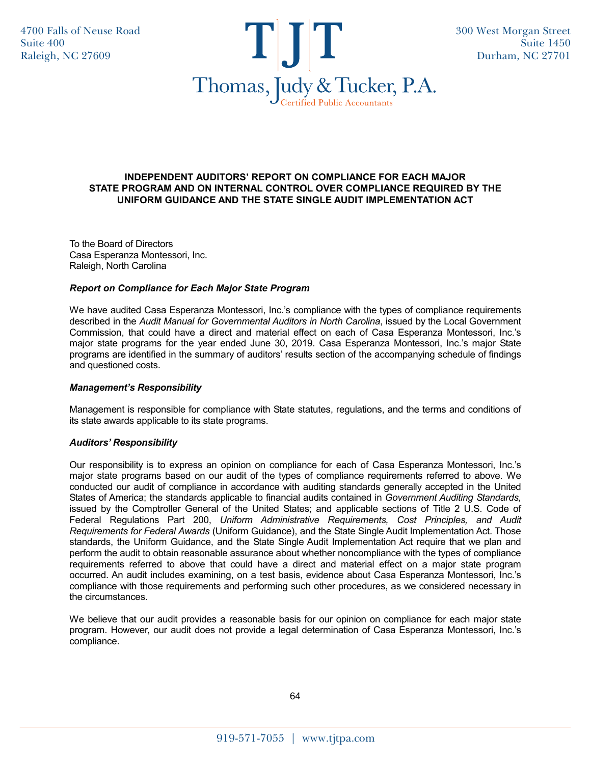4700 Falls of Neuse Road
Suite 400
Raleigh, NC 27609

TJT
Thomas, Judy & Tucker, P.A.
Certified Public Accountants

300 West Morgan Street
Suite 1450
Durham, NC 27701

## INDEPENDENT AUDITORS' REPORT ON COMPLIANCE FOR EACH MAJOR STATE PROGRAM AND ON INTERNAL CONTROL OVER COMPLIANCE REQUIRED BY THE UNIFORM GUIDANCE AND THE STATE SINGLE AUDIT IMPLEMENTATION ACT

To the Board of Directors
Casa Esperanza Montessori, Inc.
Raleigh, North Carolina

### *Report on Compliance for Each Major State Program*

We have audited Casa Esperanza Montessori, Inc.'s compliance with the types of compliance requirements described in the *Audit Manual for Governmental Auditors in North Carolina*, issued by the Local Government Commission, that could have a direct and material effect on each of Casa Esperanza Montessori, Inc.'s major state programs for the year ended June 30, 2019. Casa Esperanza Montessori, Inc.'s major State programs are identified in the summary of auditors' results section of the accompanying schedule of findings and questioned costs.

### *Management's Responsibility*

Management is responsible for compliance with State statutes, regulations, and the terms and conditions of its state awards applicable to its state programs.

### *Auditors' Responsibility*

Our responsibility is to express an opinion on compliance for each of Casa Esperanza Montessori, Inc.'s major state programs based on our audit of the types of compliance requirements referred to above. We conducted our audit of compliance in accordance with auditing standards generally accepted in the United States of America; the standards applicable to financial audits contained in *Government Auditing Standards,* issued by the Comptroller General of the United States; and applicable sections of Title 2 U.S. Code of Federal Regulations Part 200, *Uniform Administrative Requirements, Cost Principles, and Audit Requirements for Federal Awards* (Uniform Guidance), and the State Single Audit Implementation Act. Those standards, the Uniform Guidance, and the State Single Audit Implementation Act require that we plan and perform the audit to obtain reasonable assurance about whether noncompliance with the types of compliance requirements referred to above that could have a direct and material effect on a major state program occurred. An audit includes examining, on a test basis, evidence about Casa Esperanza Montessori, Inc.'s compliance with those requirements and performing such other procedures, as we considered necessary in the circumstances.

We believe that our audit provides a reasonable basis for our opinion on compliance for each major state program. However, our audit does not provide a legal determination of Casa Esperanza Montessori, Inc.'s compliance.

919-571-7055 | www.tjtpa.com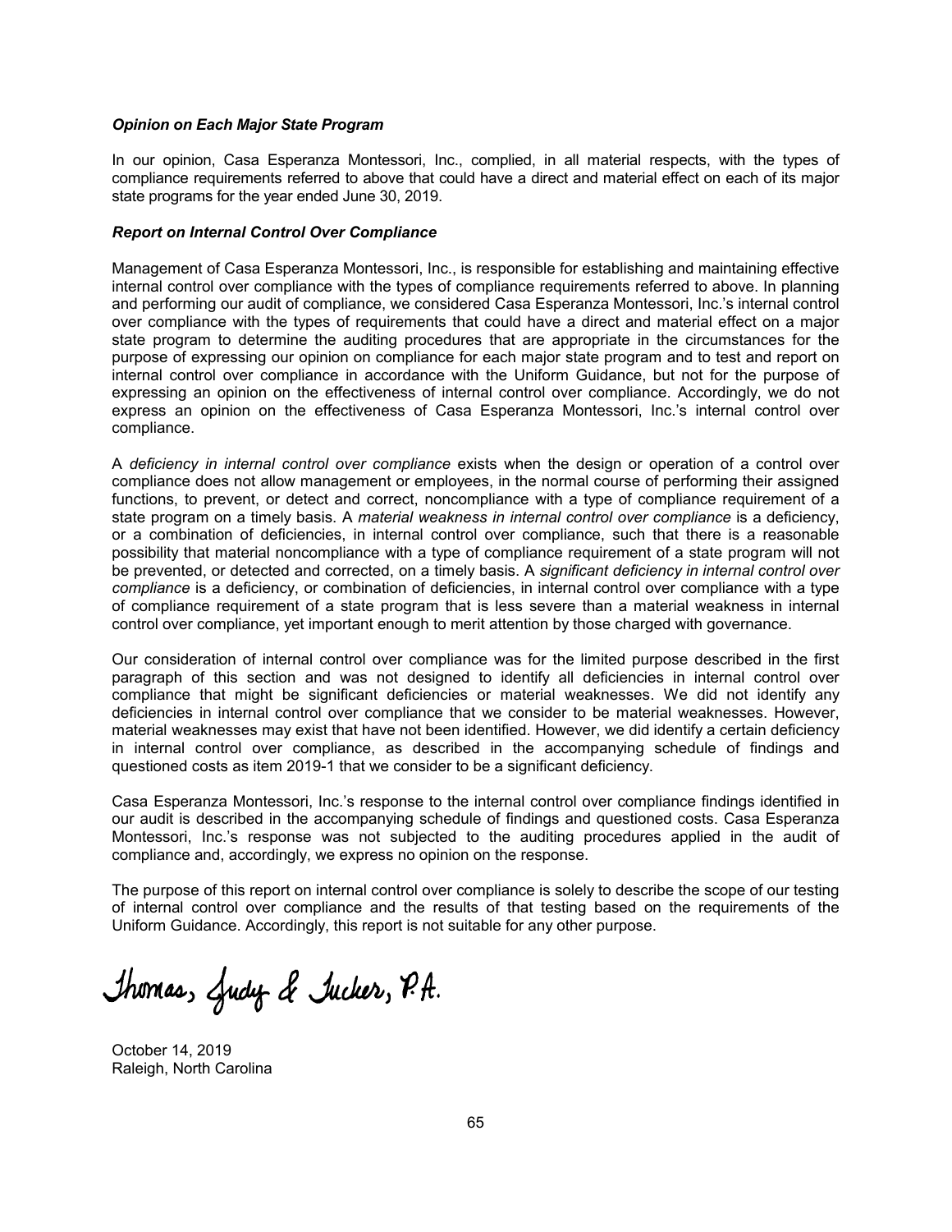***Opinion on Each Major State Program***

In our opinion, Casa Esperanza Montessori, Inc., complied, in all material respects, with the types of compliance requirements referred to above that could have a direct and material effect on each of its major state programs for the year ended June 30, 2019.

***Report on Internal Control Over Compliance***

Management of Casa Esperanza Montessori, Inc., is responsible for establishing and maintaining effective internal control over compliance with the types of compliance requirements referred to above. In planning and performing our audit of compliance, we considered Casa Esperanza Montessori, Inc.'s internal control over compliance with the types of requirements that could have a direct and material effect on a major state program to determine the auditing procedures that are appropriate in the circumstances for the purpose of expressing our opinion on compliance for each major state program and to test and report on internal control over compliance in accordance with the Uniform Guidance, but not for the purpose of expressing an opinion on the effectiveness of internal control over compliance. Accordingly, we do not express an opinion on the effectiveness of Casa Esperanza Montessori, Inc.'s internal control over compliance.

A *deficiency in internal control over compliance* exists when the design or operation of a control over compliance does not allow management or employees, in the normal course of performing their assigned functions, to prevent, or detect and correct, noncompliance with a type of compliance requirement of a state program on a timely basis. A *material weakness in internal control over compliance* is a deficiency, or a combination of deficiencies, in internal control over compliance, such that there is a reasonable possibility that material noncompliance with a type of compliance requirement of a state program will not be prevented, or detected and corrected, on a timely basis. A *significant deficiency in internal control over compliance* is a deficiency, or combination of deficiencies, in internal control over compliance with a type of compliance requirement of a state program that is less severe than a material weakness in internal control over compliance, yet important enough to merit attention by those charged with governance.

Our consideration of internal control over compliance was for the limited purpose described in the first paragraph of this section and was not designed to identify all deficiencies in internal control over compliance that might be significant deficiencies or material weaknesses. We did not identify any deficiencies in internal control over compliance that we consider to be material weaknesses. However, material weaknesses may exist that have not been identified. However, we did identify a certain deficiency in internal control over compliance, as described in the accompanying schedule of findings and questioned costs as item 2019-1 that we consider to be a significant deficiency.

Casa Esperanza Montessori, Inc.'s response to the internal control over compliance findings identified in our audit is described in the accompanying schedule of findings and questioned costs. Casa Esperanza Montessori, Inc.'s response was not subjected to the auditing procedures applied in the audit of compliance and, accordingly, we express no opinion on the response.

The purpose of this report on internal control over compliance is solely to describe the scope of our testing of internal control over compliance and the results of that testing based on the requirements of the Uniform Guidance. Accordingly, this report is not suitable for any other purpose.

Thomas, Judy & Tucker, P.A.

October 14, 2019
Raleigh, North Carolina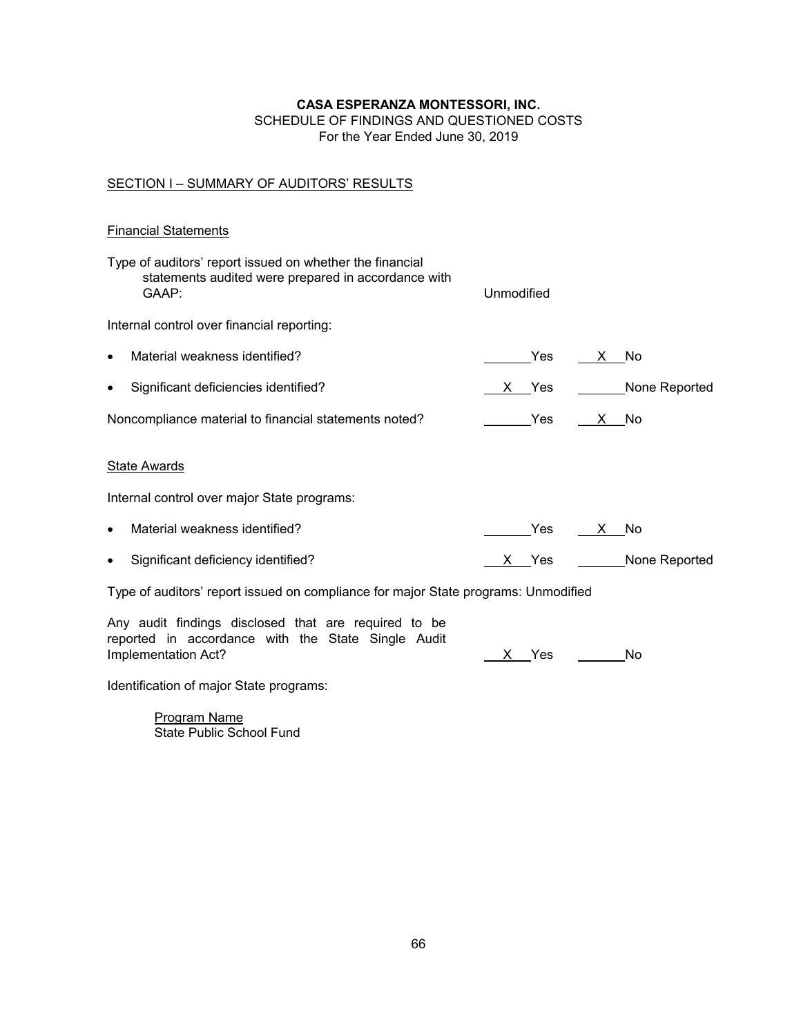**CASA ESPERANZA MONTESSORI, INC.**
SCHEDULE OF FINDINGS AND QUESTIONED COSTS
For the Year Ended June 30, 2019

SECTION I – SUMMARY OF AUDITORS' RESULTS

Financial Statements

| | | |
|---|---|---|
| Type of auditors' report issued on whether the financial statements audited were prepared in accordance with GAAP: | Unmodified | |
| Internal control over financial reporting: | | |
| • Material weakness identified? | ___ Yes | X No |
| • Significant deficiencies identified? | X Yes | ___ None Reported |
| Noncompliance material to financial statements noted? | ___ Yes | X No |

State Awards

| | | |
|---|---|---|
| Internal control over major State programs: | | |
| • Material weakness identified? | ___ Yes | X No |
| • Significant deficiency identified? | X Yes | ___ None Reported |

Type of auditors' report issued on compliance for major State programs: Unmodified

| | | |
|---|---|---|
| Any audit findings disclosed that are required to be reported in accordance with the State Single Audit Implementation Act? | X Yes | ___ No |

Identification of major State programs:

Program Name
State Public School Fund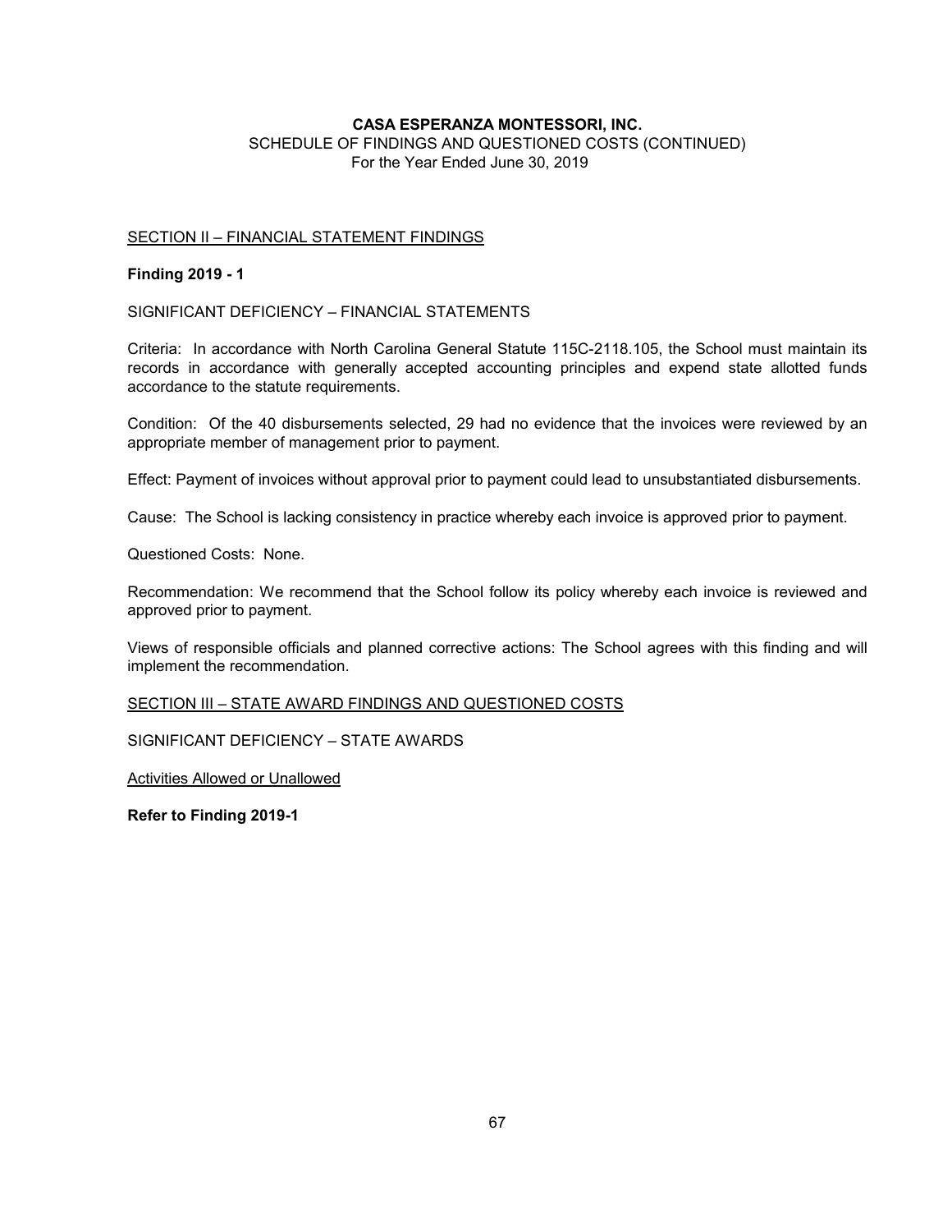**CASA ESPERANZA MONTESSORI, INC.**
SCHEDULE OF FINDINGS AND QUESTIONED COSTS (CONTINUED)
For the Year Ended June 30, 2019

SECTION II – FINANCIAL STATEMENT FINDINGS

**Finding 2019 - 1**

SIGNIFICANT DEFICIENCY – FINANCIAL STATEMENTS

Criteria: In accordance with North Carolina General Statute 115C-2118.105, the School must maintain its records in accordance with generally accepted accounting principles and expend state allotted funds accordance to the statute requirements.

Condition: Of the 40 disbursements selected, 29 had no evidence that the invoices were reviewed by an appropriate member of management prior to payment.

Effect: Payment of invoices without approval prior to payment could lead to unsubstantiated disbursements.

Cause: The School is lacking consistency in practice whereby each invoice is approved prior to payment.

Questioned Costs: None.

Recommendation: We recommend that the School follow its policy whereby each invoice is reviewed and approved prior to payment.

Views of responsible officials and planned corrective actions: The School agrees with this finding and will implement the recommendation.

SECTION III – STATE AWARD FINDINGS AND QUESTIONED COSTS

SIGNIFICANT DEFICIENCY – STATE AWARDS

Activities Allowed or Unallowed

**Refer to Finding 2019-1**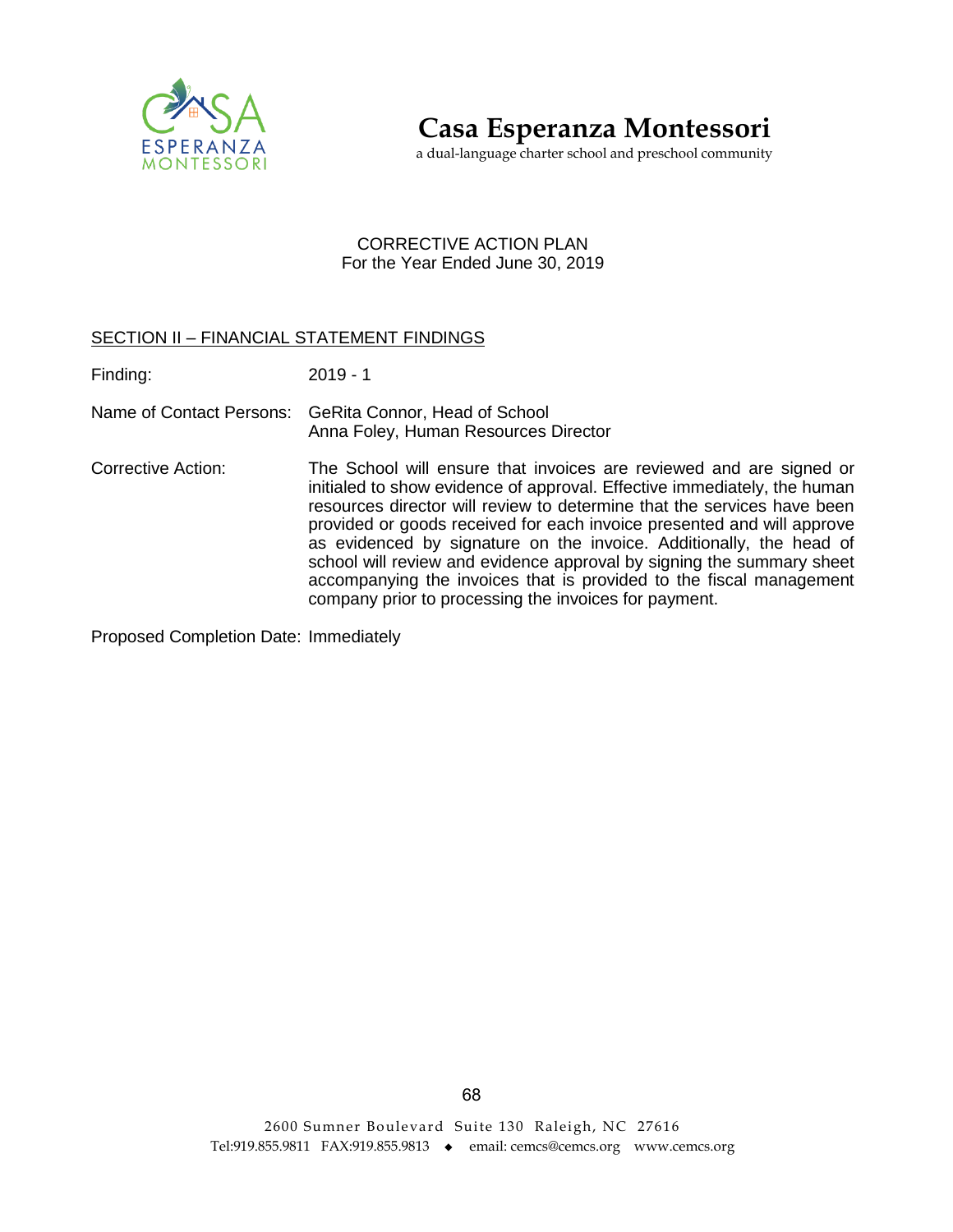# Casa Esperanza Montessori

a dual-language charter school and preschool community

CORRECTIVE ACTION PLAN
For the Year Ended June 30, 2019

## SECTION II – FINANCIAL STATEMENT FINDINGS

Finding: 2019 - 1

Name of Contact Persons: GeRita Connor, Head of School
Anna Foley, Human Resources Director

Corrective Action: The School will ensure that invoices are reviewed and are signed or initialed to show evidence of approval. Effective immediately, the human resources director will review to determine that the services have been provided or goods received for each invoice presented and will approve as evidenced by signature on the invoice. Additionally, the head of school will review and evidence approval by signing the summary sheet accompanying the invoices that is provided to the fiscal management company prior to processing the invoices for payment.

Proposed Completion Date: Immediately

2600 Sumner Boulevard Suite 130 Raleigh, NC 27616
Tel:919.855.9811 FAX:919.855.9813 ◆ email: cemcs@cemcs.org www.cemcs.org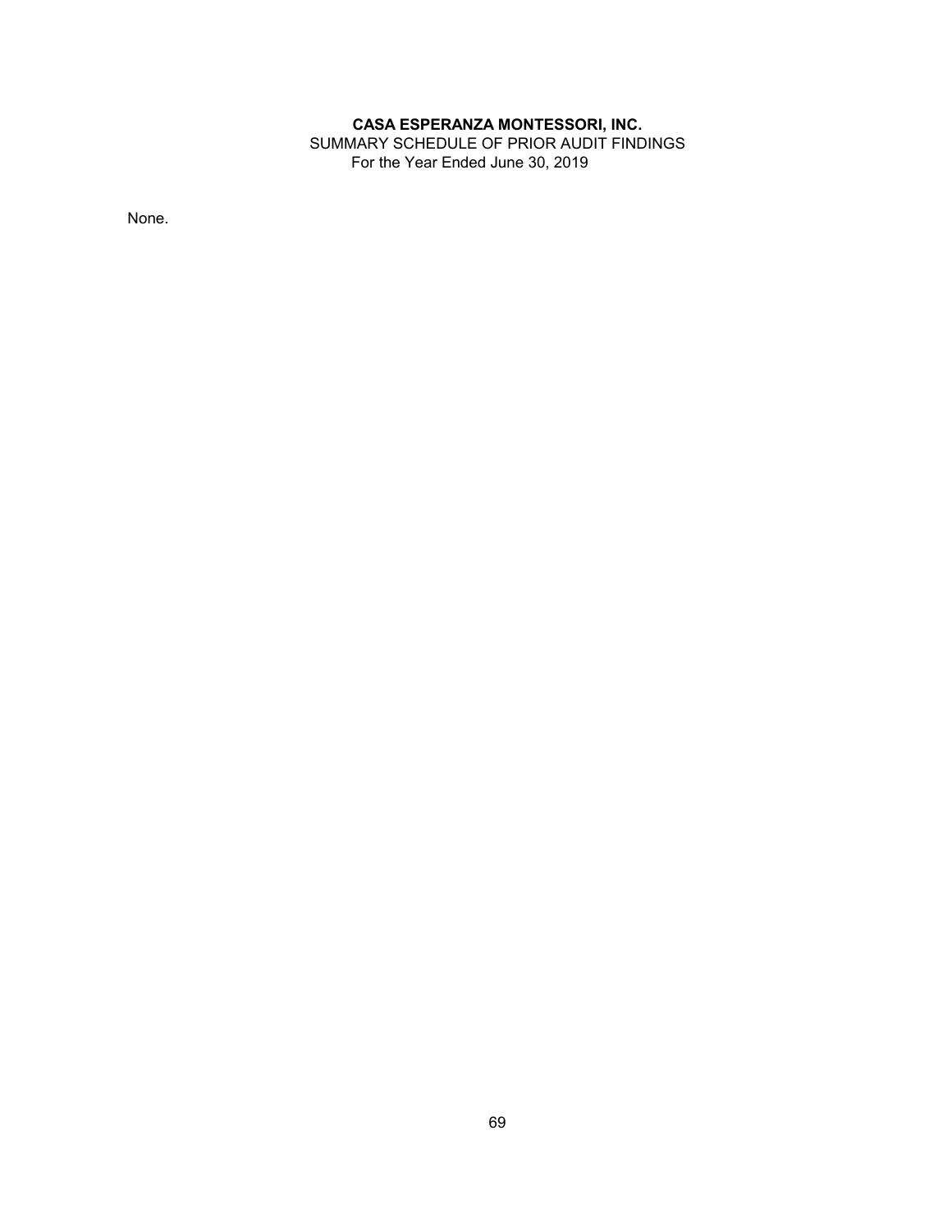**CASA ESPERANZA MONTESSORI, INC.**
SUMMARY SCHEDULE OF PRIOR AUDIT FINDINGS
For the Year Ended June 30, 2019

None.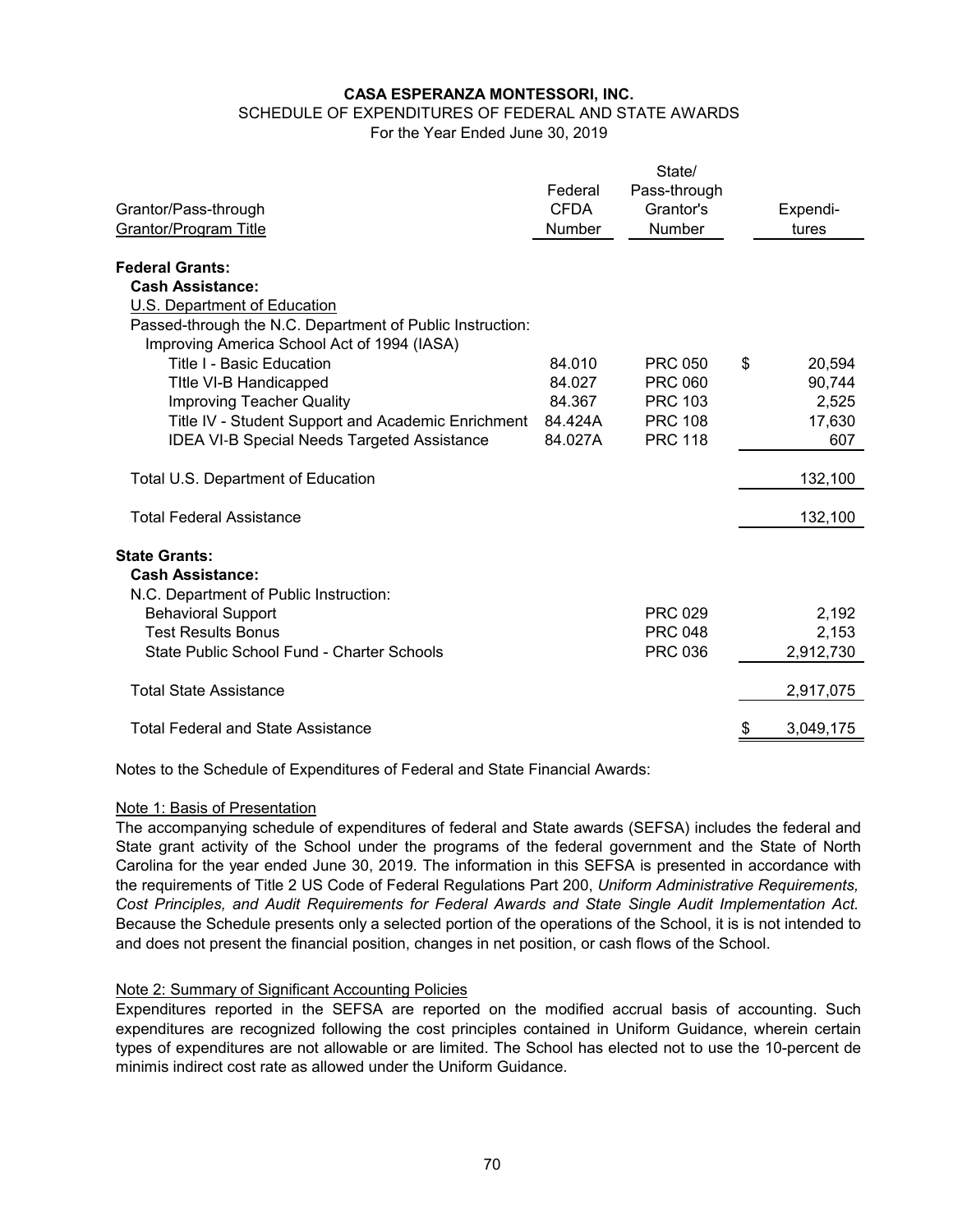**CASA ESPERANZA MONTESSORI, INC.**
SCHEDULE OF EXPENDITURES OF FEDERAL AND STATE AWARDS
For the Year Ended June 30, 2019

| Grantor/Pass-through Grantor/Program Title | Federal CFDA Number | State/ Pass-through Grantor's Number | Expenditures |
|---|---|---|---|
| **Federal Grants:** | | | |
| **Cash Assistance:** | | | |
| U.S. Department of Education | | | |
| Passed-through the N.C. Department of Public Instruction: | | | |
| Improving America School Act of 1994 (IASA) | | | |
| Title I - Basic Education | 84.010 | PRC 050 | $ 20,594 |
| TItle VI-B Handicapped | 84.027 | PRC 060 | 90,744 |
| Improving Teacher Quality | 84.367 | PRC 103 | 2,525 |
| Title IV - Student Support and Academic Enrichment | 84.424A | PRC 108 | 17,630 |
| IDEA VI-B Special Needs Targeted Assistance | 84.027A | PRC 118 | 607 |
| Total U.S. Department of Education | | | 132,100 |
| Total Federal Assistance | | | 132,100 |
| **State Grants:** | | | |
| **Cash Assistance:** | | | |
| N.C. Department of Public Instruction: | | | |
| Behavioral Support | | PRC 029 | 2,192 |
| Test Results Bonus | | PRC 048 | 2,153 |
| State Public School Fund - Charter Schools | | PRC 036 | 2,912,730 |
| Total State Assistance | | | 2,917,075 |
| Total Federal and State Assistance | | | $ 3,049,175 |

Notes to the Schedule of Expenditures of Federal and State Financial Awards:

Note 1: Basis of Presentation

The accompanying schedule of expenditures of federal and State awards (SEFSA) includes the federal and State grant activity of the School under the programs of the federal government and the State of North Carolina for the year ended June 30, 2019. The information in this SEFSA is presented in accordance with the requirements of Title 2 US Code of Federal Regulations Part 200, *Uniform Administrative Requirements, Cost Principles, and Audit Requirements for Federal Awards and State Single Audit Implementation Act.* Because the Schedule presents only a selected portion of the operations of the School, it is is not intended to and does not present the financial position, changes in net position, or cash flows of the School.

Note 2: Summary of Significant Accounting Policies

Expenditures reported in the SEFSA are reported on the modified accrual basis of accounting. Such expenditures are recognized following the cost principles contained in Uniform Guidance, wherein certain types of expenditures are not allowable or are limited. The School has elected not to use the 10-percent de minimis indirect cost rate as allowed under the Uniform Guidance.